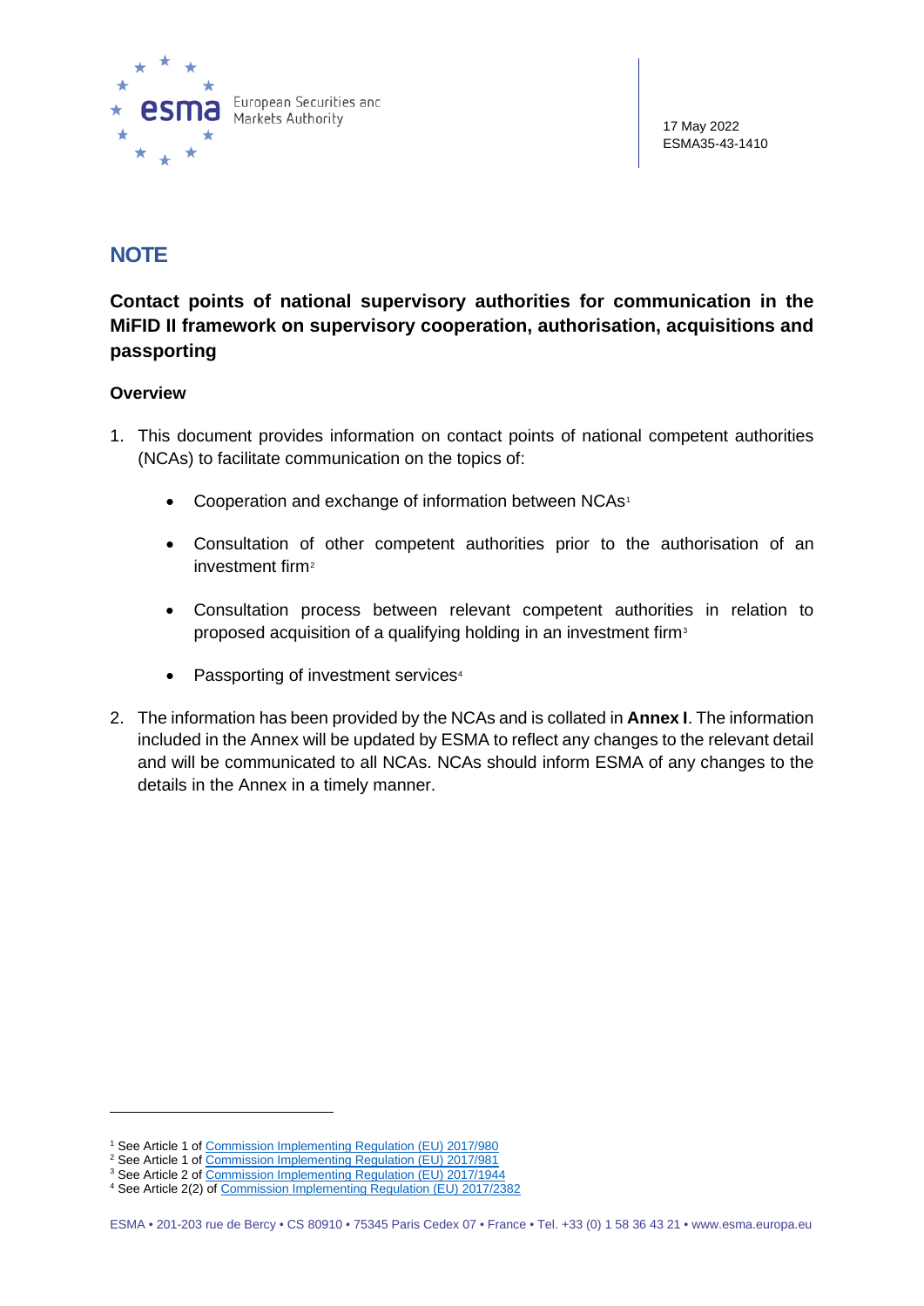17 May 2022
ESMA35-43-1410

# NOTE

## Contact points of national supervisory authorities for communication in the MiFID II framework on supervisory cooperation, authorisation, acquisitions and passporting

### Overview

1. This document provides information on contact points of national competent authorities (NCAs) to facilitate communication on the topics of:

   - Cooperation and exchange of information between NCAs[1]
   - Consultation of other competent authorities prior to the authorisation of an investment firm[2]
   - Consultation process between relevant competent authorities in relation to proposed acquisition of a qualifying holding in an investment firm[3]
   - Passporting of investment services[4]

2. The information has been provided by the NCAs and is collated in **Annex I**. The information included in the Annex will be updated by ESMA to reflect any changes to the relevant detail and will be communicated to all NCAs. NCAs should inform ESMA of any changes to the details in the Annex in a timely manner.

---

[1] See Article 1 of Commission Implementing Regulation (EU) 2017/980

[2] See Article 1 of Commission Implementing Regulation (EU) 2017/981

[3] See Article 2 of Commission Implementing Regulation (EU) 2017/1944

[4] See Article 2(2) of Commission Implementing Regulation (EU) 2017/2382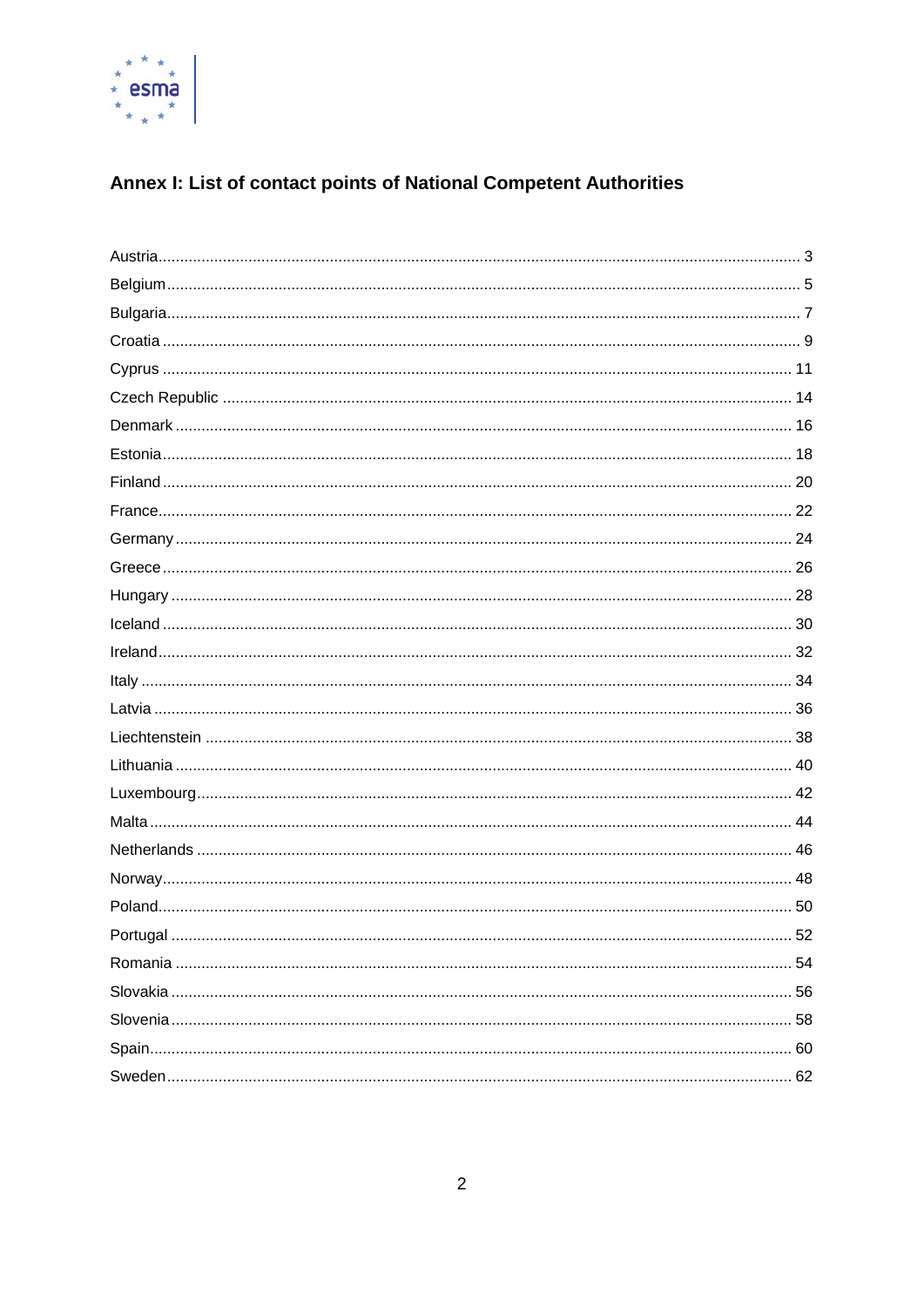# Annex I: List of contact points of National Competent Authorities

Austria..................................................................................................................................... 3
Belgium..................................................................................................................................... 5
Bulgaria..................................................................................................................................... 7
Croatia ..................................................................................................................................... 9
Cyprus ..................................................................................................................................... 11
Czech Republic ......................................................................................................................... 14
Denmark ................................................................................................................................... 16
Estonia...................................................................................................................................... 18
Finland ...................................................................................................................................... 20
France....................................................................................................................................... 22
Germany ................................................................................................................................... 24
Greece ...................................................................................................................................... 26
Hungary .................................................................................................................................... 28
Iceland ...................................................................................................................................... 30
Ireland....................................................................................................................................... 32
Italy ........................................................................................................................................... 34
Latvia ........................................................................................................................................ 36
Liechtenstein ............................................................................................................................. 38
Lithuania ................................................................................................................................... 40
Luxembourg.............................................................................................................................. 42
Malta......................................................................................................................................... 44
Netherlands ............................................................................................................................... 46
Norway...................................................................................................................................... 48
Poland....................................................................................................................................... 50
Portugal .................................................................................................................................... 52
Romania ................................................................................................................................... 54
Slovakia .................................................................................................................................... 56
Slovenia.................................................................................................................................... 58
Spain......................................................................................................................................... 60
Sweden..................................................................................................................................... 62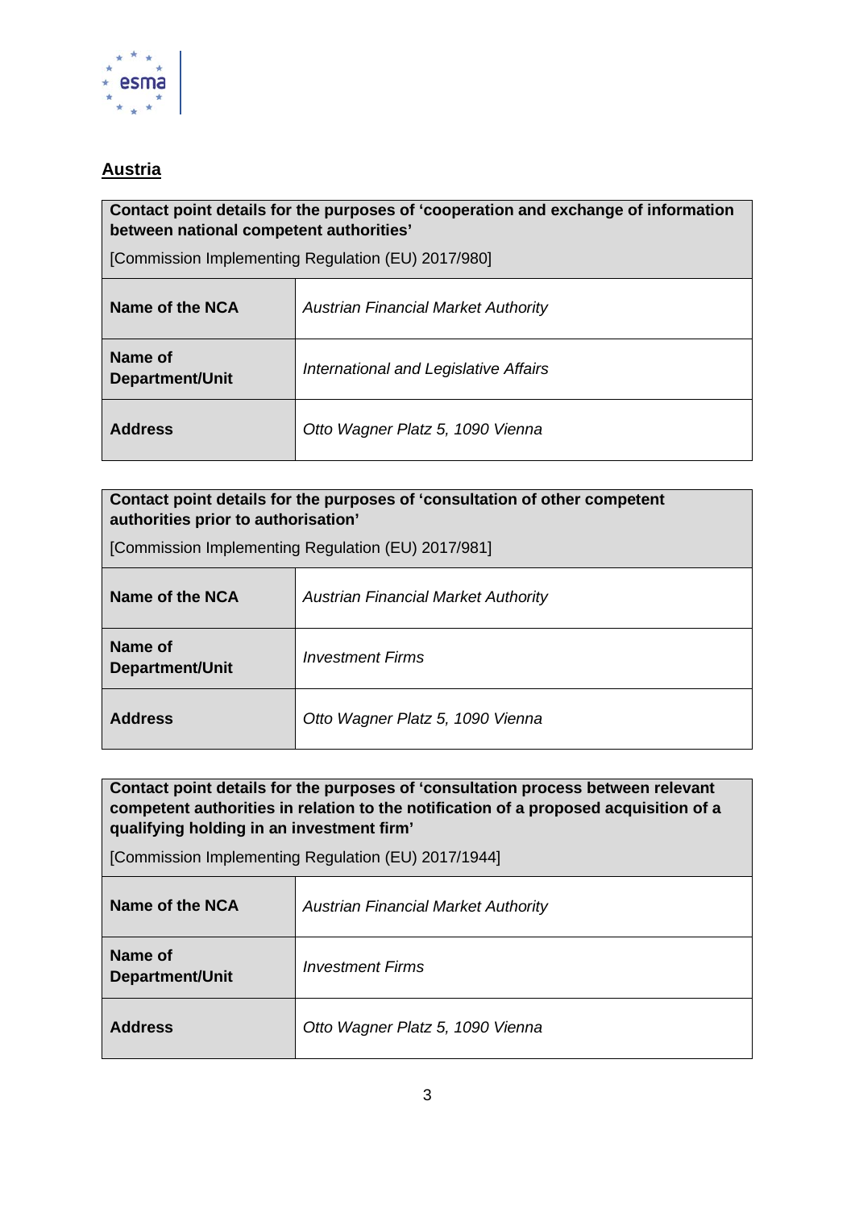## Austria

| **Contact point details for the purposes of 'cooperation and exchange of information between national competent authorities'** <br> [Commission Implementing Regulation (EU) 2017/980] | |
|---|---|
| **Name of the NCA** | *Austrian Financial Market Authority* |
| **Name of Department/Unit** | *International and Legislative Affairs* |
| **Address** | *Otto Wagner Platz 5, 1090 Vienna* |

| **Contact point details for the purposes of 'consultation of other competent authorities prior to authorisation'** <br> [Commission Implementing Regulation (EU) 2017/981] | |
|---|---|
| **Name of the NCA** | *Austrian Financial Market Authority* |
| **Name of Department/Unit** | *Investment Firms* |
| **Address** | *Otto Wagner Platz 5, 1090 Vienna* |

| **Contact point details for the purposes of 'consultation process between relevant competent authorities in relation to the notification of a proposed acquisition of a qualifying holding in an investment firm'** <br> [Commission Implementing Regulation (EU) 2017/1944] | |
|---|---|
| **Name of the NCA** | *Austrian Financial Market Authority* |
| **Name of Department/Unit** | *Investment Firms* |
| **Address** | *Otto Wagner Platz 5, 1090 Vienna* |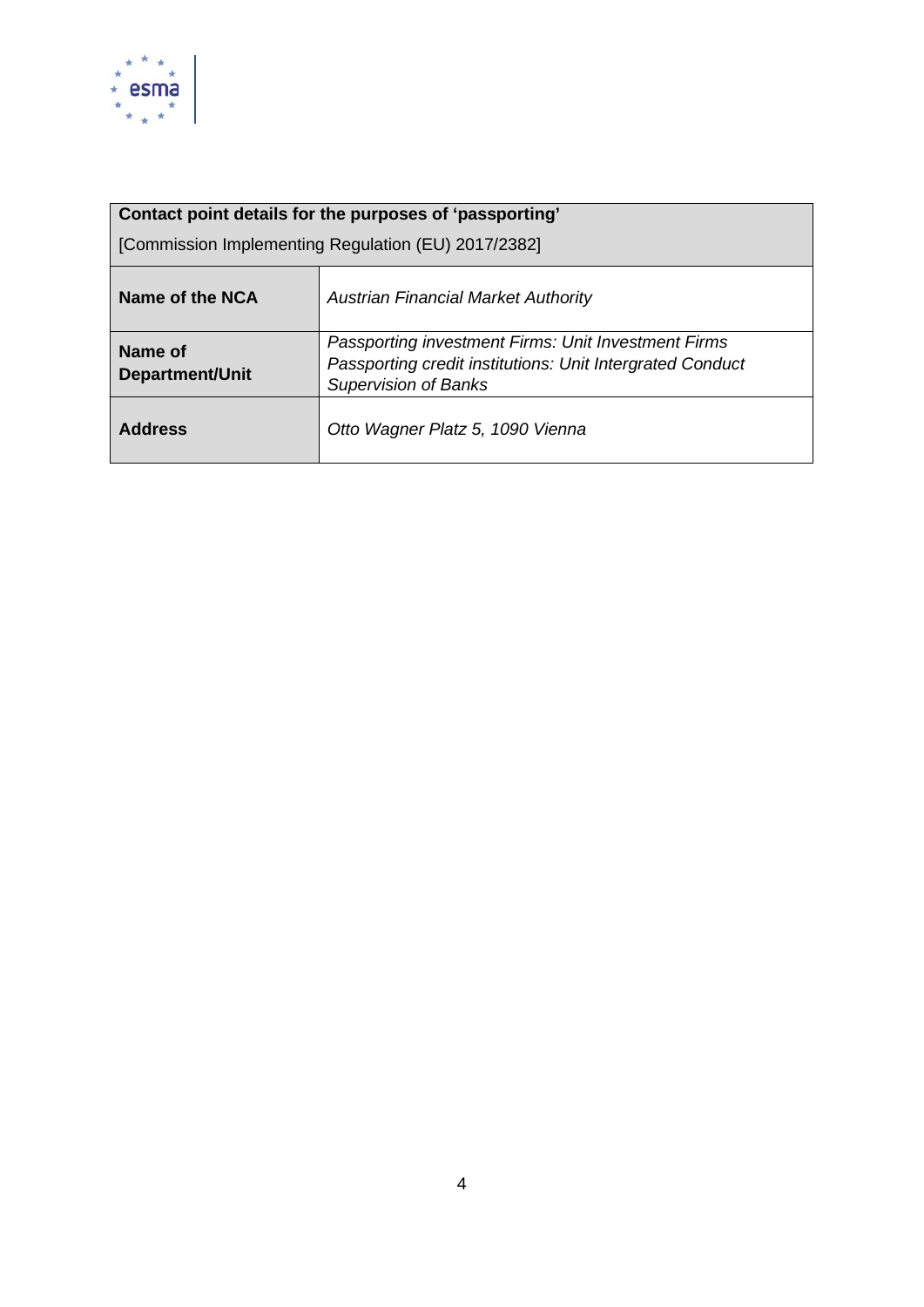| **Contact point details for the purposes of ‘passporting’** [Commission Implementing Regulation (EU) 2017/2382] | |
| --- | --- |
| **Name of the NCA** | *Austrian Financial Market Authority* |
| **Name of Department/Unit** | *Passporting investment Firms: Unit Investment Firms* *Passporting credit institutions: Unit Intergrated Conduct Supervision of Banks* |
| **Address** | *Otto Wagner Platz 5, 1090 Vienna* |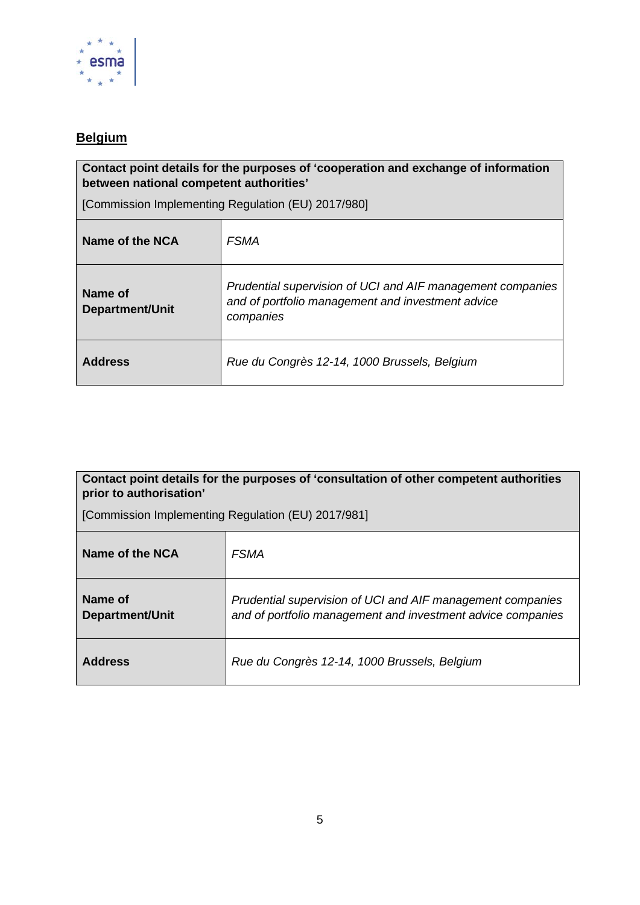## Belgium

| **Contact point details for the purposes of 'cooperation and exchange of information between national competent authorities'**<br><br>[Commission Implementing Regulation (EU) 2017/980] | |
|---|---|
| **Name of the NCA** | *FSMA* |
| **Name of Department/Unit** | *Prudential supervision of UCI and AIF management companies and of portfolio management and investment advice companies* |
| **Address** | *Rue du Congrès 12-14, 1000 Brussels, Belgium* |

| **Contact point details for the purposes of 'consultation of other competent authorities prior to authorisation'**<br><br>[Commission Implementing Regulation (EU) 2017/981] | |
|---|---|
| **Name of the NCA** | *FSMA* |
| **Name of Department/Unit** | *Prudential supervision of UCI and AIF management companies and of portfolio management and investment advice companies* |
| **Address** | *Rue du Congrès 12-14, 1000 Brussels, Belgium* |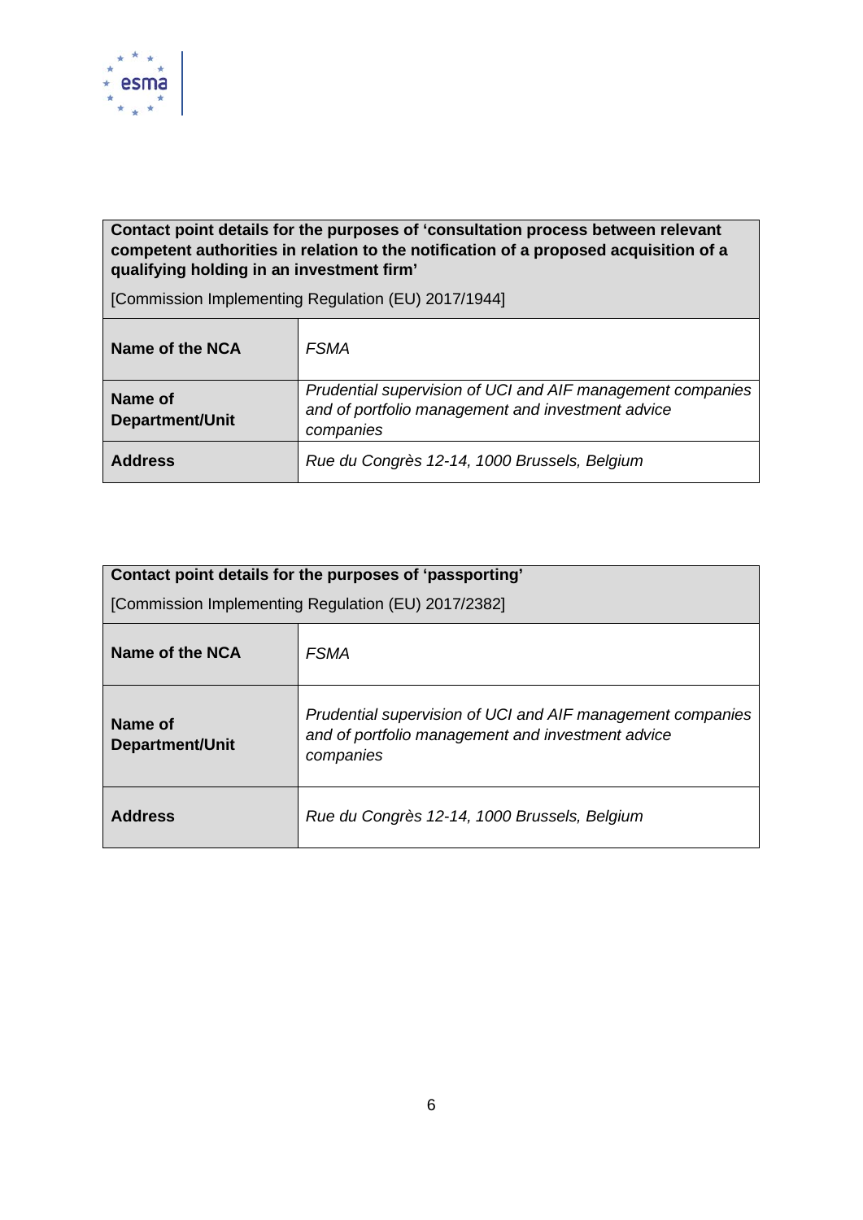| **Contact point details for the purposes of 'consultation process between relevant competent authorities in relation to the notification of a proposed acquisition of a qualifying holding in an investment firm'**<br><br>[Commission Implementing Regulation (EU) 2017/1944] | |
|---|---|
| **Name of the NCA** | *FSMA* |
| **Name of Department/Unit** | *Prudential supervision of UCI and AIF management companies and of portfolio management and investment advice companies* |
| **Address** | *Rue du Congrès 12-14, 1000 Brussels, Belgium* |

| **Contact point details for the purposes of 'passporting'**<br><br>[Commission Implementing Regulation (EU) 2017/2382] | |
|---|---|
| **Name of the NCA** | *FSMA* |
| **Name of Department/Unit** | *Prudential supervision of UCI and AIF management companies and of portfolio management and investment advice companies* |
| **Address** | *Rue du Congrès 12-14, 1000 Brussels, Belgium* |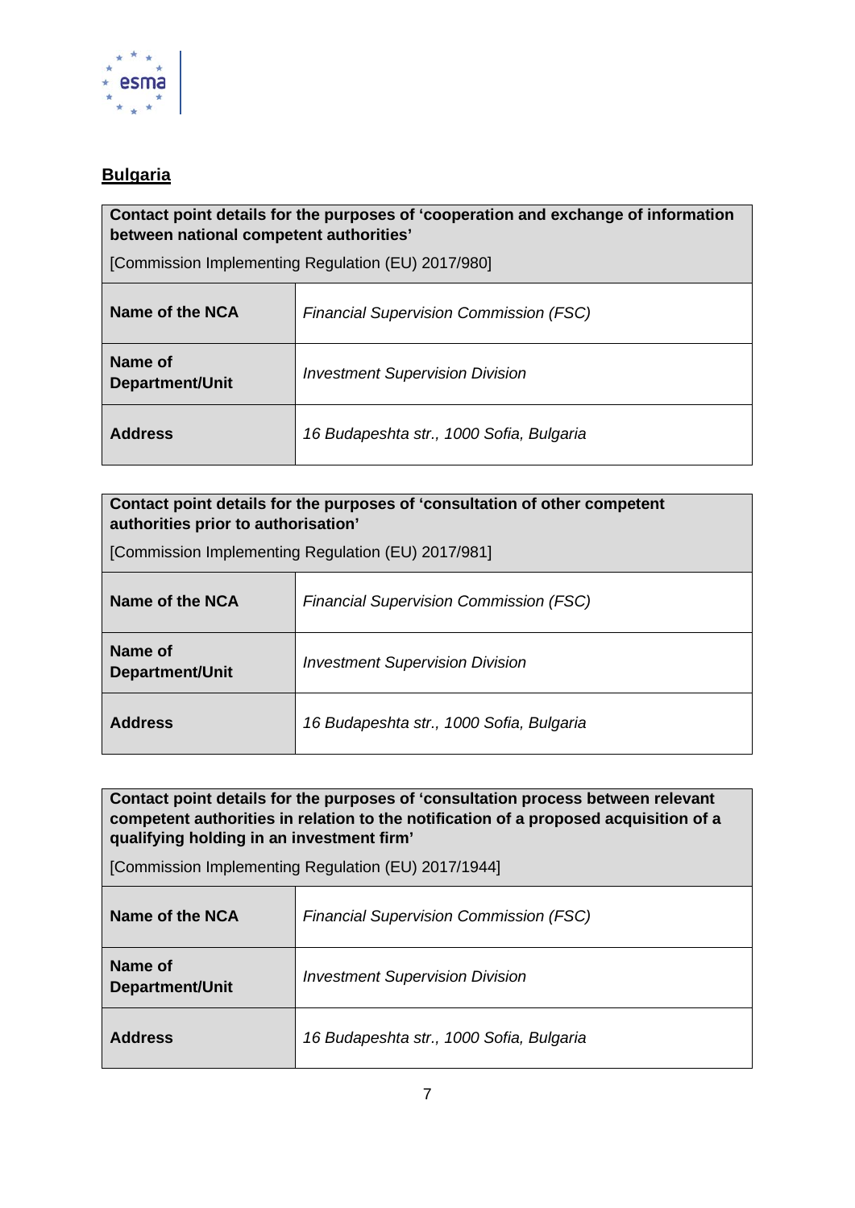## Bulgaria

| **Contact point details for the purposes of 'cooperation and exchange of information between national competent authorities'**<br><br>[Commission Implementing Regulation (EU) 2017/980] | |
|---|---|
| **Name of the NCA** | *Financial Supervision Commission (FSC)* |
| **Name of Department/Unit** | *Investment Supervision Division* |
| **Address** | *16 Budapeshta str., 1000 Sofia, Bulgaria* |

| **Contact point details for the purposes of 'consultation of other competent authorities prior to authorisation'**<br><br>[Commission Implementing Regulation (EU) 2017/981] | |
|---|---|
| **Name of the NCA** | *Financial Supervision Commission (FSC)* |
| **Name of Department/Unit** | *Investment Supervision Division* |
| **Address** | *16 Budapeshta str., 1000 Sofia, Bulgaria* |

| **Contact point details for the purposes of 'consultation process between relevant competent authorities in relation to the notification of a proposed acquisition of a qualifying holding in an investment firm'**<br><br>[Commission Implementing Regulation (EU) 2017/1944] | |
|---|---|
| **Name of the NCA** | *Financial Supervision Commission (FSC)* |
| **Name of Department/Unit** | *Investment Supervision Division* |
| **Address** | *16 Budapeshta str., 1000 Sofia, Bulgaria* |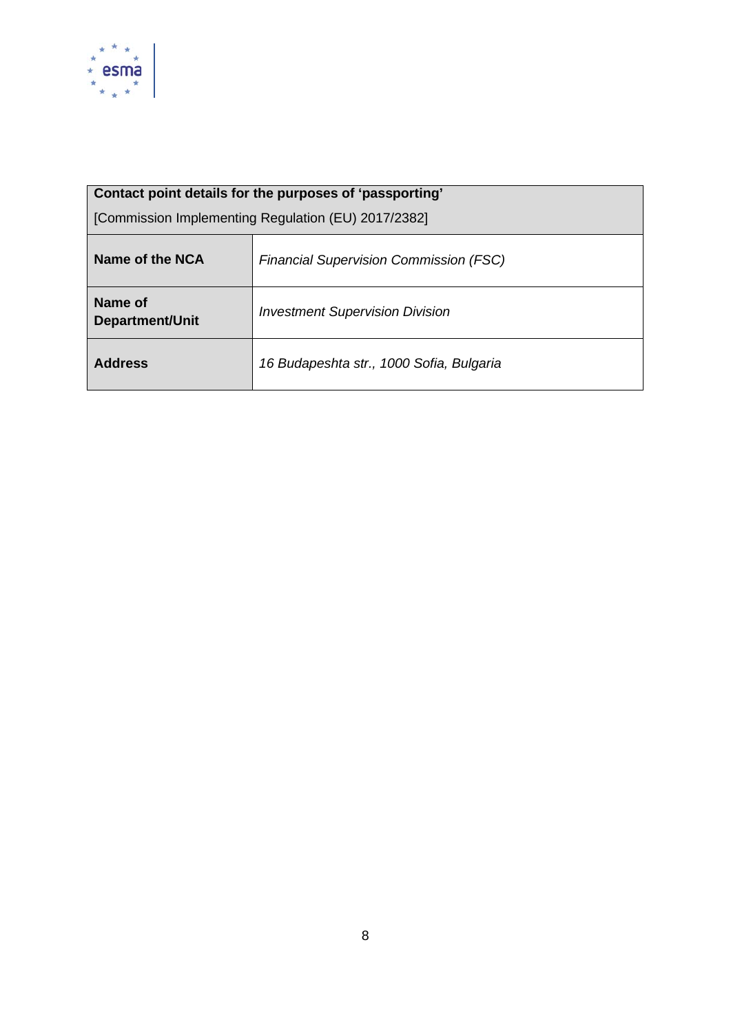| **Contact point details for the purposes of ‘passporting’**<br>[Commission Implementing Regulation (EU) 2017/2382] | |
|---|---|
| **Name of the NCA** | *Financial Supervision Commission (FSC)* |
| **Name of Department/Unit** | *Investment Supervision Division* |
| **Address** | *16 Budapeshta str., 1000 Sofia, Bulgaria* |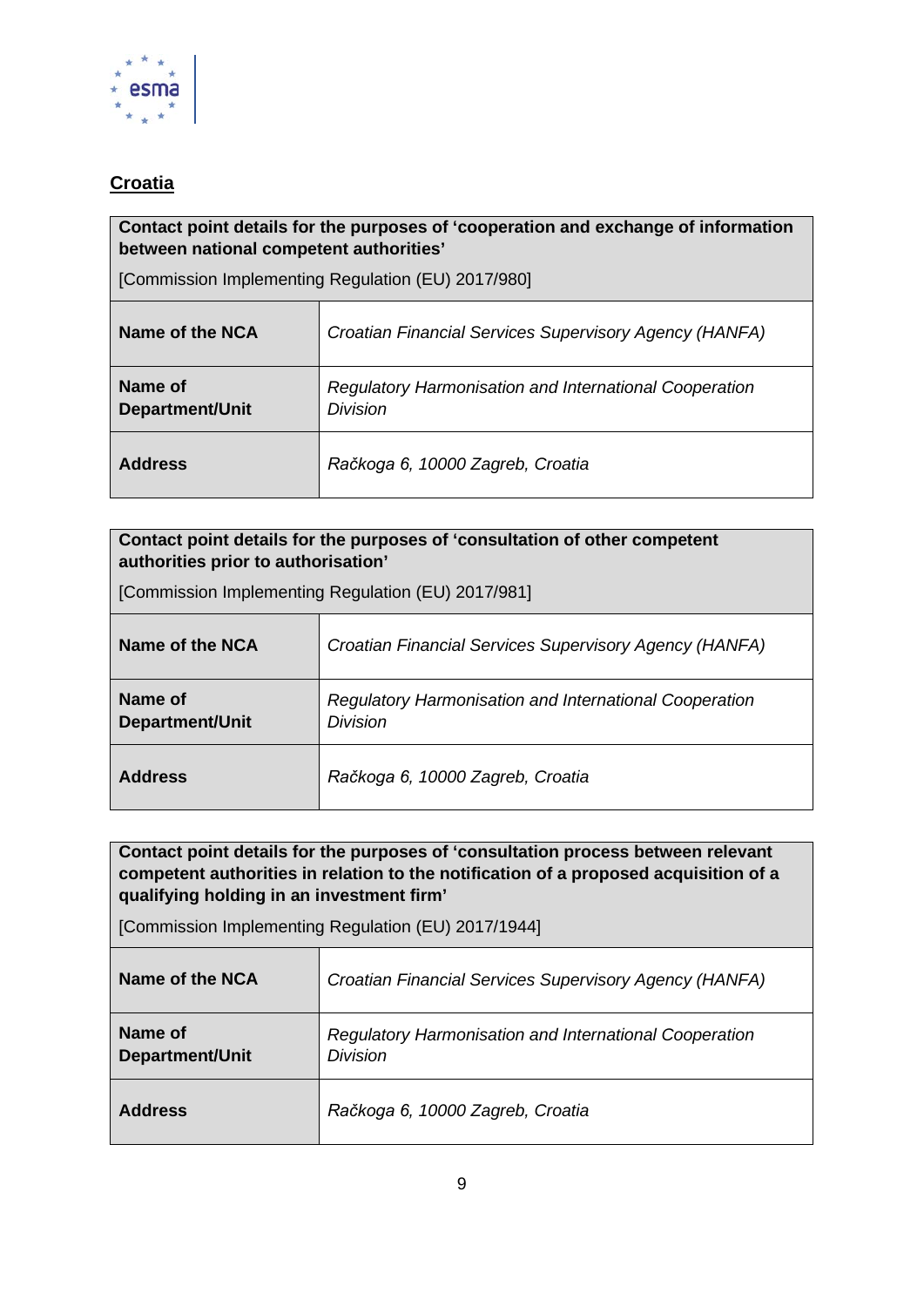## <u>Croatia</u>

| **Contact point details for the purposes of 'cooperation and exchange of information between national competent authorities'**<br><br>[Commission Implementing Regulation (EU) 2017/980] | |
|---|---|
| **Name of the NCA** | *Croatian Financial Services Supervisory Agency (HANFA)* |
| **Name of Department/Unit** | *Regulatory Harmonisation and International Cooperation Division* |
| **Address** | *Račkoga 6, 10000 Zagreb, Croatia* |

| **Contact point details for the purposes of 'consultation of other competent authorities prior to authorisation'**<br><br>[Commission Implementing Regulation (EU) 2017/981] | |
|---|---|
| **Name of the NCA** | *Croatian Financial Services Supervisory Agency (HANFA)* |
| **Name of Department/Unit** | *Regulatory Harmonisation and International Cooperation Division* |
| **Address** | *Račkoga 6, 10000 Zagreb, Croatia* |

| **Contact point details for the purposes of 'consultation process between relevant competent authorities in relation to the notification of a proposed acquisition of a qualifying holding in an investment firm'**<br><br>[Commission Implementing Regulation (EU) 2017/1944] | |
|---|---|
| **Name of the NCA** | *Croatian Financial Services Supervisory Agency (HANFA)* |
| **Name of Department/Unit** | *Regulatory Harmonisation and International Cooperation Division* |
| **Address** | *Račkoga 6, 10000 Zagreb, Croatia* |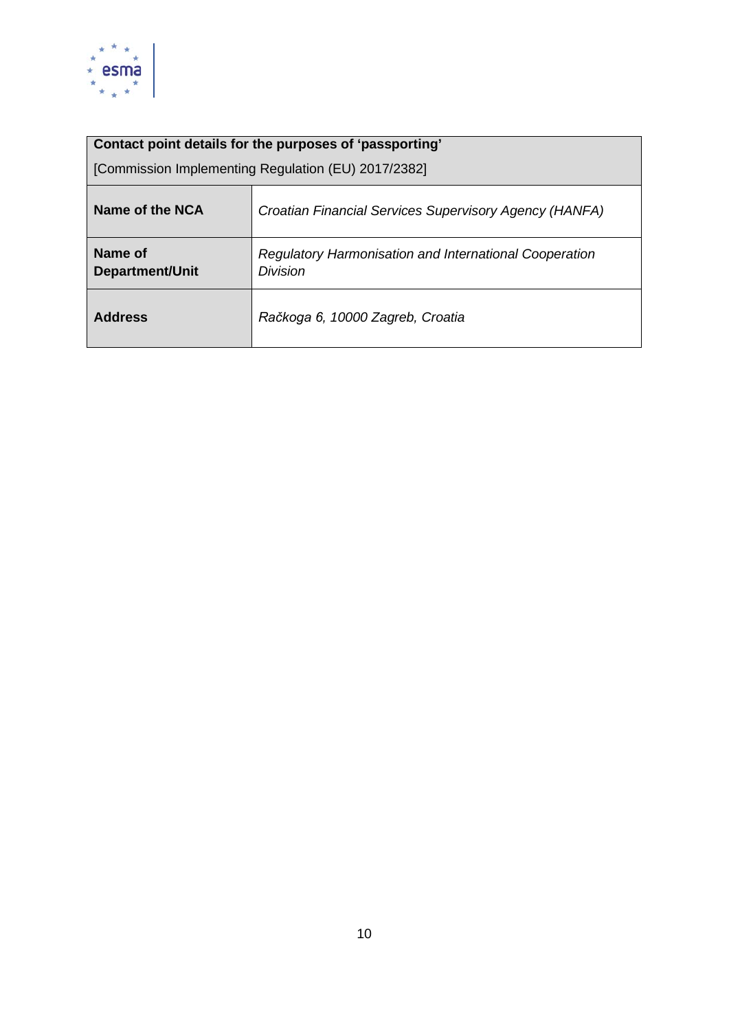| **Contact point details for the purposes of 'passporting'**<br><br>[Commission Implementing Regulation (EU) 2017/2382] | |
|---|---|
| **Name of the NCA** | *Croatian Financial Services Supervisory Agency (HANFA)* |
| **Name of Department/Unit** | *Regulatory Harmonisation and International Cooperation Division* |
| **Address** | *Račkoga 6, 10000 Zagreb, Croatia* |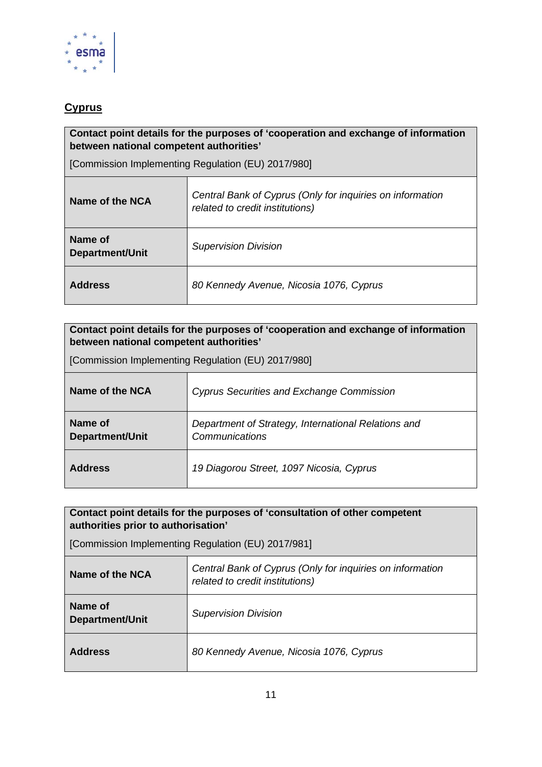## Cyprus

| Contact point details for the purposes of 'cooperation and exchange of information between national competent authorities'<br><br>[Commission Implementing Regulation (EU) 2017/980] | |
|---|---|
| **Name of the NCA** | *Central Bank of Cyprus (Only for inquiries on information related to credit institutions)* |
| **Name of Department/Unit** | *Supervision Division* |
| **Address** | *80 Kennedy Avenue, Nicosia 1076, Cyprus* |

| Contact point details for the purposes of 'cooperation and exchange of information between national competent authorities'<br><br>[Commission Implementing Regulation (EU) 2017/980] | |
|---|---|
| **Name of the NCA** | *Cyprus Securities and Exchange Commission* |
| **Name of Department/Unit** | *Department of Strategy, International Relations and Communications* |
| **Address** | *19 Diagorou Street, 1097 Nicosia, Cyprus* |

| Contact point details for the purposes of 'consultation of other competent authorities prior to authorisation'<br><br>[Commission Implementing Regulation (EU) 2017/981] | |
|---|---|
| **Name of the NCA** | *Central Bank of Cyprus (Only for inquiries on information related to credit institutions)* |
| **Name of Department/Unit** | *Supervision Division* |
| **Address** | *80 Kennedy Avenue, Nicosia 1076, Cyprus* |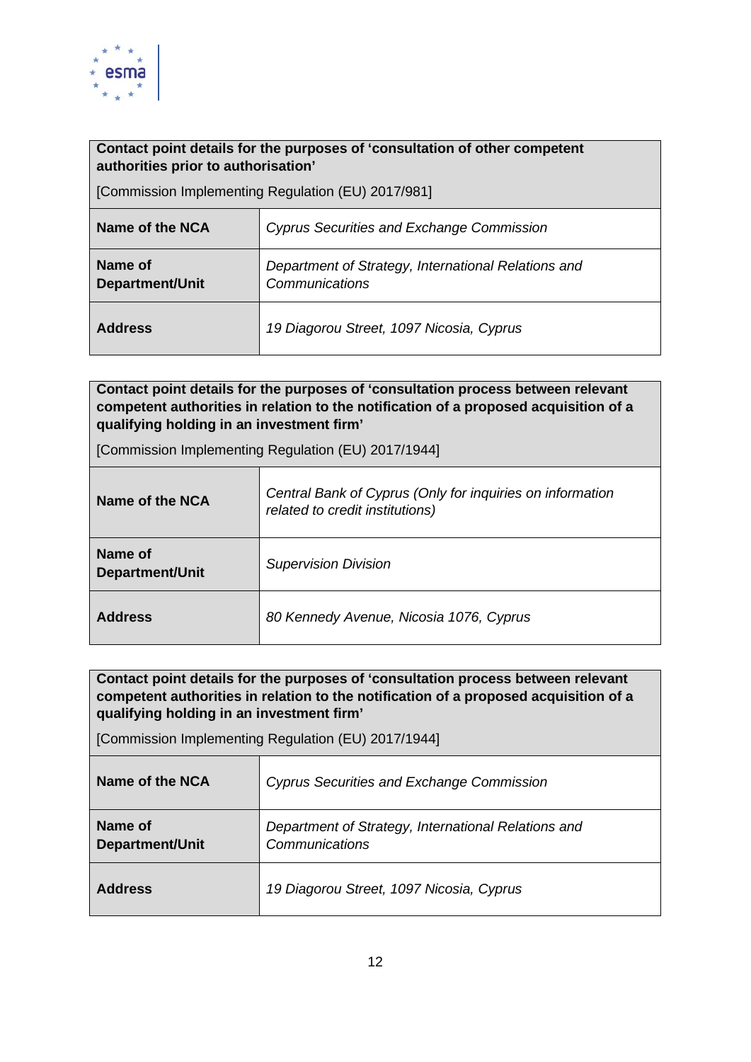| **Contact point details for the purposes of 'consultation of other competent authorities prior to authorisation'** [Commission Implementing Regulation (EU) 2017/981] | |
|---|---|
| **Name of the NCA** | *Cyprus Securities and Exchange Commission* |
| **Name of Department/Unit** | *Department of Strategy, International Relations and Communications* |
| **Address** | *19 Diagorou Street, 1097 Nicosia, Cyprus* |

| **Contact point details for the purposes of 'consultation process between relevant competent authorities in relation to the notification of a proposed acquisition of a qualifying holding in an investment firm'** [Commission Implementing Regulation (EU) 2017/1944] | |
|---|---|
| **Name of the NCA** | *Central Bank of Cyprus (Only for inquiries on information related to credit institutions)* |
| **Name of Department/Unit** | *Supervision Division* |
| **Address** | *80 Kennedy Avenue, Nicosia 1076, Cyprus* |

| **Contact point details for the purposes of 'consultation process between relevant competent authorities in relation to the notification of a proposed acquisition of a qualifying holding in an investment firm'** [Commission Implementing Regulation (EU) 2017/1944] | |
|---|---|
| **Name of the NCA** | *Cyprus Securities and Exchange Commission* |
| **Name of Department/Unit** | *Department of Strategy, International Relations and Communications* |
| **Address** | *19 Diagorou Street, 1097 Nicosia, Cyprus* |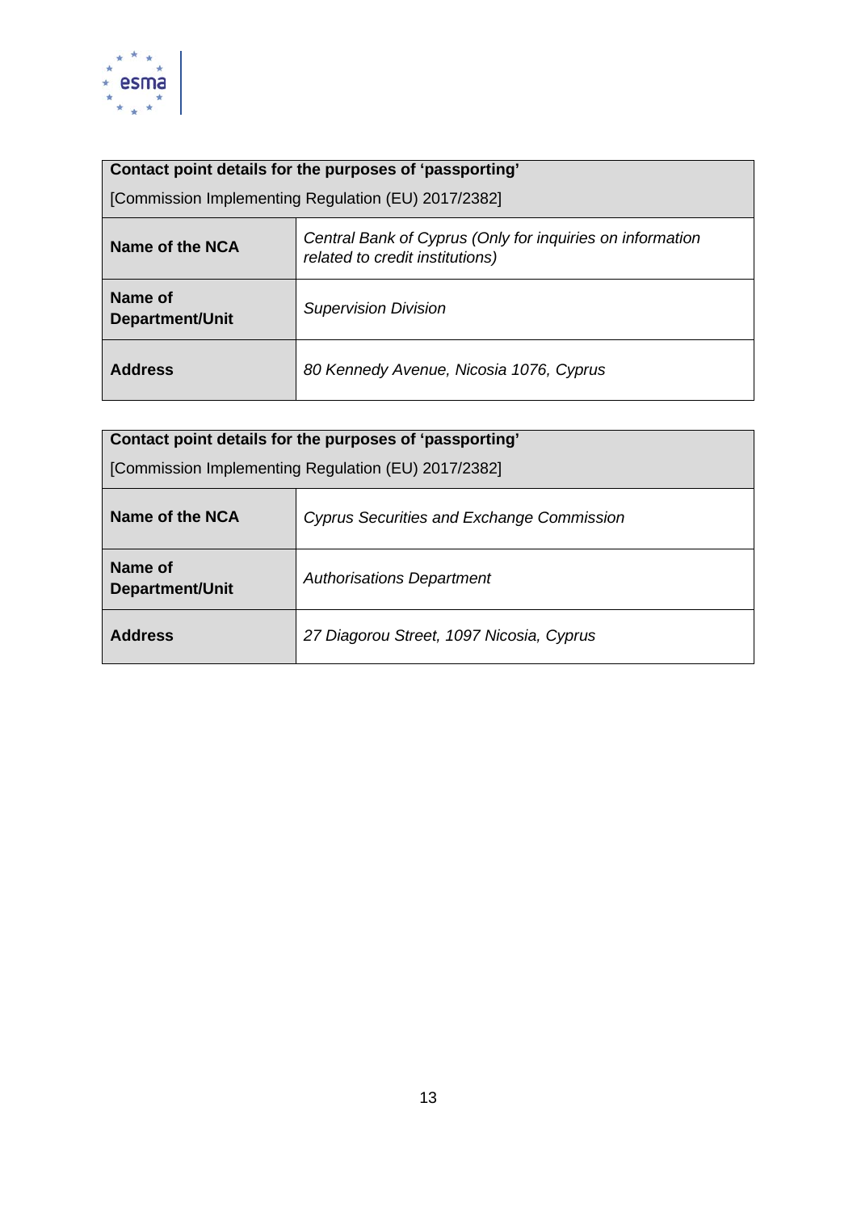| **Contact point details for the purposes of 'passporting'**<br>[Commission Implementing Regulation (EU) 2017/2382] | |
|---|---|
| **Name of the NCA** | *Central Bank of Cyprus (Only for inquiries on information related to credit institutions)* |
| **Name of Department/Unit** | *Supervision Division* |
| **Address** | *80 Kennedy Avenue, Nicosia 1076, Cyprus* |

| **Contact point details for the purposes of 'passporting'**<br>[Commission Implementing Regulation (EU) 2017/2382] | |
|---|---|
| **Name of the NCA** | *Cyprus Securities and Exchange Commission* |
| **Name of Department/Unit** | *Authorisations Department* |
| **Address** | *27 Diagorou Street, 1097 Nicosia, Cyprus* |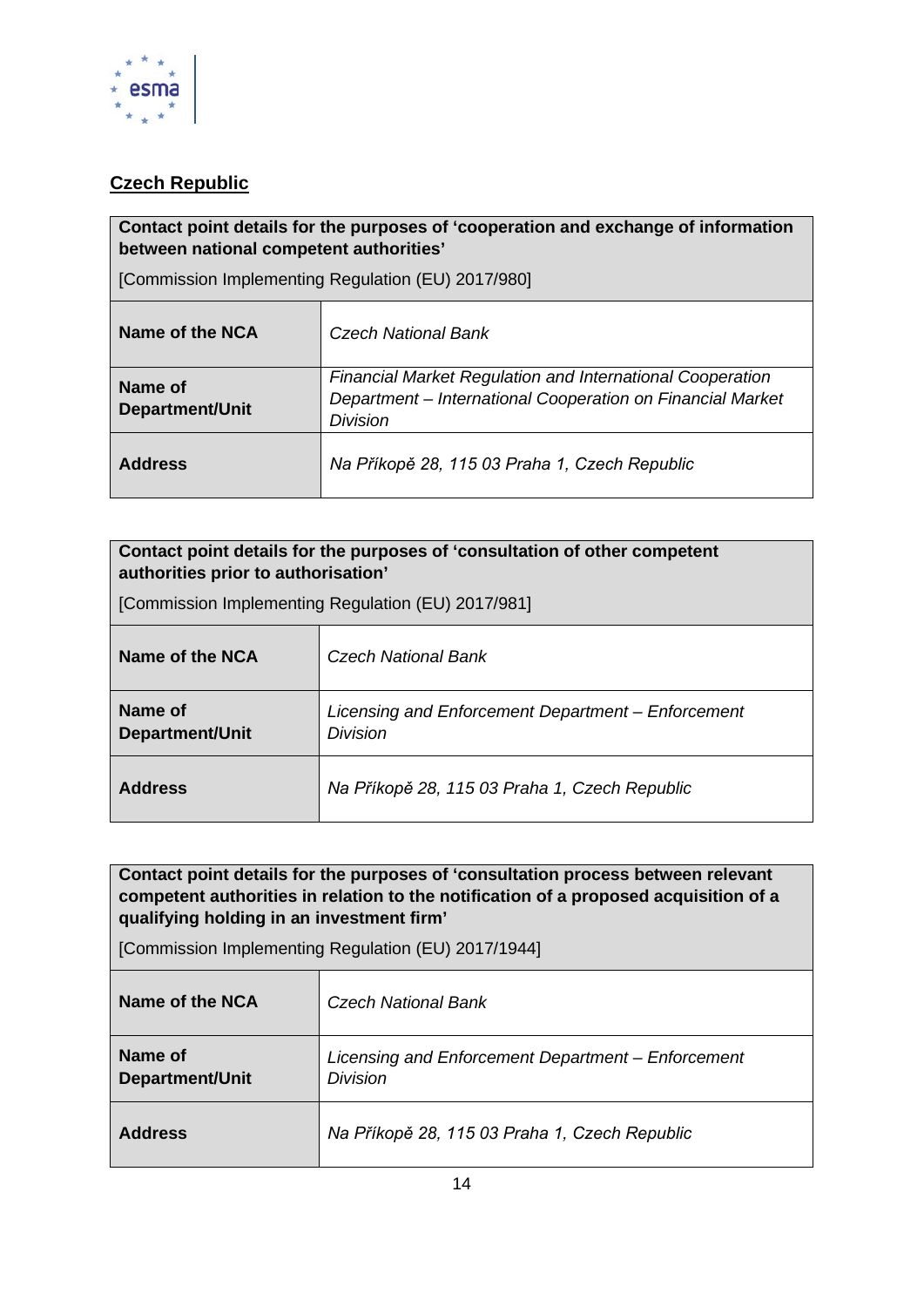## Czech Republic

| **Contact point details for the purposes of ‘cooperation and exchange of information between national competent authorities’** [Commission Implementing Regulation (EU) 2017/980] | |
|---|---|
| **Name of the NCA** | *Czech National Bank* |
| **Name of Department/Unit** | *Financial Market Regulation and International Cooperation Department – International Cooperation on Financial Market Division* |
| **Address** | *Na Příkopě 28, 115 03 Praha 1, Czech Republic* |

| **Contact point details for the purposes of ‘consultation of other competent authorities prior to authorisation’** [Commission Implementing Regulation (EU) 2017/981] | |
|---|---|
| **Name of the NCA** | *Czech National Bank* |
| **Name of Department/Unit** | *Licensing and Enforcement Department – Enforcement Division* |
| **Address** | *Na Příkopě 28, 115 03 Praha 1, Czech Republic* |

| **Contact point details for the purposes of ‘consultation process between relevant competent authorities in relation to the notification of a proposed acquisition of a qualifying holding in an investment firm’** [Commission Implementing Regulation (EU) 2017/1944] | |
|---|---|
| **Name of the NCA** | *Czech National Bank* |
| **Name of Department/Unit** | *Licensing and Enforcement Department – Enforcement Division* |
| **Address** | *Na Příkopě 28, 115 03 Praha 1, Czech Republic* |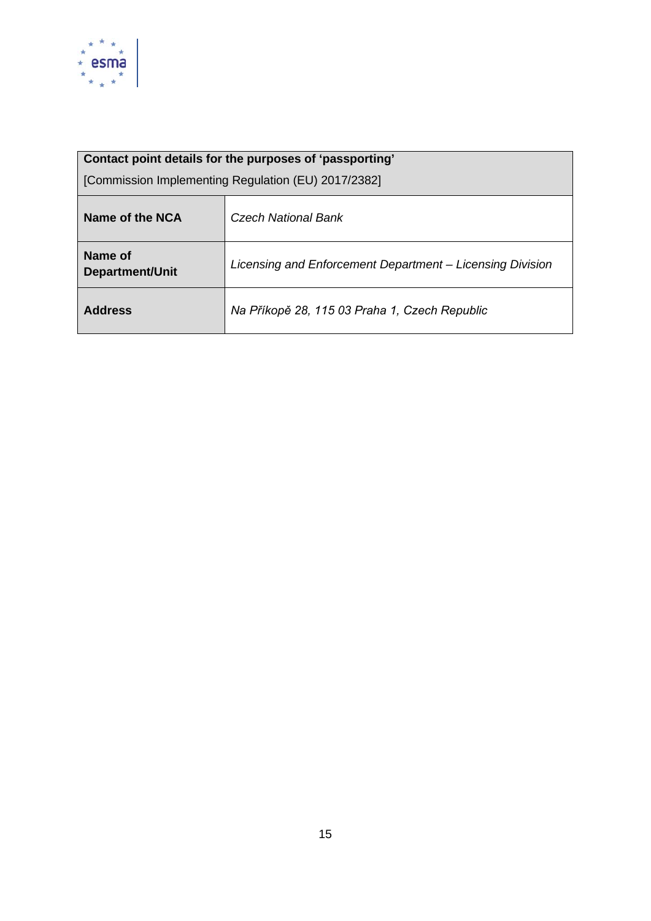| **Contact point details for the purposes of 'passporting'**<br>[Commission Implementing Regulation (EU) 2017/2382] | |
|---|---|
| **Name of the NCA** | *Czech National Bank* |
| **Name of Department/Unit** | *Licensing and Enforcement Department – Licensing Division* |
| **Address** | *Na Příkopě 28, 115 03 Praha 1, Czech Republic* |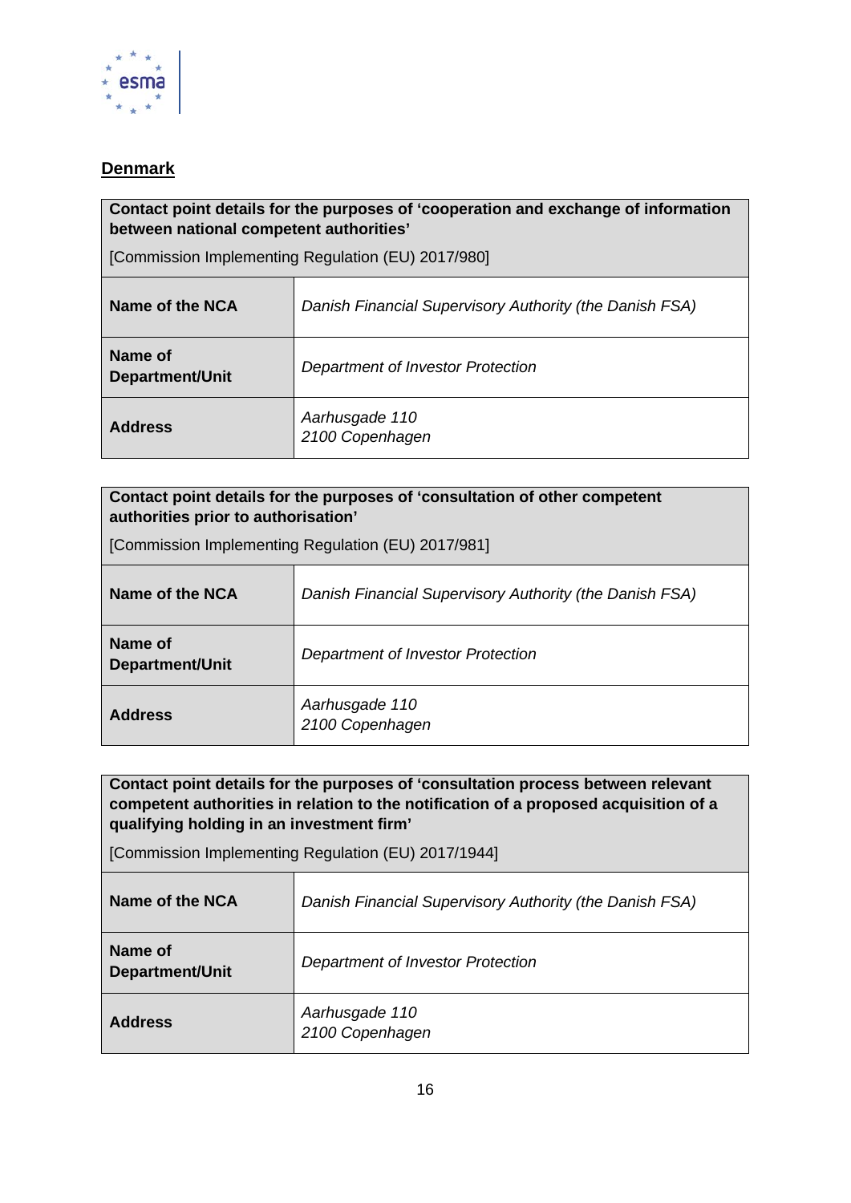## Denmark

| **Contact point details for the purposes of 'cooperation and exchange of information between national competent authorities'**<br><br>[Commission Implementing Regulation (EU) 2017/980] | |
|---|---|
| **Name of the NCA** | *Danish Financial Supervisory Authority (the Danish FSA)* |
| **Name of Department/Unit** | *Department of Investor Protection* |
| **Address** | *Aarhusgade 110*<br>*2100 Copenhagen* |

| **Contact point details for the purposes of 'consultation of other competent authorities prior to authorisation'**<br><br>[Commission Implementing Regulation (EU) 2017/981] | |
|---|---|
| **Name of the NCA** | *Danish Financial Supervisory Authority (the Danish FSA)* |
| **Name of Department/Unit** | *Department of Investor Protection* |
| **Address** | *Aarhusgade 110*<br>*2100 Copenhagen* |

| **Contact point details for the purposes of 'consultation process between relevant competent authorities in relation to the notification of a proposed acquisition of a qualifying holding in an investment firm'**<br><br>[Commission Implementing Regulation (EU) 2017/1944] | |
|---|---|
| **Name of the NCA** | *Danish Financial Supervisory Authority (the Danish FSA)* |
| **Name of Department/Unit** | *Department of Investor Protection* |
| **Address** | *Aarhusgade 110*<br>*2100 Copenhagen* |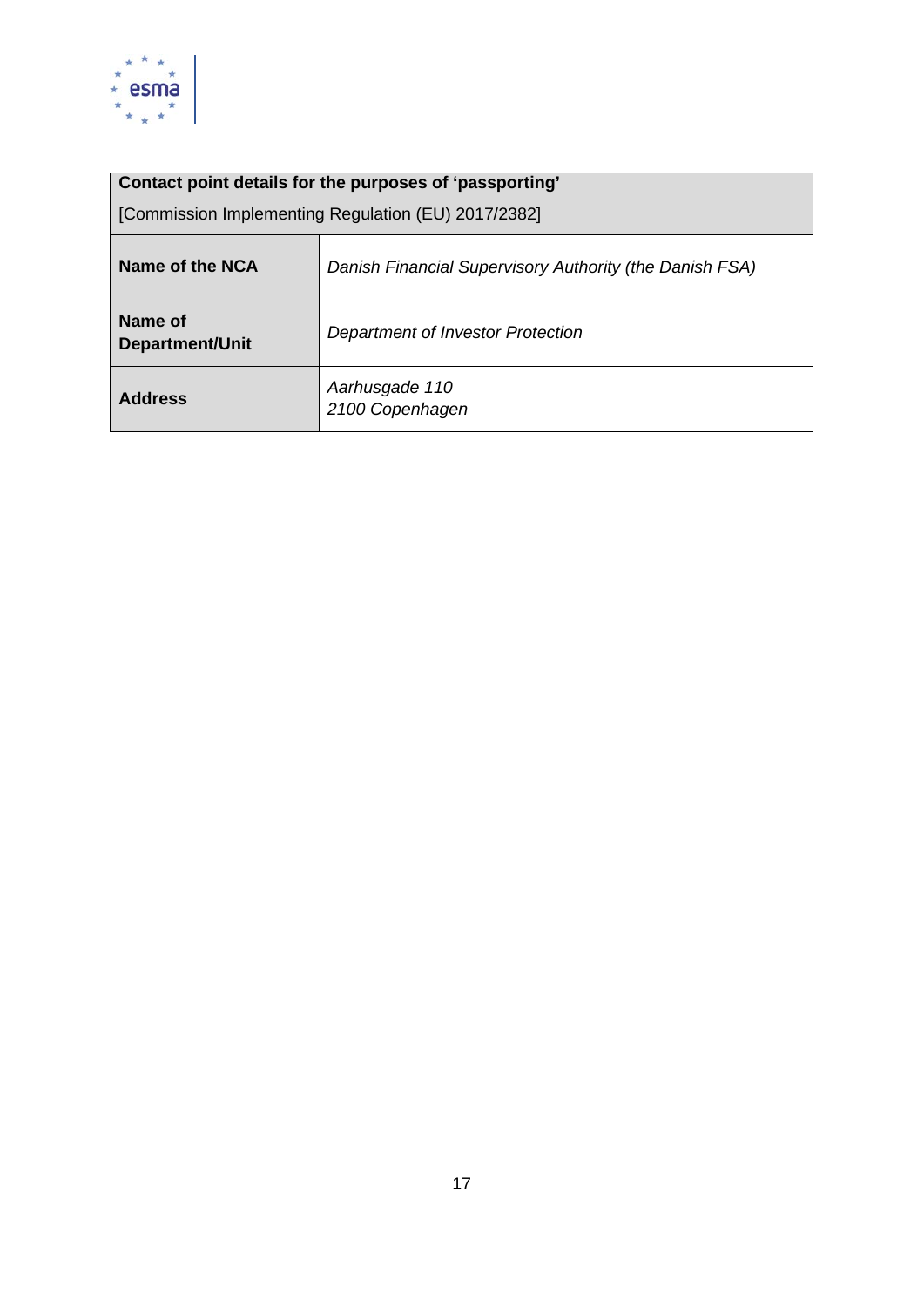| **Contact point details for the purposes of ‘passporting’**<br>[Commission Implementing Regulation (EU) 2017/2382] | |
|---|---|
| **Name of the NCA** | *Danish Financial Supervisory Authority (the Danish FSA)* |
| **Name of Department/Unit** | *Department of Investor Protection* |
| **Address** | *Aarhusgade 110*<br>*2100 Copenhagen* |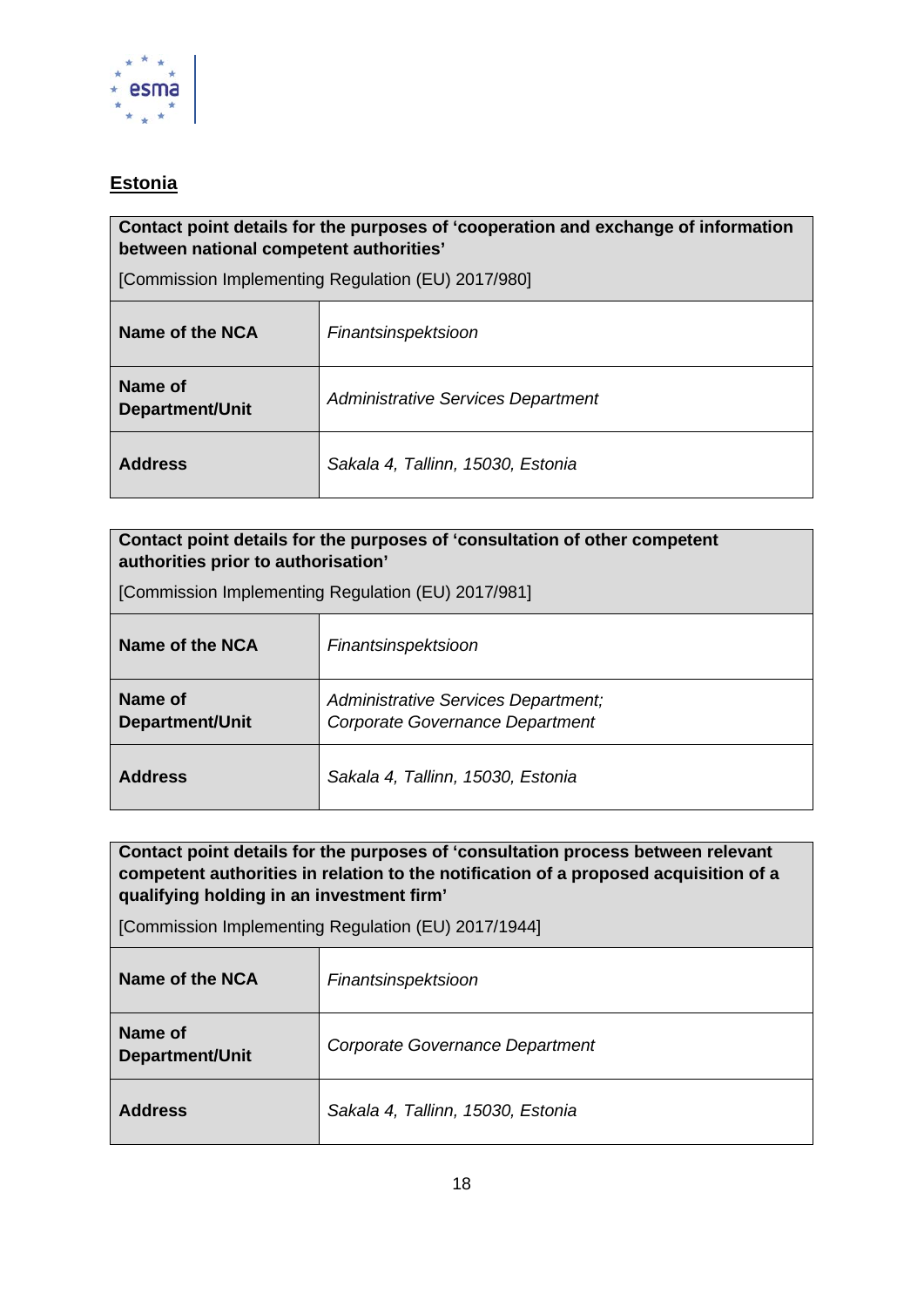## Estonia

| **Contact point details for the purposes of 'cooperation and exchange of information between national competent authorities'**<br><br>[Commission Implementing Regulation (EU) 2017/980] | |
|---|---|
| **Name of the NCA** | *Finantsinspektsioon* |
| **Name of Department/Unit** | *Administrative Services Department* |
| **Address** | *Sakala 4, Tallinn, 15030, Estonia* |

| **Contact point details for the purposes of 'consultation of other competent authorities prior to authorisation'**<br><br>[Commission Implementing Regulation (EU) 2017/981] | |
|---|---|
| **Name of the NCA** | *Finantsinspektsioon* |
| **Name of Department/Unit** | *Administrative Services Department;*<br>*Corporate Governance Department* |
| **Address** | *Sakala 4, Tallinn, 15030, Estonia* |

| **Contact point details for the purposes of 'consultation process between relevant competent authorities in relation to the notification of a proposed acquisition of a qualifying holding in an investment firm'**<br><br>[Commission Implementing Regulation (EU) 2017/1944] | |
|---|---|
| **Name of the NCA** | *Finantsinspektsioon* |
| **Name of Department/Unit** | *Corporate Governance Department* |
| **Address** | *Sakala 4, Tallinn, 15030, Estonia* |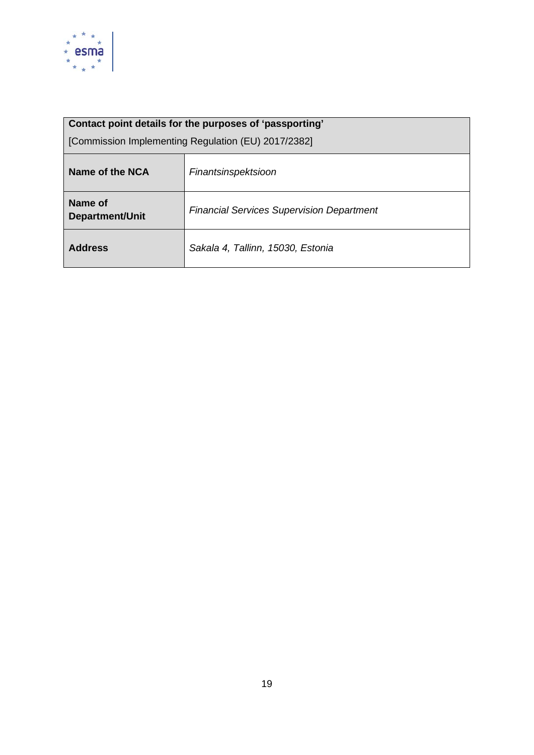| **Contact point details for the purposes of 'passporting'** [Commission Implementing Regulation (EU) 2017/2382] | |
|---|---|
| **Name of the NCA** | *Finantsinspektsioon* |
| **Name of Department/Unit** | *Financial Services Supervision Department* |
| **Address** | *Sakala 4, Tallinn, 15030, Estonia* |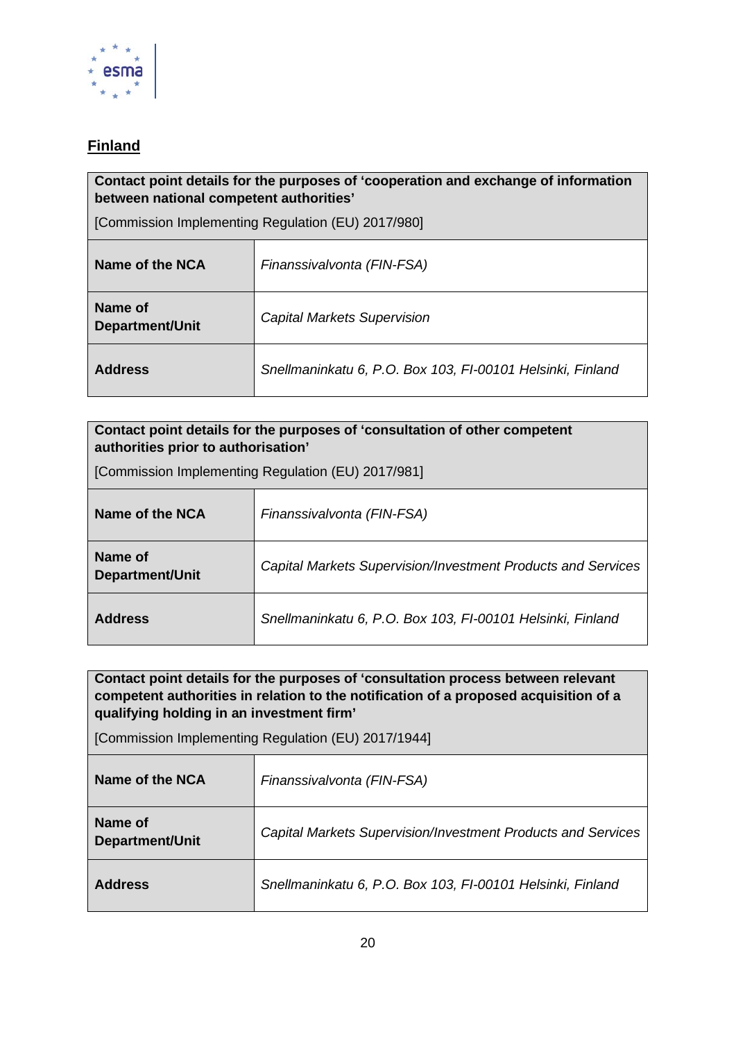## Finland

| **Contact point details for the purposes of 'cooperation and exchange of information between national competent authorities'** [Commission Implementing Regulation (EU) 2017/980] | |
|---|---|
| **Name of the NCA** | *Finanssivalvonta (FIN-FSA)* |
| **Name of Department/Unit** | *Capital Markets Supervision* |
| **Address** | *Snellmaninkatu 6, P.O. Box 103, FI-00101 Helsinki, Finland* |

| **Contact point details for the purposes of 'consultation of other competent authorities prior to authorisation'** [Commission Implementing Regulation (EU) 2017/981] | |
|---|---|
| **Name of the NCA** | *Finanssivalvonta (FIN-FSA)* |
| **Name of Department/Unit** | *Capital Markets Supervision/Investment Products and Services* |
| **Address** | *Snellmaninkatu 6, P.O. Box 103, FI-00101 Helsinki, Finland* |

| **Contact point details for the purposes of 'consultation process between relevant competent authorities in relation to the notification of a proposed acquisition of a qualifying holding in an investment firm'** [Commission Implementing Regulation (EU) 2017/1944] | |
|---|---|
| **Name of the NCA** | *Finanssivalvonta (FIN-FSA)* |
| **Name of Department/Unit** | *Capital Markets Supervision/Investment Products and Services* |
| **Address** | *Snellmaninkatu 6, P.O. Box 103, FI-00101 Helsinki, Finland* |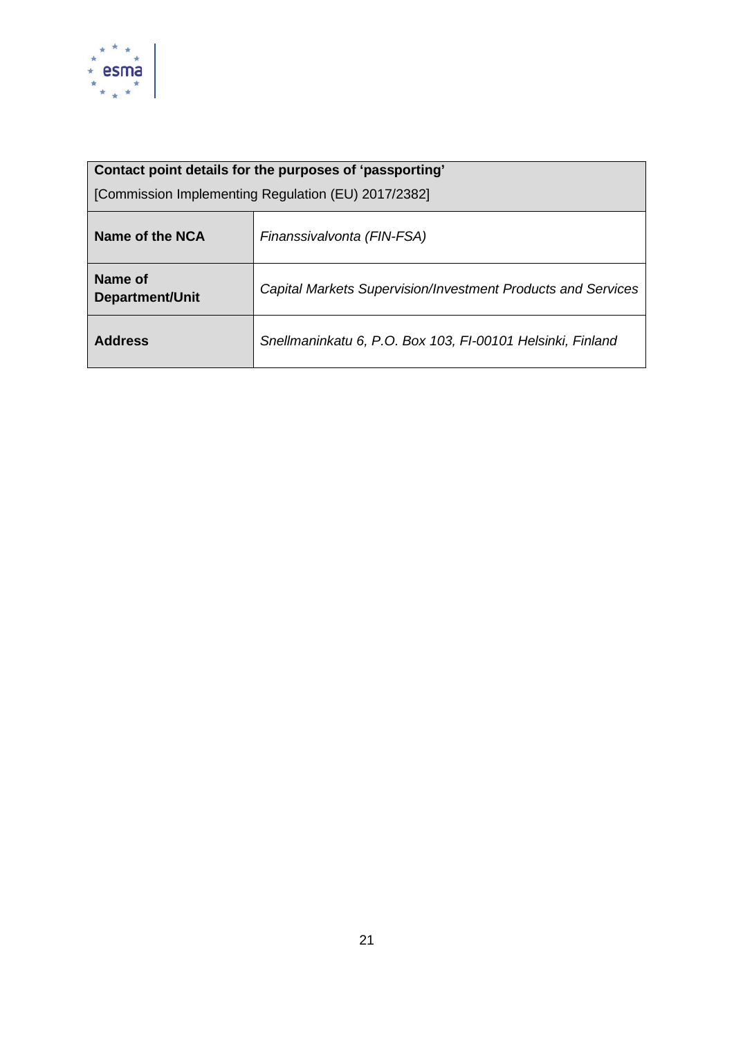| Contact point details for the purposes of 'passporting' [Commission Implementing Regulation (EU) 2017/2382] | |
|---|---|
| **Name of the NCA** | *Finanssivalvonta (FIN-FSA)* |
| **Name of Department/Unit** | *Capital Markets Supervision/Investment Products and Services* |
| **Address** | *Snellmaninkatu 6, P.O. Box 103, FI-00101 Helsinki, Finland* |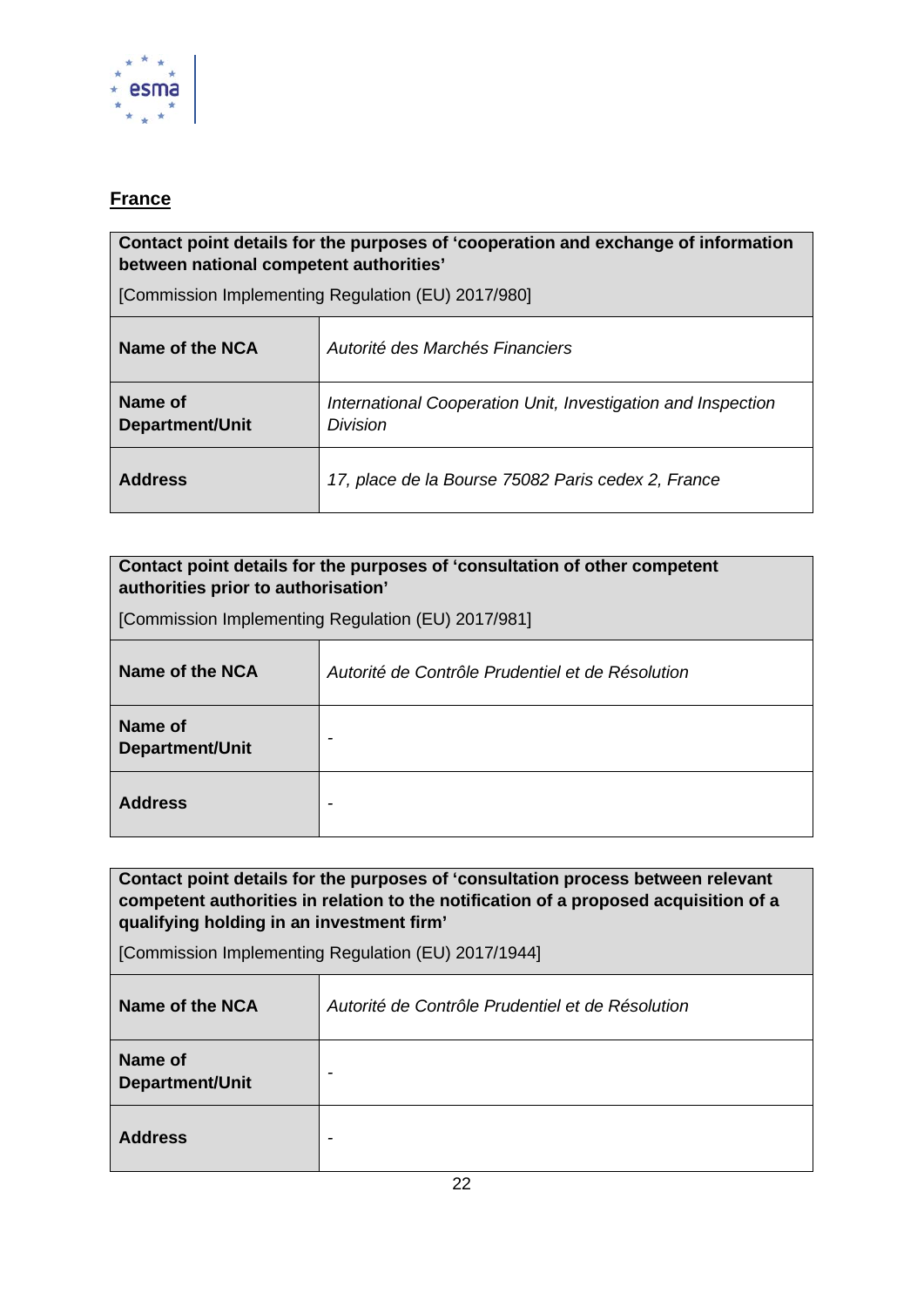## France

| Contact point details for the purposes of 'cooperation and exchange of information between national competent authorities' [Commission Implementing Regulation (EU) 2017/980] | |
|---|---|
| **Name of the NCA** | *Autorité des Marchés Financiers* |
| **Name of Department/Unit** | *International Cooperation Unit, Investigation and Inspection Division* |
| **Address** | *17, place de la Bourse 75082 Paris cedex 2, France* |

| Contact point details for the purposes of 'consultation of other competent authorities prior to authorisation' [Commission Implementing Regulation (EU) 2017/981] | |
|---|---|
| **Name of the NCA** | *Autorité de Contrôle Prudentiel et de Résolution* |
| **Name of Department/Unit** | - |
| **Address** | - |

| Contact point details for the purposes of 'consultation process between relevant competent authorities in relation to the notification of a proposed acquisition of a qualifying holding in an investment firm' [Commission Implementing Regulation (EU) 2017/1944] | |
|---|---|
| **Name of the NCA** | *Autorité de Contrôle Prudentiel et de Résolution* |
| **Name of Department/Unit** | - |
| **Address** | - |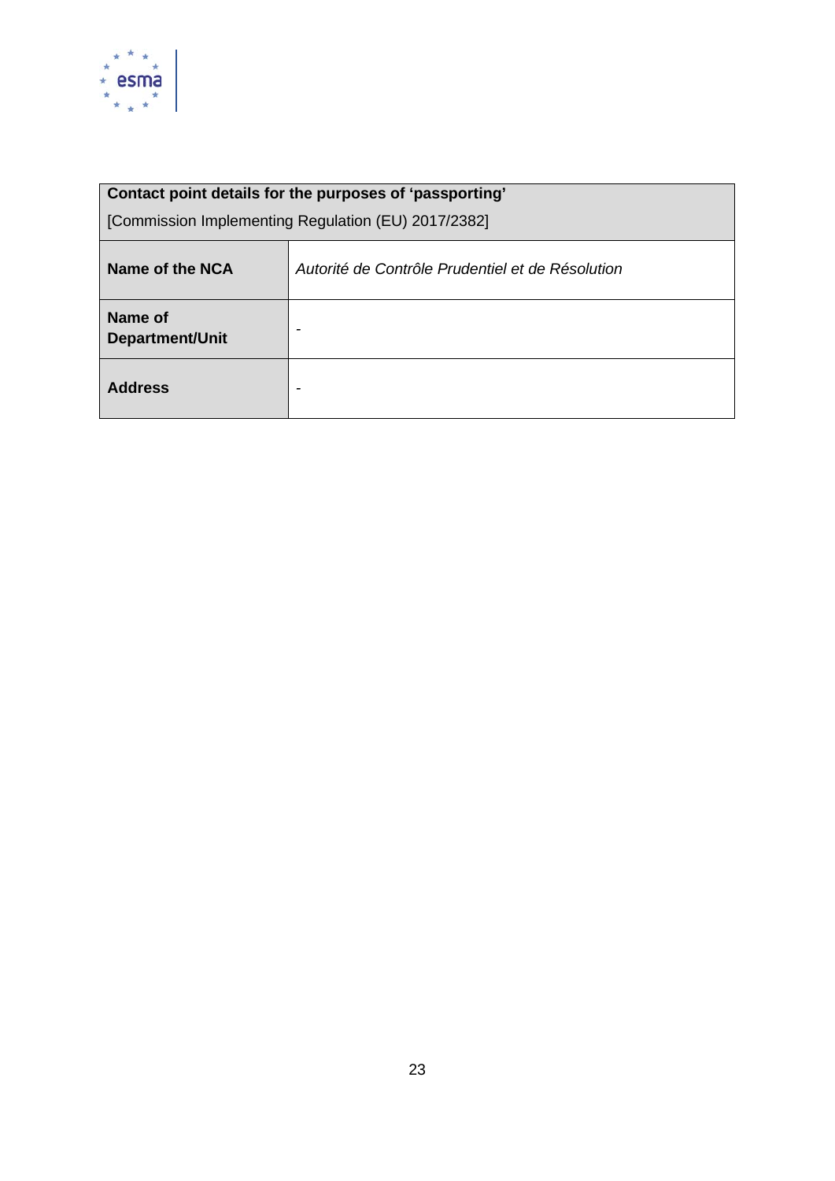| **Contact point details for the purposes of 'passporting'** [Commission Implementing Regulation (EU) 2017/2382] | |
|---|---|
| **Name of the NCA** | *Autorité de Contrôle Prudentiel et de Résolution* |
| **Name of Department/Unit** | - |
| **Address** | - |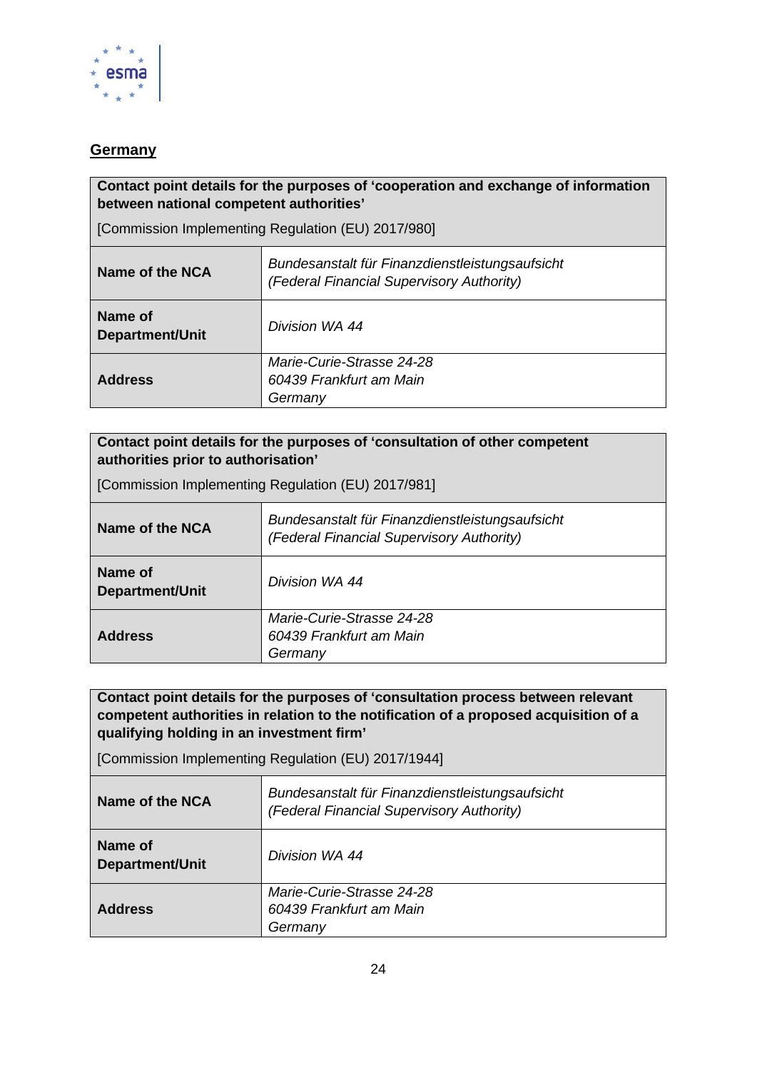**Germany**

| Contact point details for the purposes of 'cooperation and exchange of information between national competent authorities'<br><br>[Commission Implementing Regulation (EU) 2017/980] | |
|---|---|
| **Name of the NCA** | *Bundesanstalt für Finanzdienstleistungsaufsicht (Federal Financial Supervisory Authority)* |
| **Name of Department/Unit** | *Division WA 44* |
| **Address** | *Marie-Curie-Strasse 24-28*<br>*60439 Frankfurt am Main*<br>*Germany* |

| Contact point details for the purposes of 'consultation of other competent authorities prior to authorisation'<br><br>[Commission Implementing Regulation (EU) 2017/981] | |
|---|---|
| **Name of the NCA** | *Bundesanstalt für Finanzdienstleistungsaufsicht (Federal Financial Supervisory Authority)* |
| **Name of Department/Unit** | *Division WA 44* |
| **Address** | *Marie-Curie-Strasse 24-28*<br>*60439 Frankfurt am Main*<br>*Germany* |

| Contact point details for the purposes of 'consultation process between relevant competent authorities in relation to the notification of a proposed acquisition of a qualifying holding in an investment firm'<br><br>[Commission Implementing Regulation (EU) 2017/1944] | |
|---|---|
| **Name of the NCA** | *Bundesanstalt für Finanzdienstleistungsaufsicht (Federal Financial Supervisory Authority)* |
| **Name of Department/Unit** | *Division WA 44* |
| **Address** | *Marie-Curie-Strasse 24-28*<br>*60439 Frankfurt am Main*<br>*Germany* |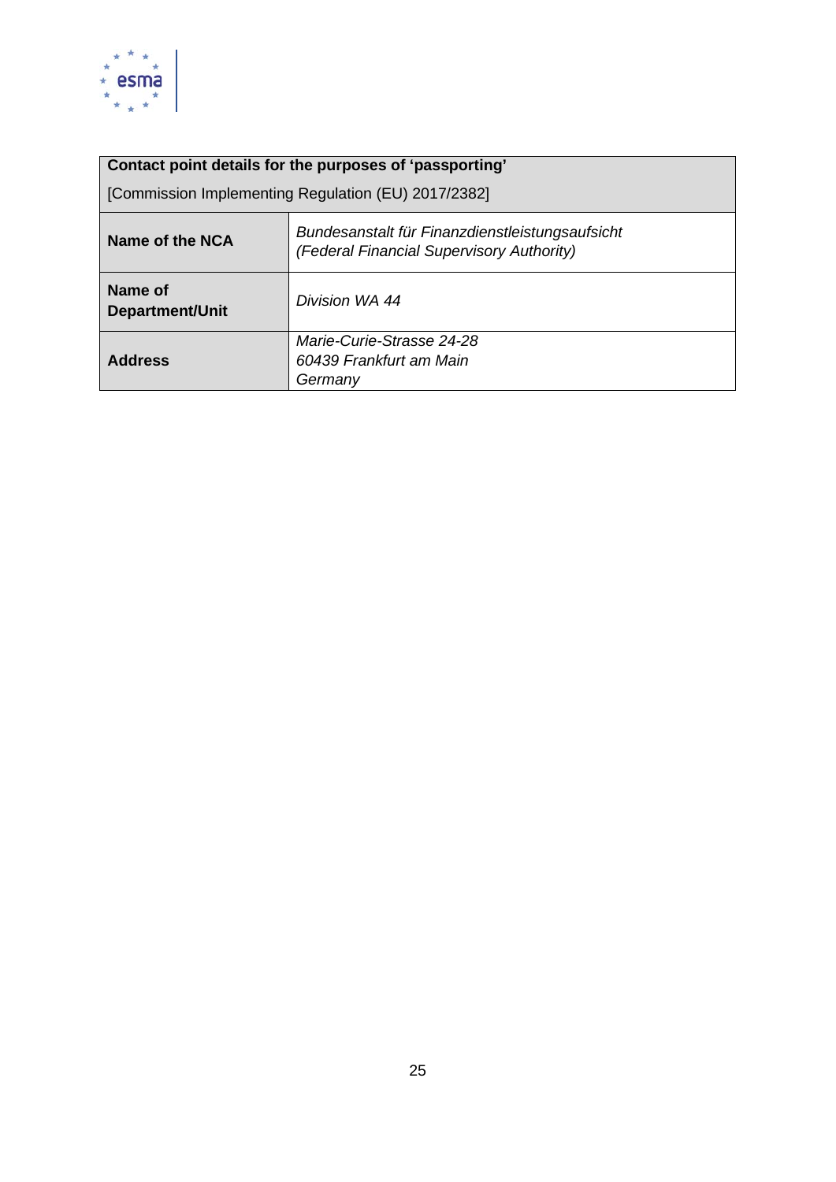| **Contact point details for the purposes of ‘passporting’**<br><br>[Commission Implementing Regulation (EU) 2017/2382] | |
|---|---|
| **Name of the NCA** | *Bundesanstalt für Finanzdienstleistungsaufsicht*<br>*(Federal Financial Supervisory Authority)* |
| **Name of Department/Unit** | *Division WA 44* |
| **Address** | *Marie-Curie-Strasse 24-28*<br>*60439 Frankfurt am Main*<br>*Germany* |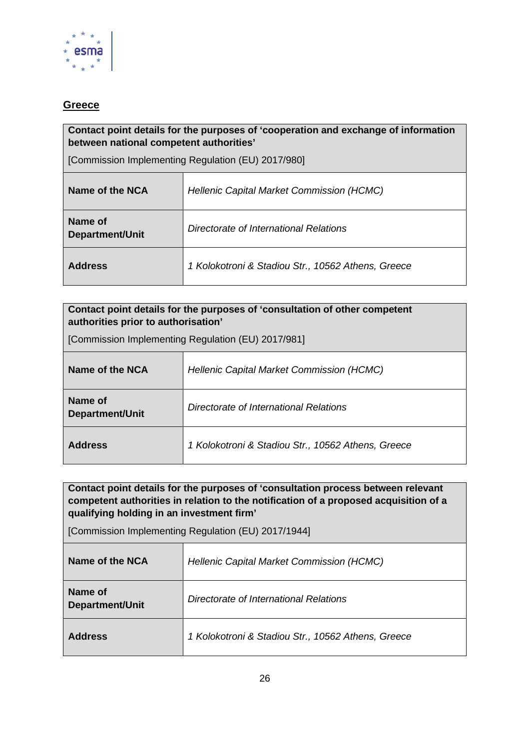## Greece

| **Contact point details for the purposes of 'cooperation and exchange of information between national competent authorities'**<br><br>[Commission Implementing Regulation (EU) 2017/980] | |
|---|---|
| **Name of the NCA** | *Hellenic Capital Market Commission (HCMC)* |
| **Name of Department/Unit** | *Directorate of International Relations* |
| **Address** | *1 Kolokotroni & Stadiou Str., 10562 Athens, Greece* |

| **Contact point details for the purposes of 'consultation of other competent authorities prior to authorisation'**<br><br>[Commission Implementing Regulation (EU) 2017/981] | |
|---|---|
| **Name of the NCA** | *Hellenic Capital Market Commission (HCMC)* |
| **Name of Department/Unit** | *Directorate of International Relations* |
| **Address** | *1 Kolokotroni & Stadiou Str., 10562 Athens, Greece* |

| **Contact point details for the purposes of 'consultation process between relevant competent authorities in relation to the notification of a proposed acquisition of a qualifying holding in an investment firm'**<br><br>[Commission Implementing Regulation (EU) 2017/1944] | |
|---|---|
| **Name of the NCA** | *Hellenic Capital Market Commission (HCMC)* |
| **Name of Department/Unit** | *Directorate of International Relations* |
| **Address** | *1 Kolokotroni & Stadiou Str., 10562 Athens, Greece* |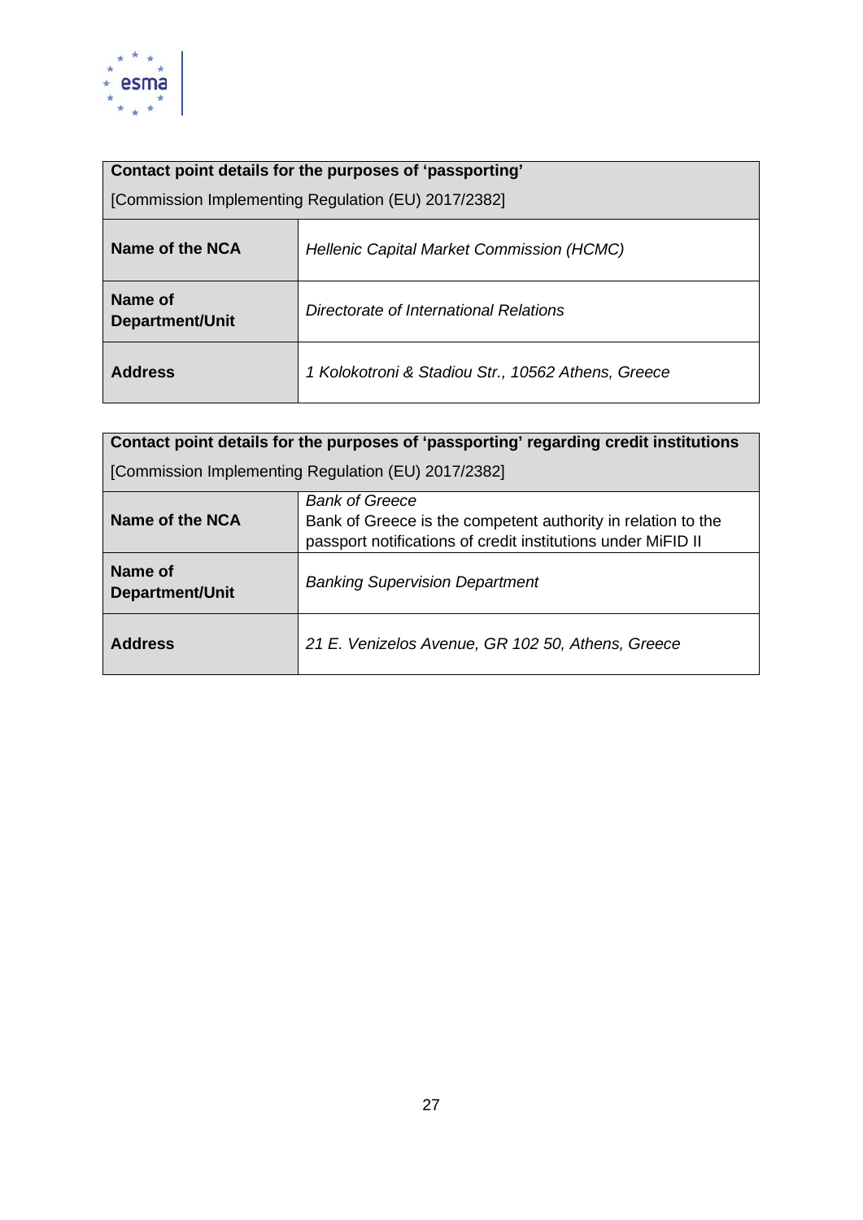| **Contact point details for the purposes of 'passporting'** [Commission Implementing Regulation (EU) 2017/2382] | |
|---|---|
| **Name of the NCA** | *Hellenic Capital Market Commission (HCMC)* |
| **Name of Department/Unit** | *Directorate of International Relations* |
| **Address** | *1 Kolokotroni & Stadiou Str., 10562 Athens, Greece* |

| **Contact point details for the purposes of 'passporting' regarding credit institutions** [Commission Implementing Regulation (EU) 2017/2382] | |
|---|---|
| **Name of the NCA** | *Bank of Greece* Bank of Greece is the competent authority in relation to the passport notifications of credit institutions under MiFID II |
| **Name of Department/Unit** | *Banking Supervision Department* |
| **Address** | *21 E. Venizelos Avenue, GR 102 50, Athens, Greece* |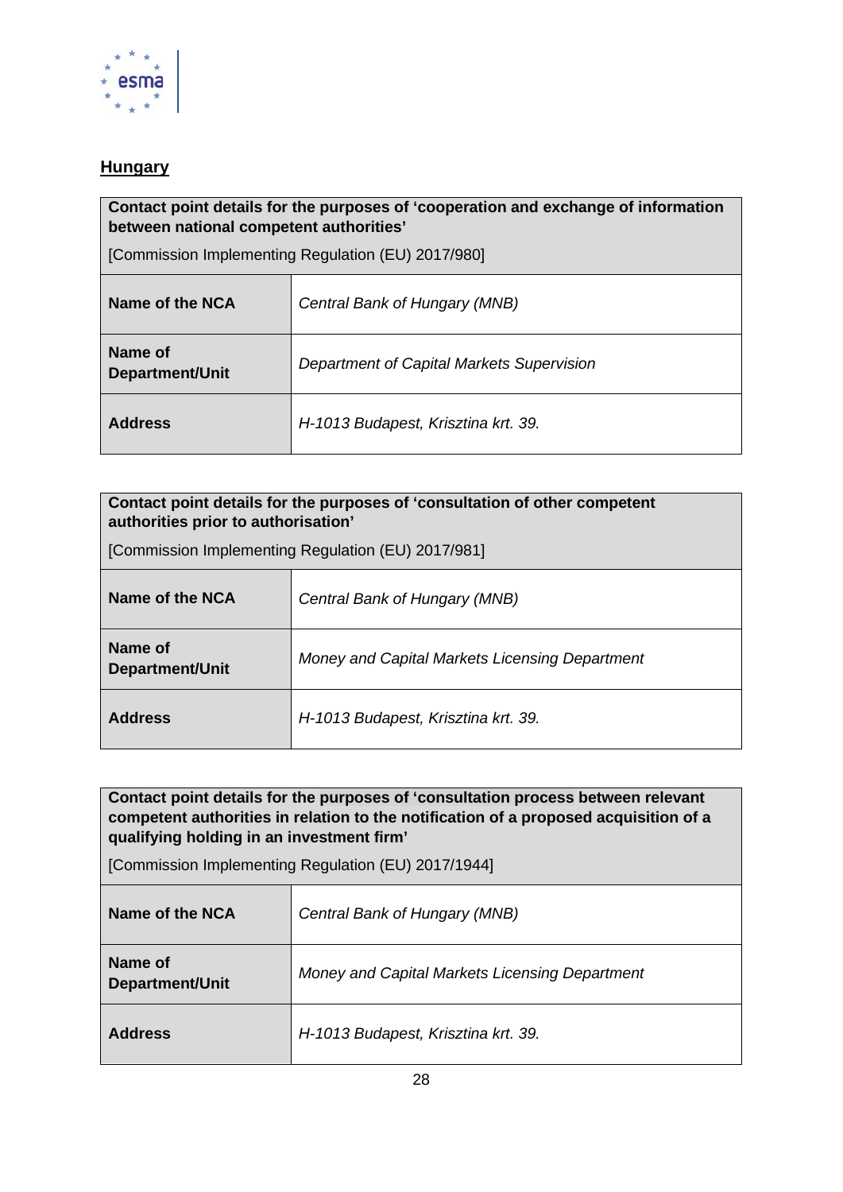**Hungary**

| **Contact point details for the purposes of 'cooperation and exchange of information between national competent authorities'**<br><br>[Commission Implementing Regulation (EU) 2017/980] | |
|---|---|
| **Name of the NCA** | *Central Bank of Hungary (MNB)* |
| **Name of Department/Unit** | *Department of Capital Markets Supervision* |
| **Address** | *H-1013 Budapest, Krisztina krt. 39.* |

| **Contact point details for the purposes of 'consultation of other competent authorities prior to authorisation'**<br><br>[Commission Implementing Regulation (EU) 2017/981] | |
|---|---|
| **Name of the NCA** | *Central Bank of Hungary (MNB)* |
| **Name of Department/Unit** | *Money and Capital Markets Licensing Department* |
| **Address** | *H-1013 Budapest, Krisztina krt. 39.* |

| **Contact point details for the purposes of 'consultation process between relevant competent authorities in relation to the notification of a proposed acquisition of a qualifying holding in an investment firm'**<br><br>[Commission Implementing Regulation (EU) 2017/1944] | |
|---|---|
| **Name of the NCA** | *Central Bank of Hungary (MNB)* |
| **Name of Department/Unit** | *Money and Capital Markets Licensing Department* |
| **Address** | *H-1013 Budapest, Krisztina krt. 39.* |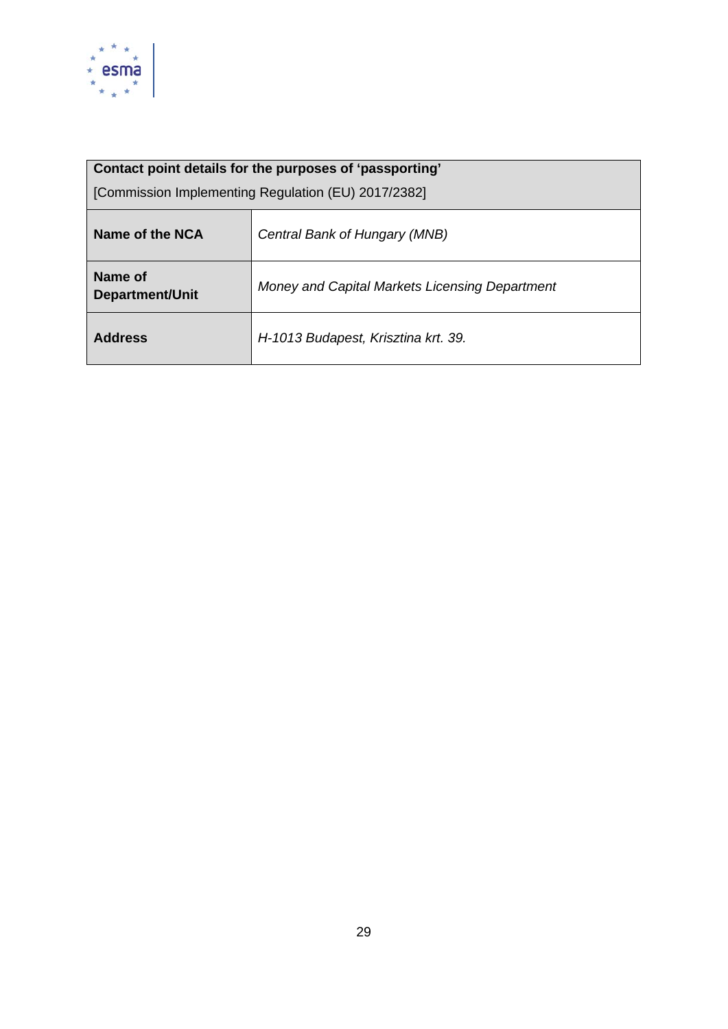| **Contact point details for the purposes of 'passporting'** [Commission Implementing Regulation (EU) 2017/2382] | |
|---|---|
| **Name of the NCA** | *Central Bank of Hungary (MNB)* |
| **Name of Department/Unit** | *Money and Capital Markets Licensing Department* |
| **Address** | *H-1013 Budapest, Krisztina krt. 39.* |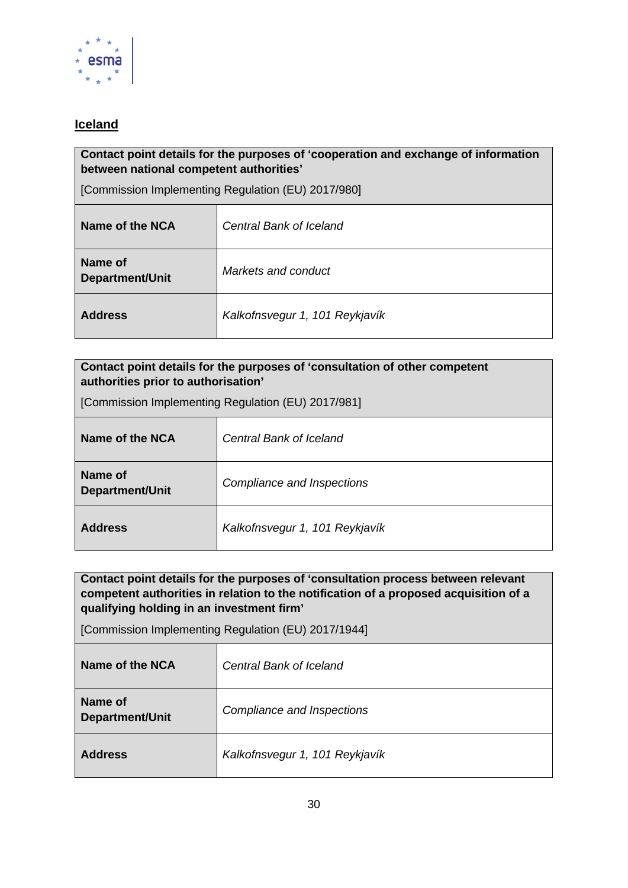## Iceland

| **Contact point details for the purposes of 'cooperation and exchange of information between national competent authorities'** [Commission Implementing Regulation (EU) 2017/980] | |
|---|---|
| **Name of the NCA** | *Central Bank of Iceland* |
| **Name of Department/Unit** | *Markets and conduct* |
| **Address** | *Kalkofnsvegur 1, 101 Reykjavík* |

| **Contact point details for the purposes of 'consultation of other competent authorities prior to authorisation'** [Commission Implementing Regulation (EU) 2017/981] | |
|---|---|
| **Name of the NCA** | *Central Bank of Iceland* |
| **Name of Department/Unit** | *Compliance and Inspections* |
| **Address** | *Kalkofnsvegur 1, 101 Reykjavík* |

| **Contact point details for the purposes of 'consultation process between relevant competent authorities in relation to the notification of a proposed acquisition of a qualifying holding in an investment firm'** [Commission Implementing Regulation (EU) 2017/1944] | |
|---|---|
| **Name of the NCA** | *Central Bank of Iceland* |
| **Name of Department/Unit** | *Compliance and Inspections* |
| **Address** | *Kalkofnsvegur 1, 101 Reykjavík* |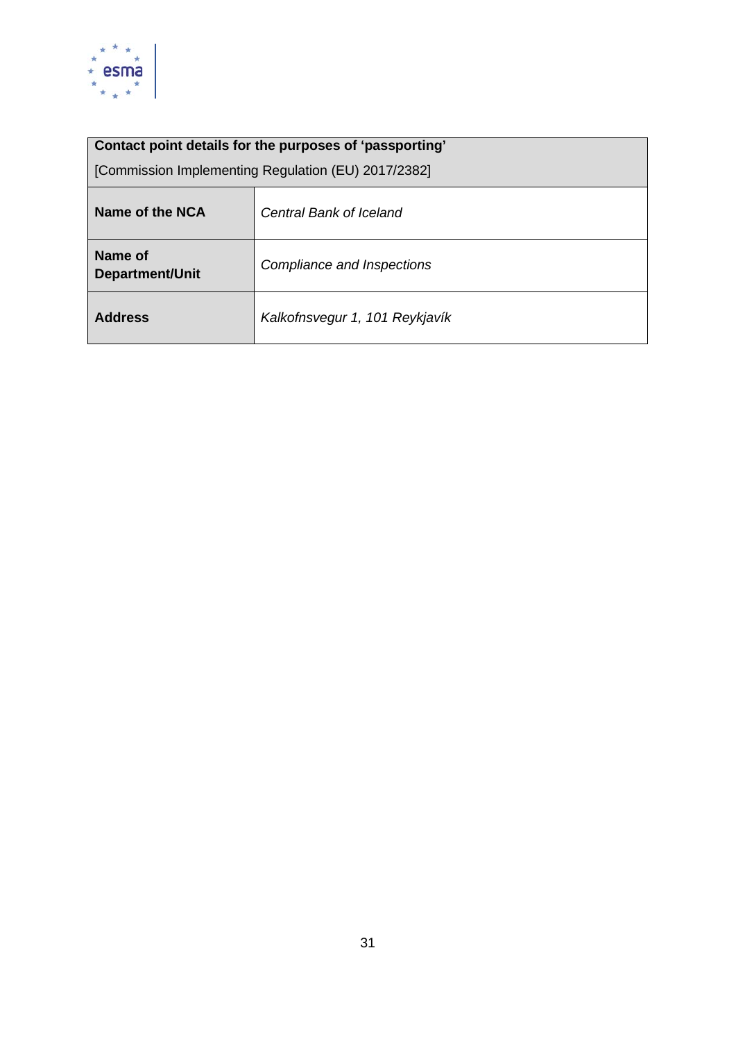| **Contact point details for the purposes of 'passporting'**<br>[Commission Implementing Regulation (EU) 2017/2382] | |
|---|---|
| **Name of the NCA** | *Central Bank of Iceland* |
| **Name of Department/Unit** | *Compliance and Inspections* |
| **Address** | *Kalkofnsvegur 1, 101 Reykjavík* |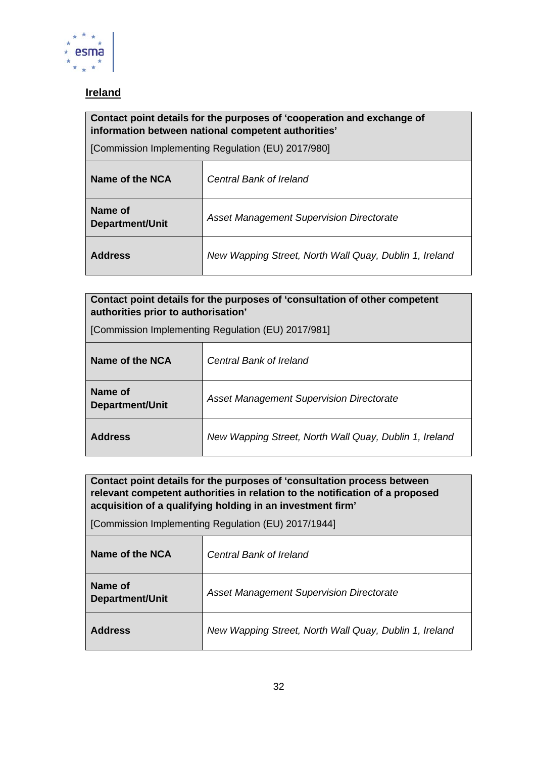## Ireland

| **Contact point details for the purposes of 'cooperation and exchange of information between national competent authorities'**<br><br>[Commission Implementing Regulation (EU) 2017/980] | |
|---|---|
| **Name of the NCA** | *Central Bank of Ireland* |
| **Name of Department/Unit** | *Asset Management Supervision Directorate* |
| **Address** | *New Wapping Street, North Wall Quay, Dublin 1, Ireland* |

| **Contact point details for the purposes of 'consultation of other competent authorities prior to authorisation'**<br><br>[Commission Implementing Regulation (EU) 2017/981] | |
|---|---|
| **Name of the NCA** | *Central Bank of Ireland* |
| **Name of Department/Unit** | *Asset Management Supervision Directorate* |
| **Address** | *New Wapping Street, North Wall Quay, Dublin 1, Ireland* |

| **Contact point details for the purposes of 'consultation process between relevant competent authorities in relation to the notification of a proposed acquisition of a qualifying holding in an investment firm'**<br><br>[Commission Implementing Regulation (EU) 2017/1944] | |
|---|---|
| **Name of the NCA** | *Central Bank of Ireland* |
| **Name of Department/Unit** | *Asset Management Supervision Directorate* |
| **Address** | *New Wapping Street, North Wall Quay, Dublin 1, Ireland* |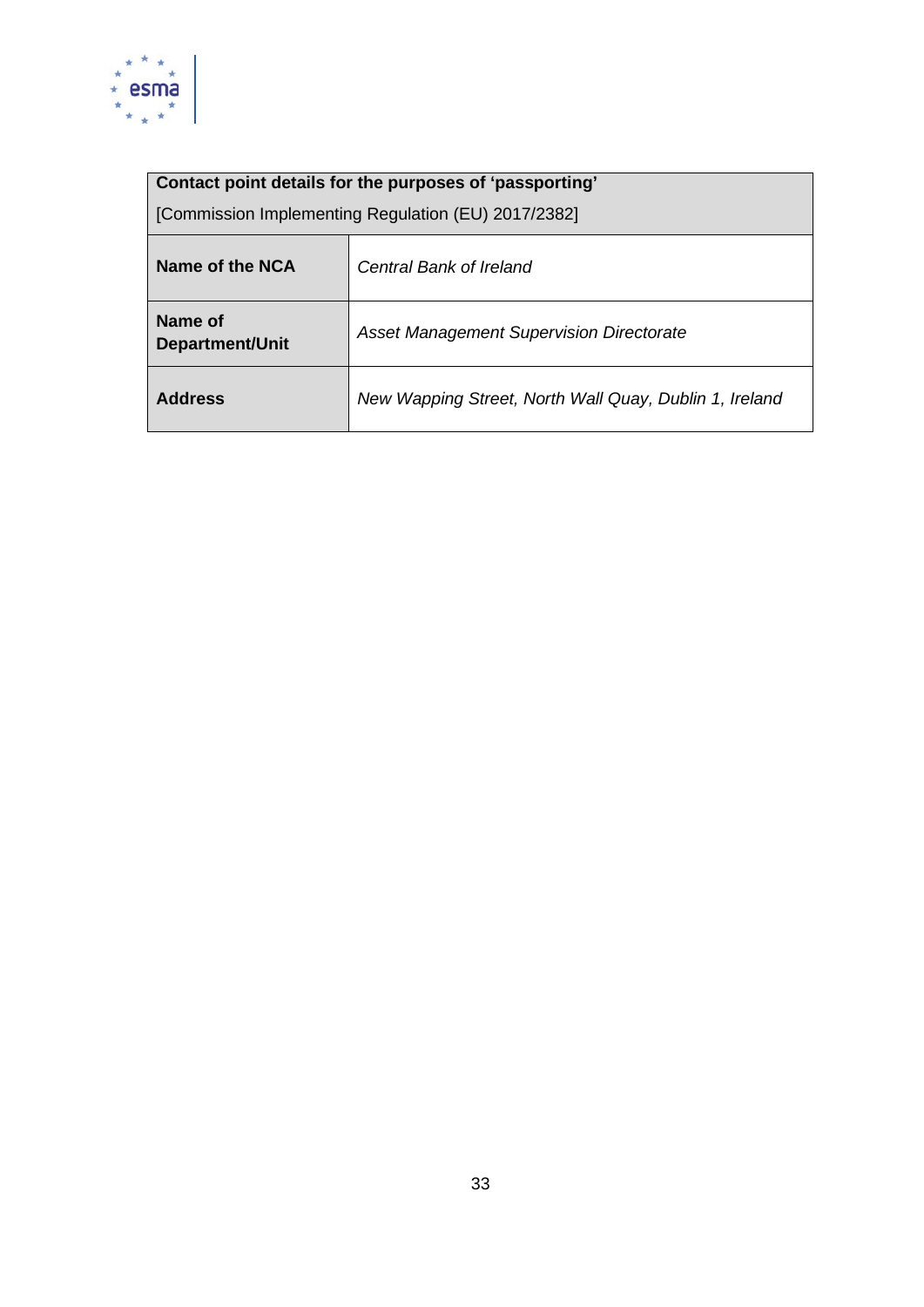| **Contact point details for the purposes of 'passporting'** [Commission Implementing Regulation (EU) 2017/2382] | |
|---|---|
| **Name of the NCA** | *Central Bank of Ireland* |
| **Name of Department/Unit** | *Asset Management Supervision Directorate* |
| **Address** | *New Wapping Street, North Wall Quay, Dublin 1, Ireland* |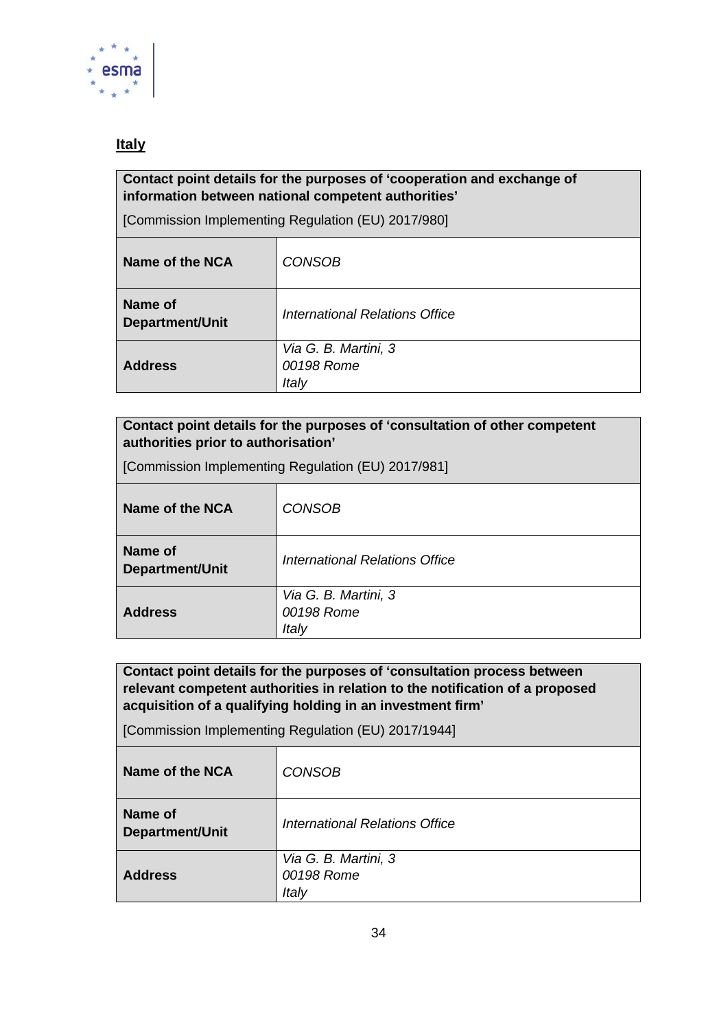## Italy

| Contact point details for the purposes of 'cooperation and exchange of information between national competent authorities'<br><br>[Commission Implementing Regulation (EU) 2017/980] | |
|---|---|
| **Name of the NCA** | *CONSOB* |
| **Name of Department/Unit** | *International Relations Office* |
| **Address** | *Via G. B. Martini, 3*<br>*00198 Rome*<br>*Italy* |

| Contact point details for the purposes of 'consultation of other competent authorities prior to authorisation'<br><br>[Commission Implementing Regulation (EU) 2017/981] | |
|---|---|
| **Name of the NCA** | *CONSOB* |
| **Name of Department/Unit** | *International Relations Office* |
| **Address** | *Via G. B. Martini, 3*<br>*00198 Rome*<br>*Italy* |

| Contact point details for the purposes of 'consultation process between relevant competent authorities in relation to the notification of a proposed acquisition of a qualifying holding in an investment firm'<br><br>[Commission Implementing Regulation (EU) 2017/1944] | |
|---|---|
| **Name of the NCA** | *CONSOB* |
| **Name of Department/Unit** | *International Relations Office* |
| **Address** | *Via G. B. Martini, 3*<br>*00198 Rome*<br>*Italy* |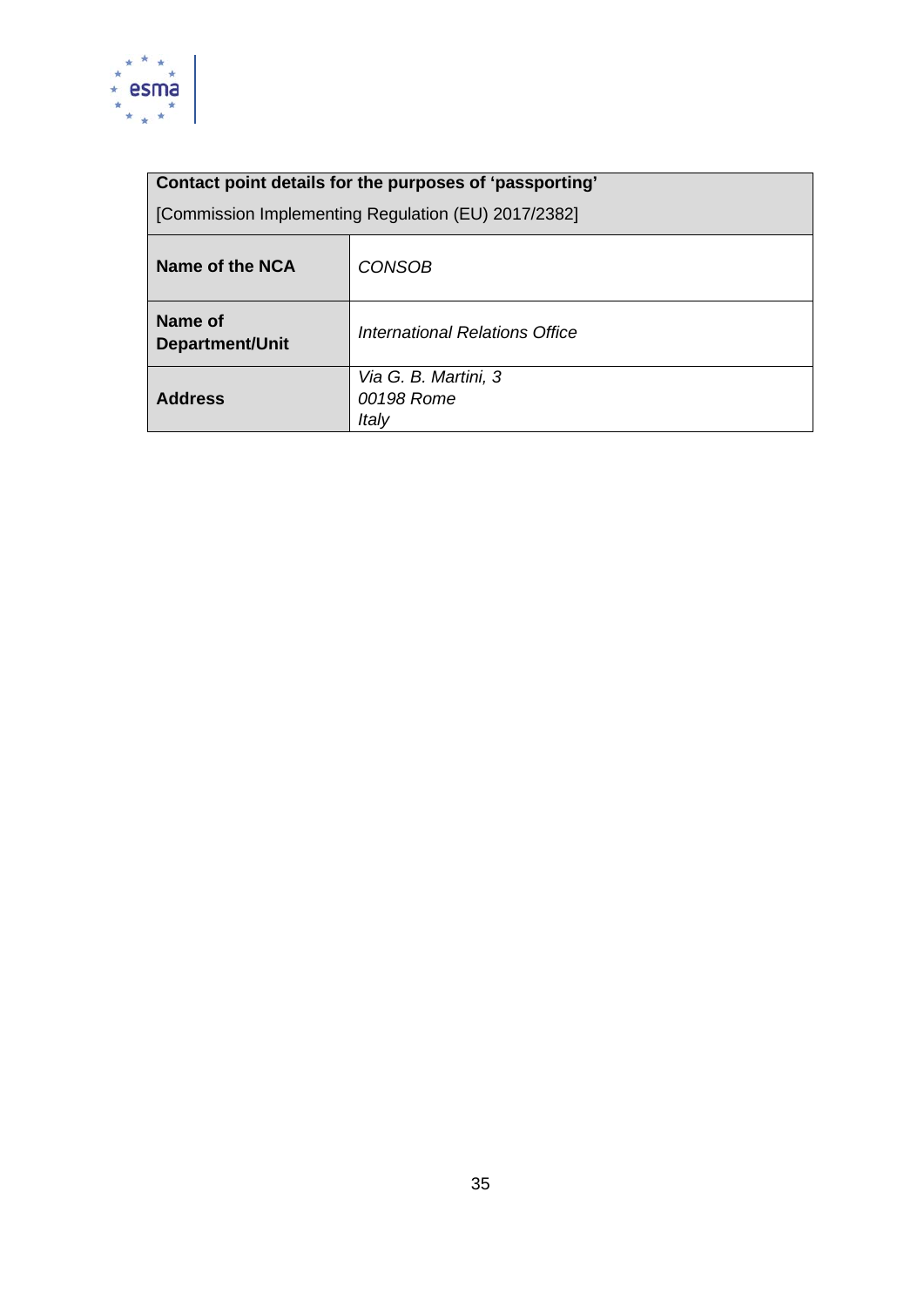| **Contact point details for the purposes of 'passporting'**<br>[Commission Implementing Regulation (EU) 2017/2382] | |
|---|---|
| **Name of the NCA** | *CONSOB* |
| **Name of Department/Unit** | *International Relations Office* |
| **Address** | *Via G. B. Martini, 3*<br>*00198 Rome*<br>*Italy* |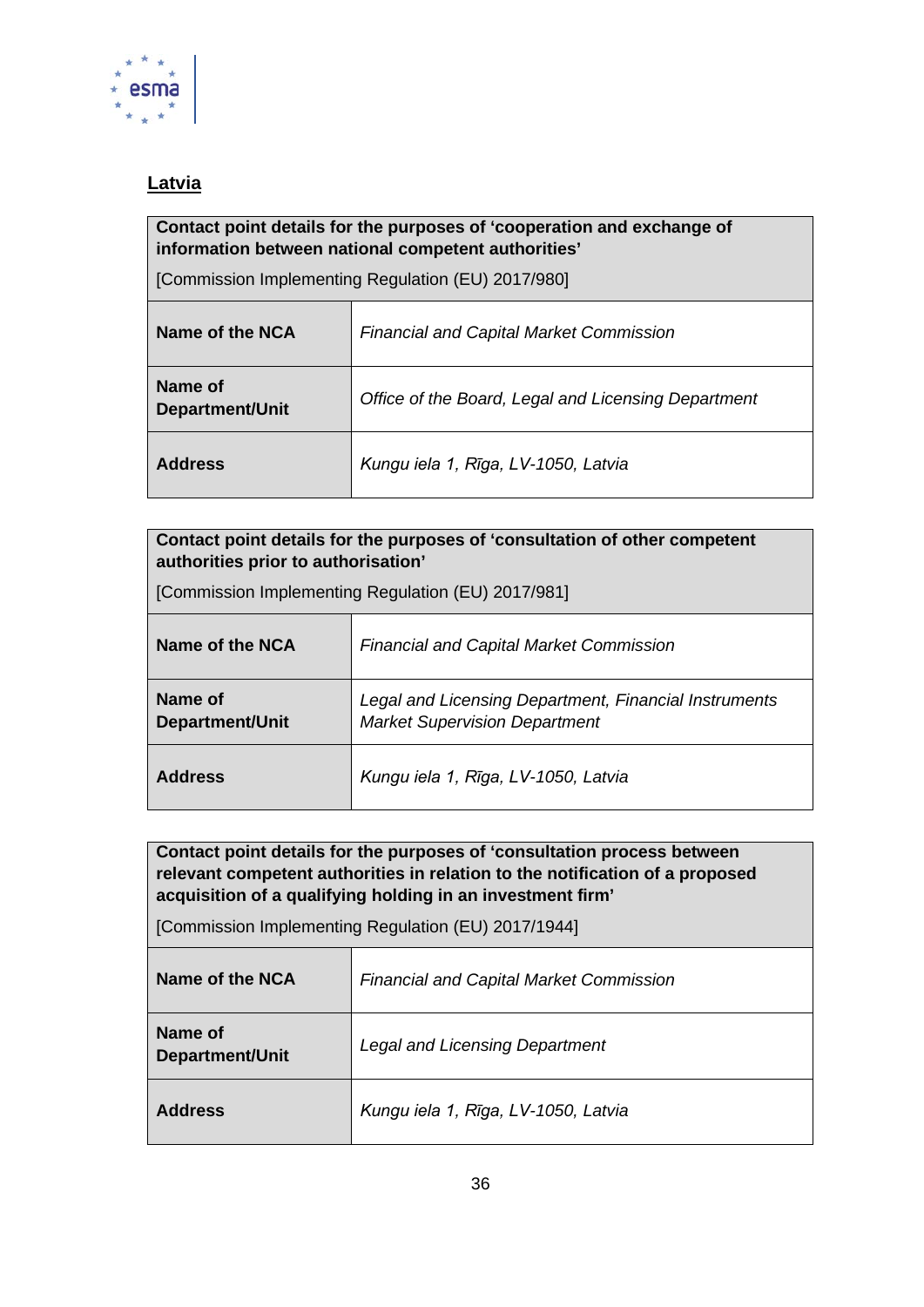## Latvia

| **Contact point details for the purposes of 'cooperation and exchange of information between national competent authorities'**<br><br>[Commission Implementing Regulation (EU) 2017/980] | |
|---|---|
| **Name of the NCA** | *Financial and Capital Market Commission* |
| **Name of Department/Unit** | *Office of the Board, Legal and Licensing Department* |
| **Address** | *Kungu iela 1, Rīga, LV-1050, Latvia* |

| **Contact point details for the purposes of 'consultation of other competent authorities prior to authorisation'**<br><br>[Commission Implementing Regulation (EU) 2017/981] | |
|---|---|
| **Name of the NCA** | *Financial and Capital Market Commission* |
| **Name of Department/Unit** | *Legal and Licensing Department, Financial Instruments Market Supervision Department* |
| **Address** | *Kungu iela 1, Rīga, LV-1050, Latvia* |

| **Contact point details for the purposes of 'consultation process between relevant competent authorities in relation to the notification of a proposed acquisition of a qualifying holding in an investment firm'**<br><br>[Commission Implementing Regulation (EU) 2017/1944] | |
|---|---|
| **Name of the NCA** | *Financial and Capital Market Commission* |
| **Name of Department/Unit** | *Legal and Licensing Department* |
| **Address** | *Kungu iela 1, Rīga, LV-1050, Latvia* |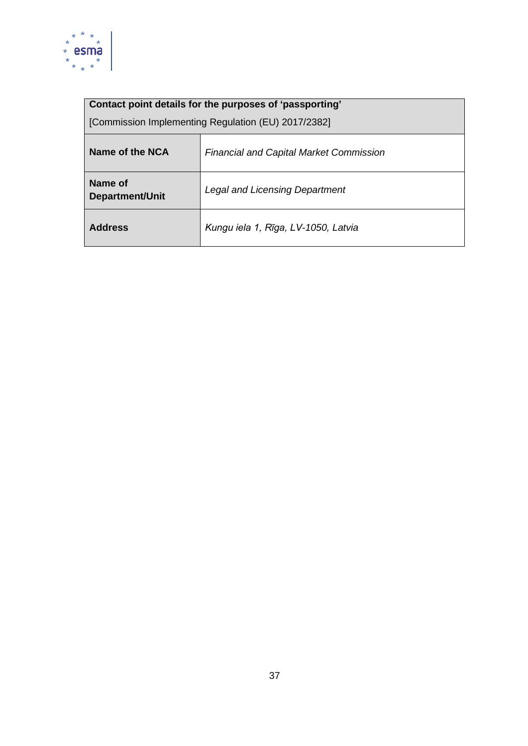| **Contact point details for the purposes of ‘passporting’**<br>[Commission Implementing Regulation (EU) 2017/2382] | |
|---|---|
| **Name of the NCA** | *Financial and Capital Market Commission* |
| **Name of Department/Unit** | *Legal and Licensing Department* |
| **Address** | *Kungu iela 1, Rīga, LV-1050, Latvia* |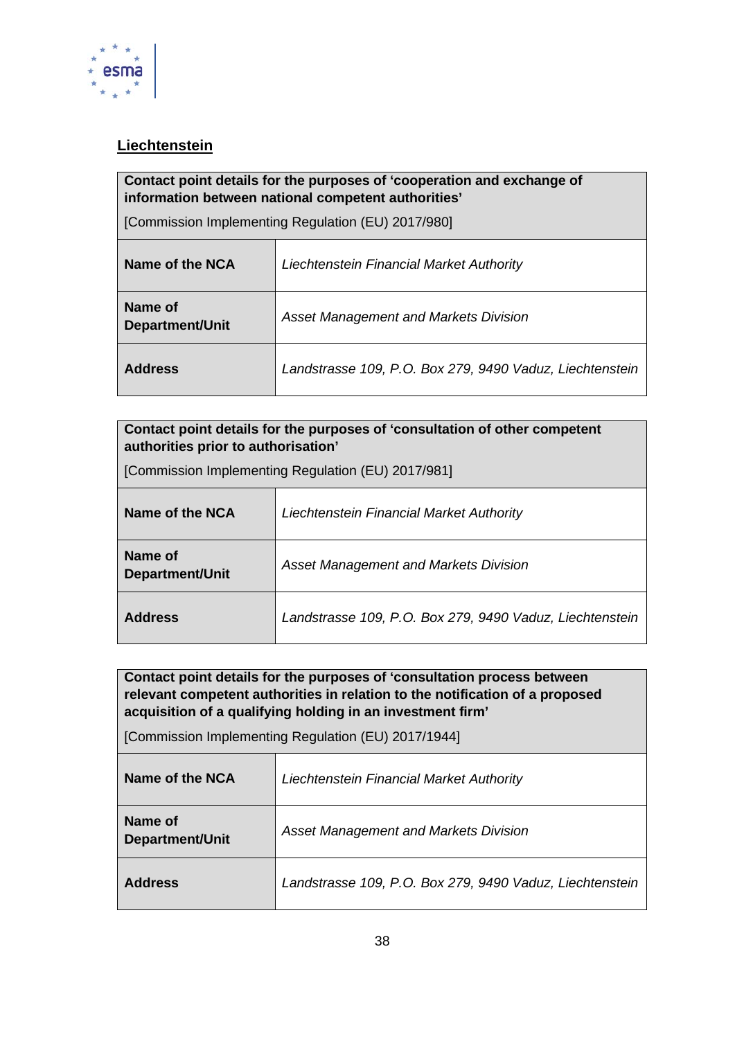## Liechtenstein

| **Contact point details for the purposes of 'cooperation and exchange of information between national competent authorities'** [Commission Implementing Regulation (EU) 2017/980] | |
|---|---|
| **Name of the NCA** | *Liechtenstein Financial Market Authority* |
| **Name of Department/Unit** | *Asset Management and Markets Division* |
| **Address** | *Landstrasse 109, P.O. Box 279, 9490 Vaduz, Liechtenstein* |

| **Contact point details for the purposes of 'consultation of other competent authorities prior to authorisation'** [Commission Implementing Regulation (EU) 2017/981] | |
|---|---|
| **Name of the NCA** | *Liechtenstein Financial Market Authority* |
| **Name of Department/Unit** | *Asset Management and Markets Division* |
| **Address** | *Landstrasse 109, P.O. Box 279, 9490 Vaduz, Liechtenstein* |

| **Contact point details for the purposes of 'consultation process between relevant competent authorities in relation to the notification of a proposed acquisition of a qualifying holding in an investment firm'** [Commission Implementing Regulation (EU) 2017/1944] | |
|---|---|
| **Name of the NCA** | *Liechtenstein Financial Market Authority* |
| **Name of Department/Unit** | *Asset Management and Markets Division* |
| **Address** | *Landstrasse 109, P.O. Box 279, 9490 Vaduz, Liechtenstein* |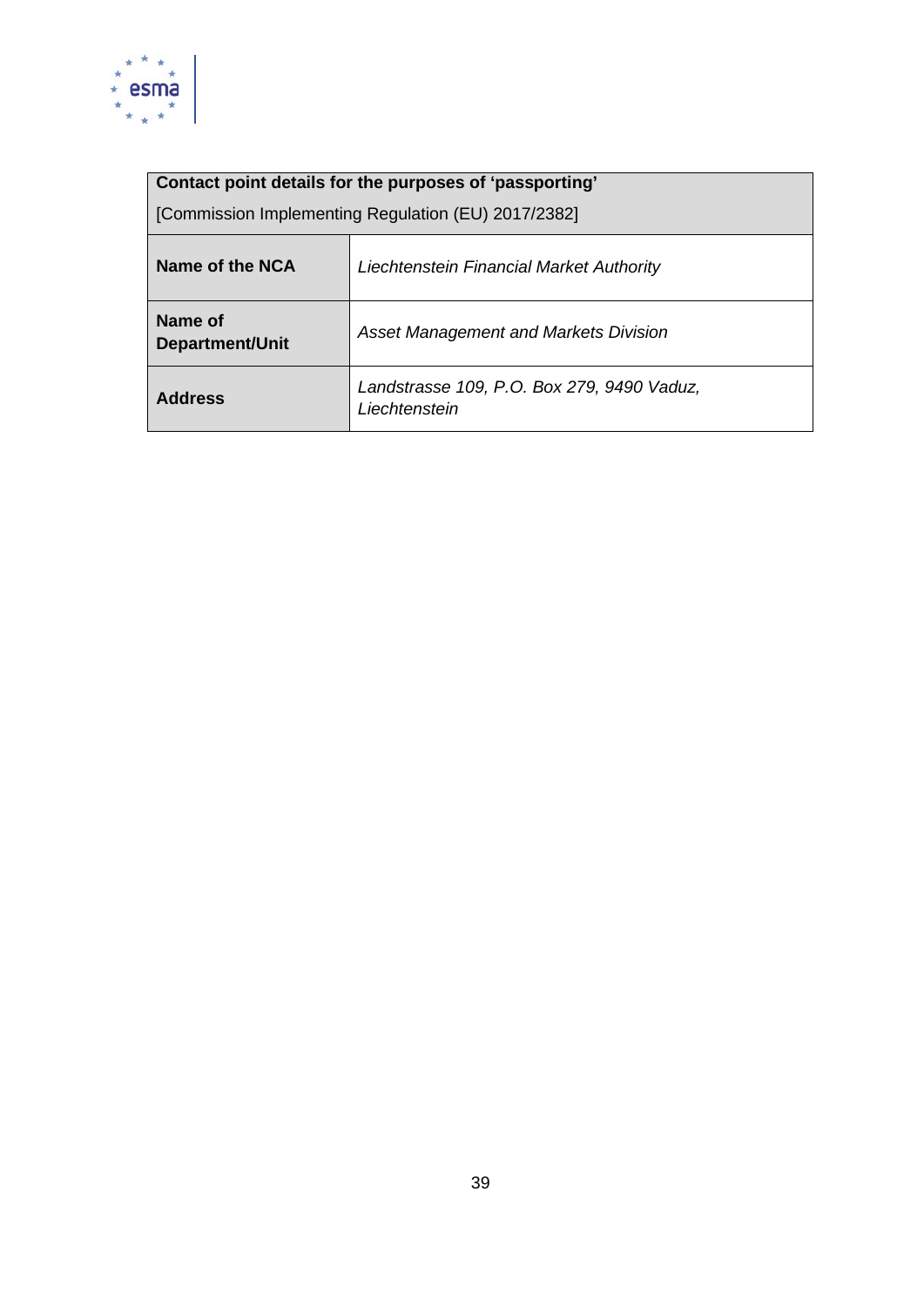| **Contact point details for the purposes of 'passporting'** [Commission Implementing Regulation (EU) 2017/2382] | |
|---|---|
| **Name of the NCA** | *Liechtenstein Financial Market Authority* |
| **Name of Department/Unit** | *Asset Management and Markets Division* |
| **Address** | *Landstrasse 109, P.O. Box 279, 9490 Vaduz, Liechtenstein* |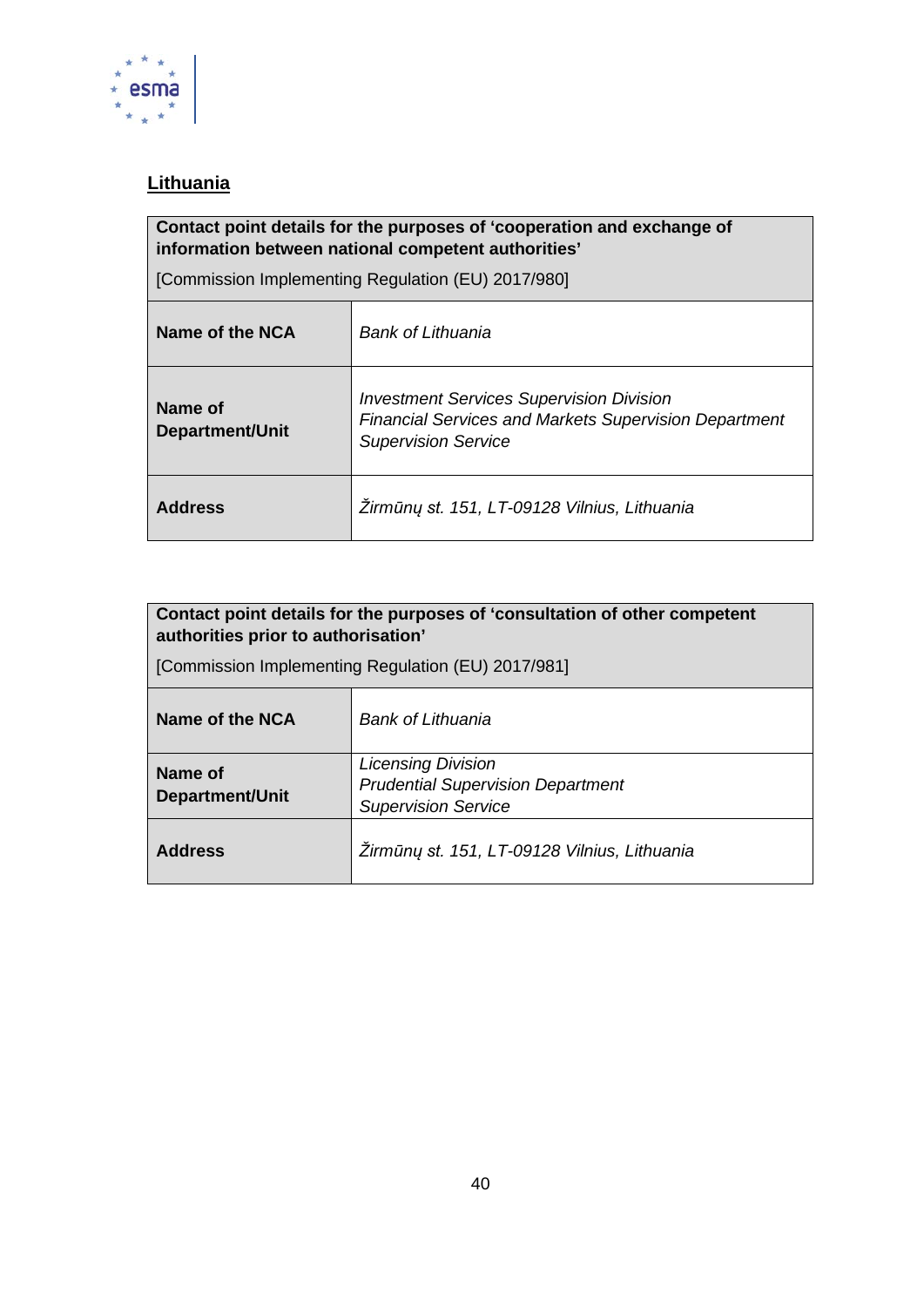## Lithuania

| Contact point details for the purposes of 'cooperation and exchange of information between national competent authorities'<br><br>[Commission Implementing Regulation (EU) 2017/980] | |
|---|---|
| **Name of the NCA** | *Bank of Lithuania* |
| **Name of Department/Unit** | *Investment Services Supervision Division*<br>*Financial Services and Markets Supervision Department*<br>*Supervision Service* |
| **Address** | *Žirmūnų st. 151, LT-09128 Vilnius, Lithuania* |

| Contact point details for the purposes of 'consultation of other competent authorities prior to authorisation'<br><br>[Commission Implementing Regulation (EU) 2017/981] | |
|---|---|
| **Name of the NCA** | *Bank of Lithuania* |
| **Name of Department/Unit** | *Licensing Division*<br>*Prudential Supervision Department*<br>*Supervision Service* |
| **Address** | *Žirmūnų st. 151, LT-09128 Vilnius, Lithuania* |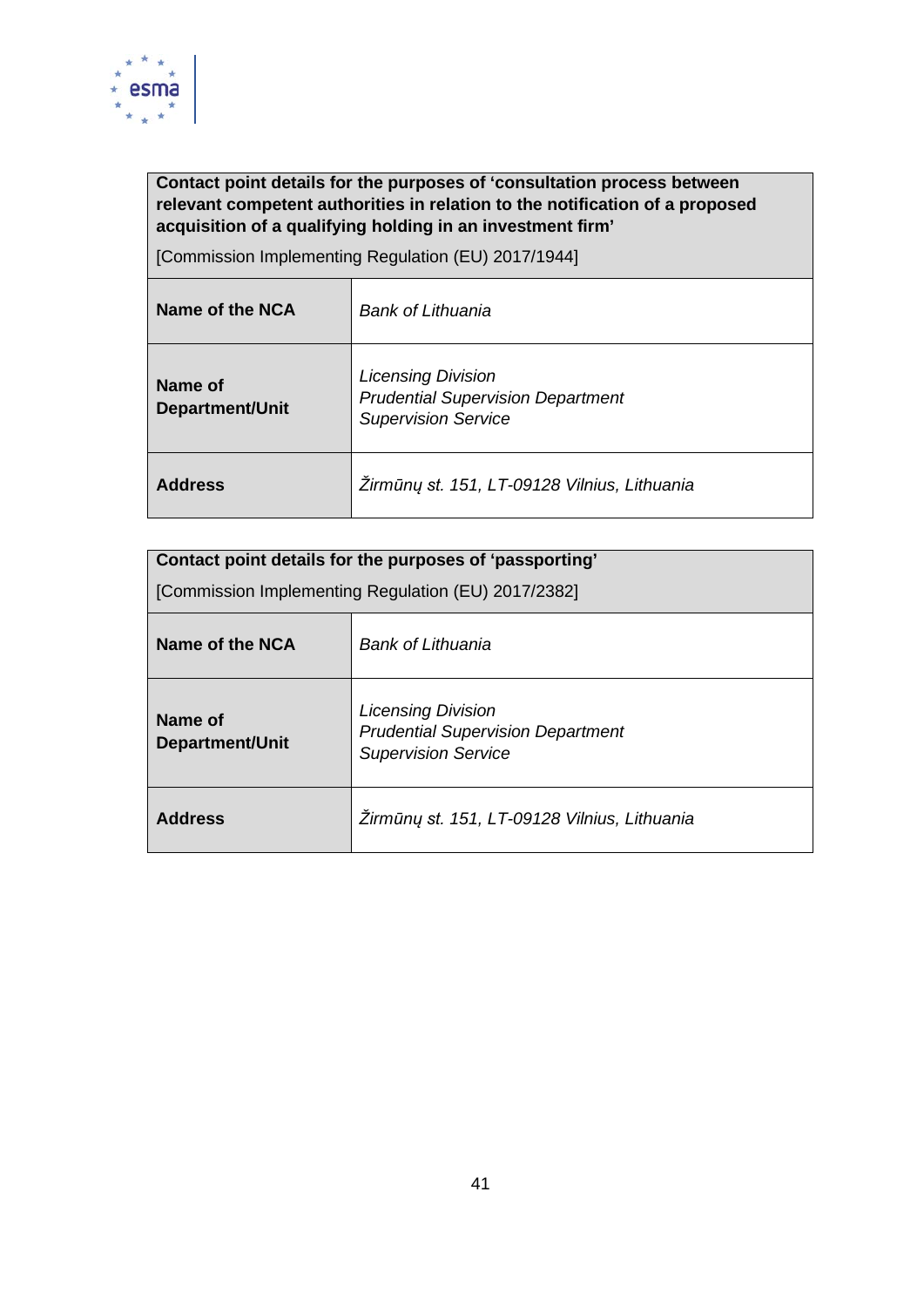| **Contact point details for the purposes of ‘consultation process between relevant competent authorities in relation to the notification of a proposed acquisition of a qualifying holding in an investment firm’**<br><br>[Commission Implementing Regulation (EU) 2017/1944] | |
|---|---|
| **Name of the NCA** | *Bank of Lithuania* |
| **Name of Department/Unit** | *Licensing Division*<br>*Prudential Supervision Department*<br>*Supervision Service* |
| **Address** | *Žirmūnų st. 151, LT-09128 Vilnius, Lithuania* |

| **Contact point details for the purposes of ‘passporting’**<br><br>[Commission Implementing Regulation (EU) 2017/2382] | |
|---|---|
| **Name of the NCA** | *Bank of Lithuania* |
| **Name of Department/Unit** | *Licensing Division*<br>*Prudential Supervision Department*<br>*Supervision Service* |
| **Address** | *Žirmūnų st. 151, LT-09128 Vilnius, Lithuania* |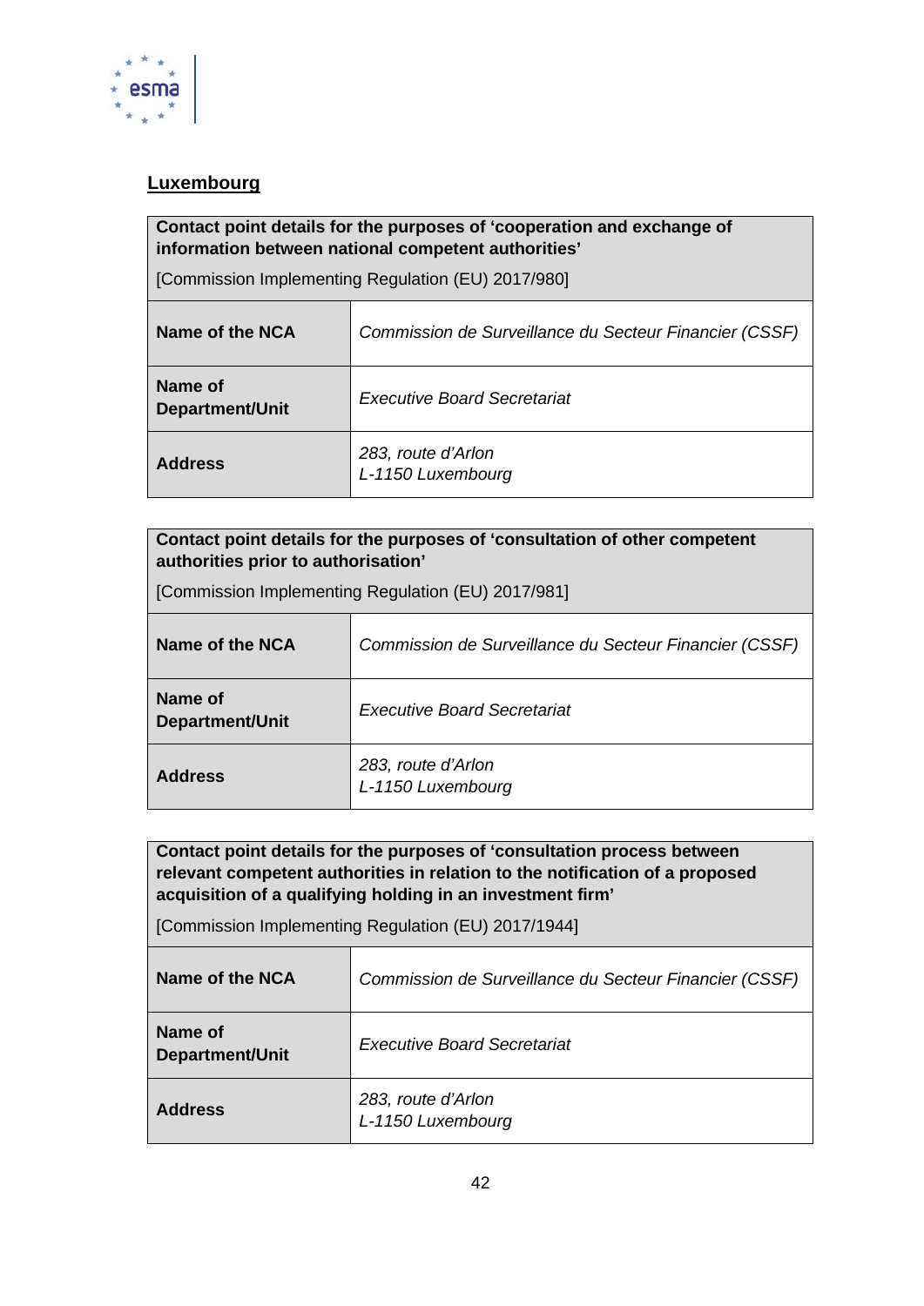## Luxembourg

| **Contact point details for the purposes of 'cooperation and exchange of information between national competent authorities'** [Commission Implementing Regulation (EU) 2017/980] | |
|---|---|
| **Name of the NCA** | *Commission de Surveillance du Secteur Financier (CSSF)* |
| **Name of Department/Unit** | *Executive Board Secretariat* |
| **Address** | *283, route d'Arlon*<br>*L-1150 Luxembourg* |

| **Contact point details for the purposes of 'consultation of other competent authorities prior to authorisation'** [Commission Implementing Regulation (EU) 2017/981] | |
|---|---|
| **Name of the NCA** | *Commission de Surveillance du Secteur Financier (CSSF)* |
| **Name of Department/Unit** | *Executive Board Secretariat* |
| **Address** | *283, route d'Arlon*<br>*L-1150 Luxembourg* |

| **Contact point details for the purposes of 'consultation process between relevant competent authorities in relation to the notification of a proposed acquisition of a qualifying holding in an investment firm'** [Commission Implementing Regulation (EU) 2017/1944] | |
|---|---|
| **Name of the NCA** | *Commission de Surveillance du Secteur Financier (CSSF)* |
| **Name of Department/Unit** | *Executive Board Secretariat* |
| **Address** | *283, route d'Arlon*<br>*L-1150 Luxembourg* |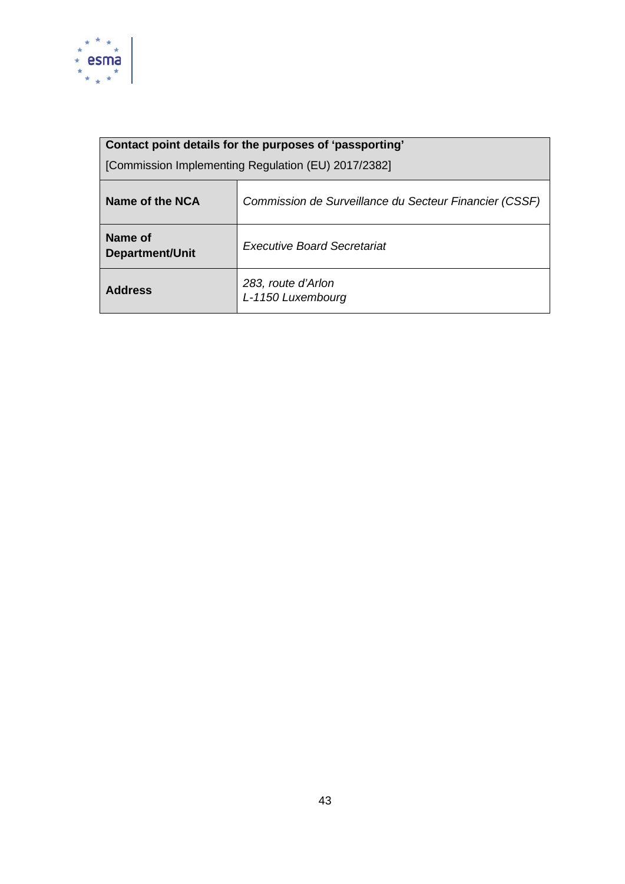| **Contact point details for the purposes of ‘passporting’**<br>[Commission Implementing Regulation (EU) 2017/2382] | |
|---|---|
| **Name of the NCA** | *Commission de Surveillance du Secteur Financier (CSSF)* |
| **Name of Department/Unit** | *Executive Board Secretariat* |
| **Address** | *283, route d’Arlon*<br>*L-1150 Luxembourg* |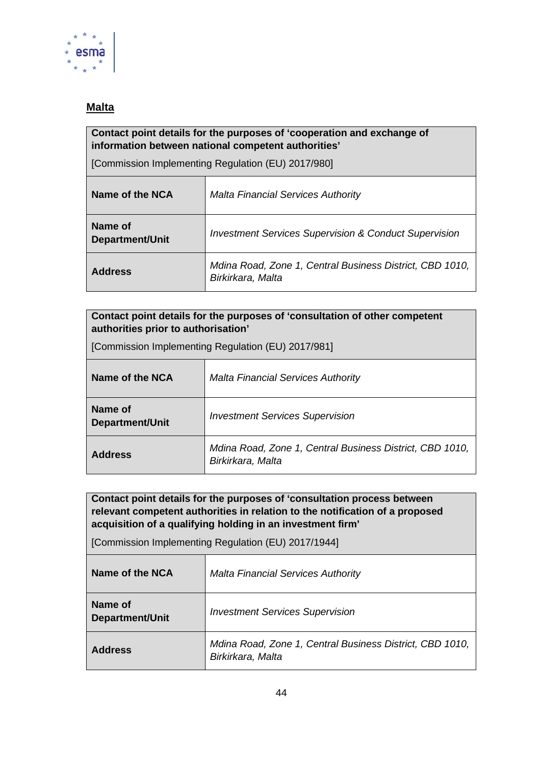**Malta**

| **Contact point details for the purposes of ‘cooperation and exchange of information between national competent authorities’**<br><br>[Commission Implementing Regulation (EU) 2017/980] | |
|---|---|
| **Name of the NCA** | *Malta Financial Services Authority* |
| **Name of Department/Unit** | *Investment Services Supervision & Conduct Supervision* |
| **Address** | *Mdina Road, Zone 1, Central Business District, CBD 1010, Birkirkara, Malta* |

| **Contact point details for the purposes of ‘consultation of other competent authorities prior to authorisation’**<br><br>[Commission Implementing Regulation (EU) 2017/981] | |
|---|---|
| **Name of the NCA** | *Malta Financial Services Authority* |
| **Name of Department/Unit** | *Investment Services Supervision* |
| **Address** | *Mdina Road, Zone 1, Central Business District, CBD 1010, Birkirkara, Malta* |

| **Contact point details for the purposes of ‘consultation process between relevant competent authorities in relation to the notification of a proposed acquisition of a qualifying holding in an investment firm’**<br><br>[Commission Implementing Regulation (EU) 2017/1944] | |
|---|---|
| **Name of the NCA** | *Malta Financial Services Authority* |
| **Name of Department/Unit** | *Investment Services Supervision* |
| **Address** | *Mdina Road, Zone 1, Central Business District, CBD 1010, Birkirkara, Malta* |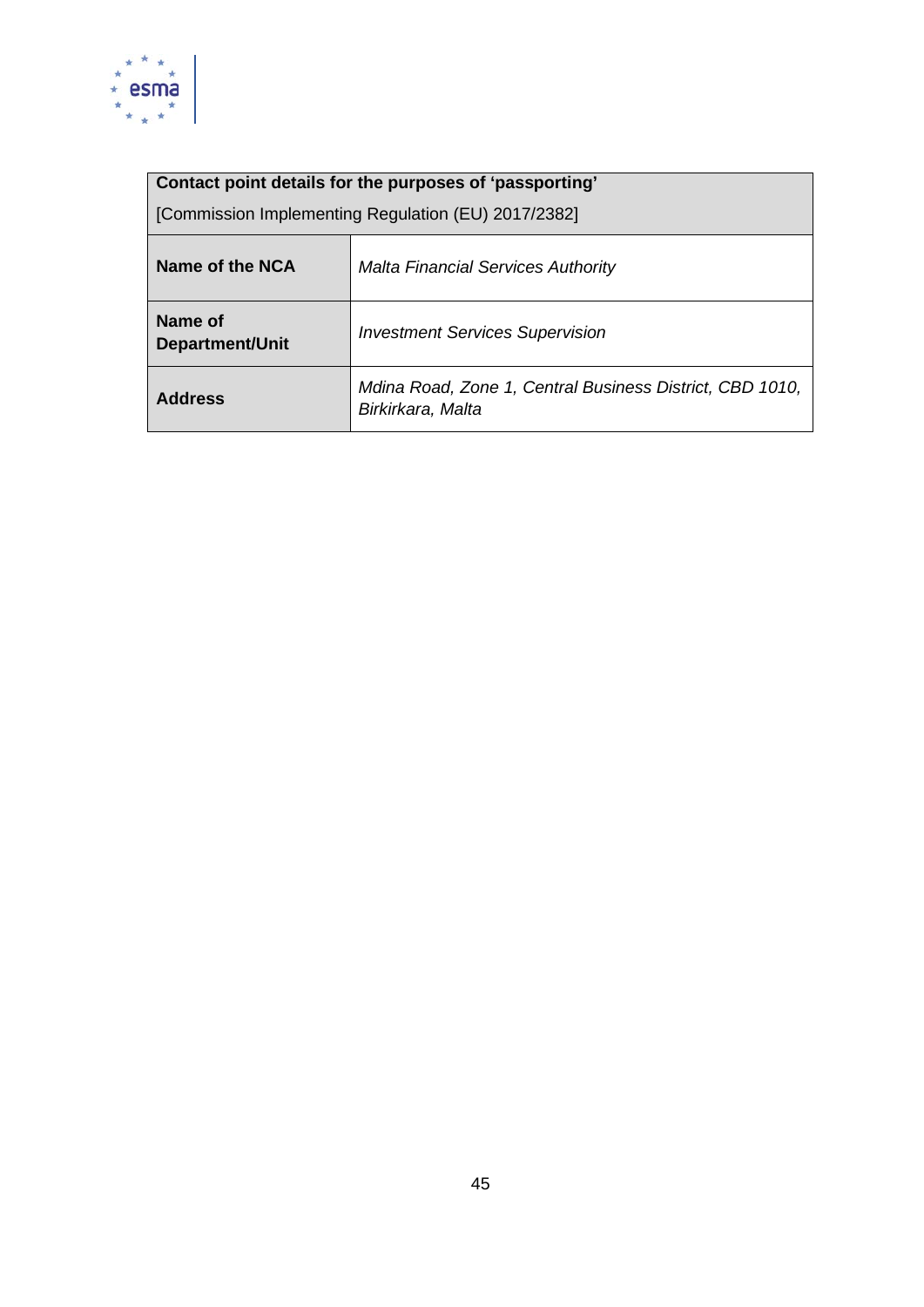| **Contact point details for the purposes of 'passporting'** [Commission Implementing Regulation (EU) 2017/2382] | |
|---|---|
| **Name of the NCA** | *Malta Financial Services Authority* |
| **Name of Department/Unit** | *Investment Services Supervision* |
| **Address** | *Mdina Road, Zone 1, Central Business District, CBD 1010, Birkirkara, Malta* |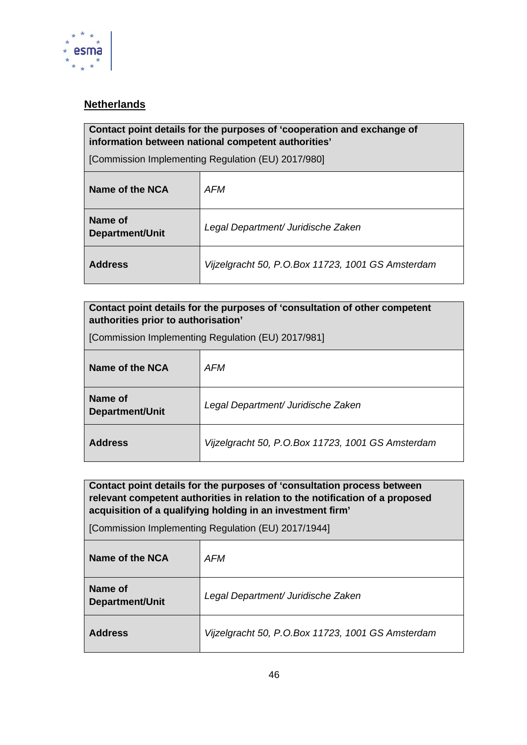**Netherlands**

| **Contact point details for the purposes of 'cooperation and exchange of information between national competent authorities'**<br>[Commission Implementing Regulation (EU) 2017/980] | |
|---|---|
| **Name of the NCA** | *AFM* |
| **Name of Department/Unit** | *Legal Department/ Juridische Zaken* |
| **Address** | *Vijzelgracht 50, P.O.Box 11723, 1001 GS Amsterdam* |

| **Contact point details for the purposes of 'consultation of other competent authorities prior to authorisation'**<br>[Commission Implementing Regulation (EU) 2017/981] | |
|---|---|
| **Name of the NCA** | *AFM* |
| **Name of Department/Unit** | *Legal Department/ Juridische Zaken* |
| **Address** | *Vijzelgracht 50, P.O.Box 11723, 1001 GS Amsterdam* |

| **Contact point details for the purposes of 'consultation process between relevant competent authorities in relation to the notification of a proposed acquisition of a qualifying holding in an investment firm'**<br>[Commission Implementing Regulation (EU) 2017/1944] | |
|---|---|
| **Name of the NCA** | *AFM* |
| **Name of Department/Unit** | *Legal Department/ Juridische Zaken* |
| **Address** | *Vijzelgracht 50, P.O.Box 11723, 1001 GS Amsterdam* |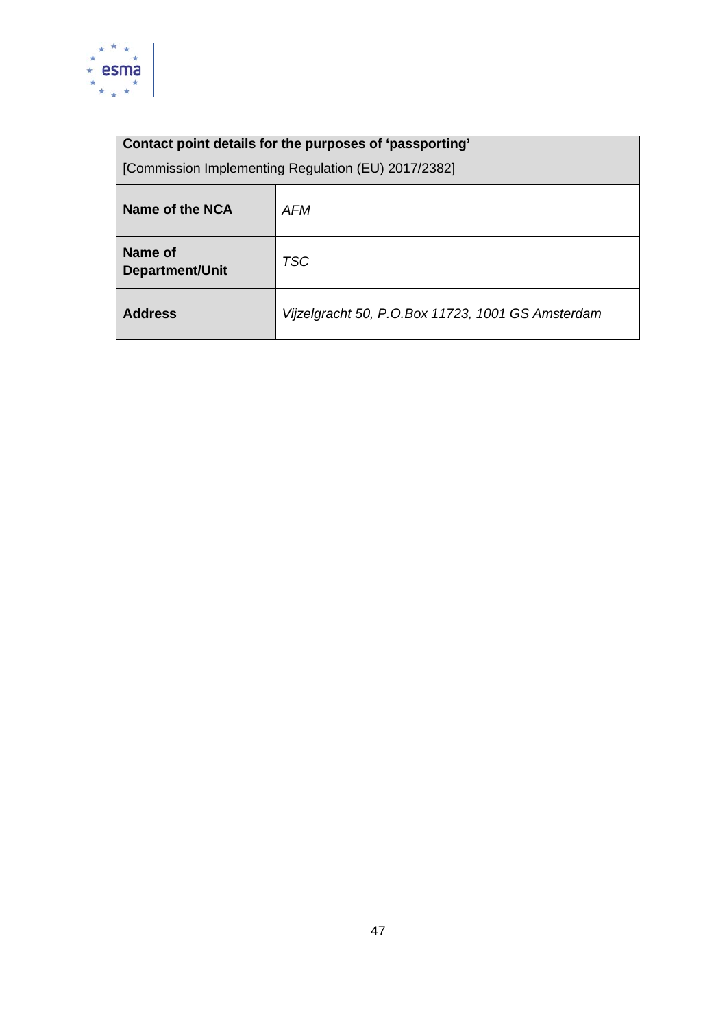| **Contact point details for the purposes of ‘passporting’** [Commission Implementing Regulation (EU) 2017/2382] | |
|---|---|
| **Name of the NCA** | *AFM* |
| **Name of Department/Unit** | *TSC* |
| **Address** | *Vijzelgracht 50, P.O.Box 11723, 1001 GS Amsterdam* |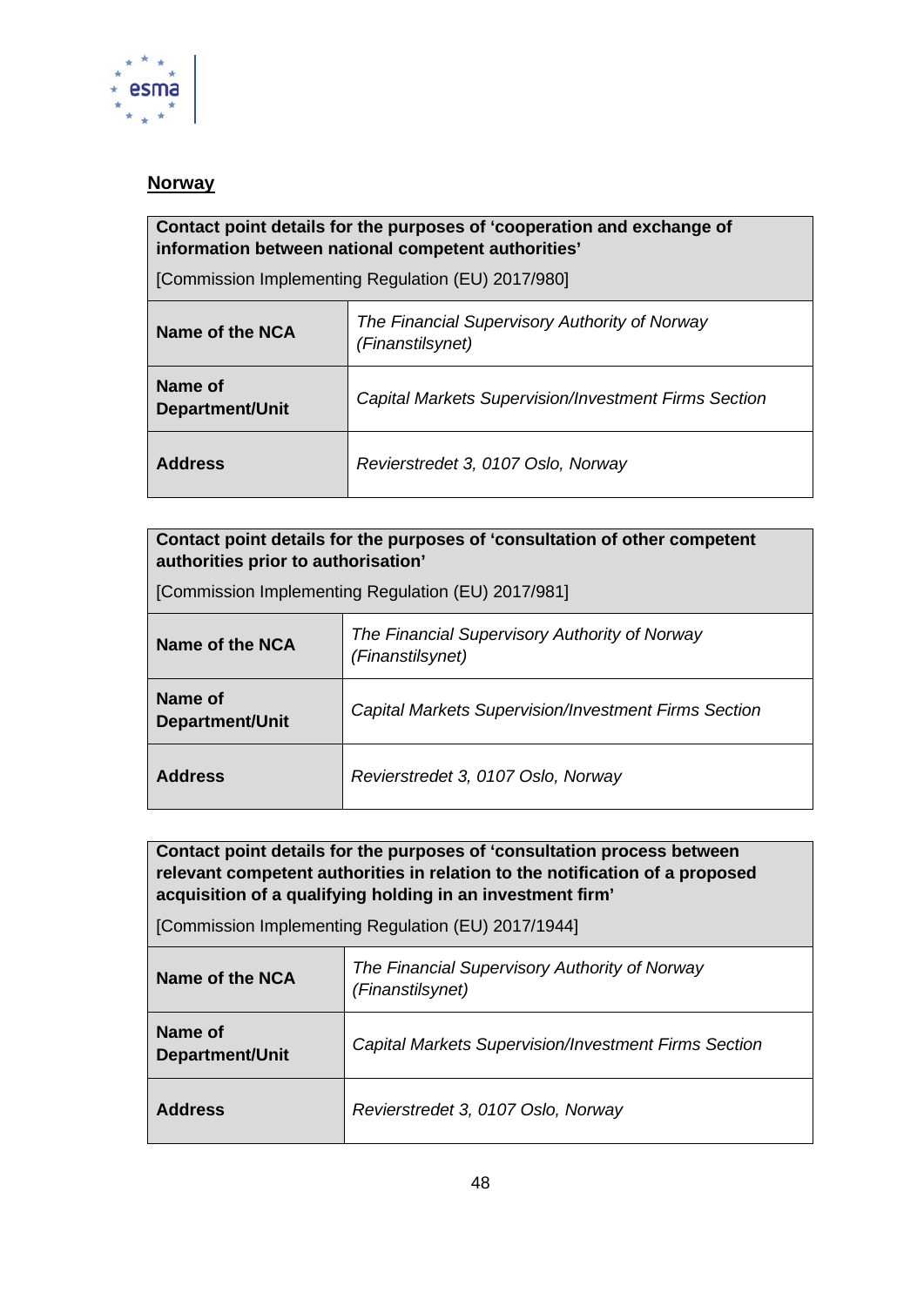**Norway**

| Contact point details for the purposes of 'cooperation and exchange of information between national competent authorities' [Commission Implementing Regulation (EU) 2017/980] | |
|---|---|
| **Name of the NCA** | *The Financial Supervisory Authority of Norway (Finanstilsynet)* |
| **Name of Department/Unit** | *Capital Markets Supervision/Investment Firms Section* |
| **Address** | *Revierstredet 3, 0107 Oslo, Norway* |

| Contact point details for the purposes of 'consultation of other competent authorities prior to authorisation' [Commission Implementing Regulation (EU) 2017/981] | |
|---|---|
| **Name of the NCA** | *The Financial Supervisory Authority of Norway (Finanstilsynet)* |
| **Name of Department/Unit** | *Capital Markets Supervision/Investment Firms Section* |
| **Address** | *Revierstredet 3, 0107 Oslo, Norway* |

| Contact point details for the purposes of 'consultation process between relevant competent authorities in relation to the notification of a proposed acquisition of a qualifying holding in an investment firm' [Commission Implementing Regulation (EU) 2017/1944] | |
|---|---|
| **Name of the NCA** | *The Financial Supervisory Authority of Norway (Finanstilsynet)* |
| **Name of Department/Unit** | *Capital Markets Supervision/Investment Firms Section* |
| **Address** | *Revierstredet 3, 0107 Oslo, Norway* |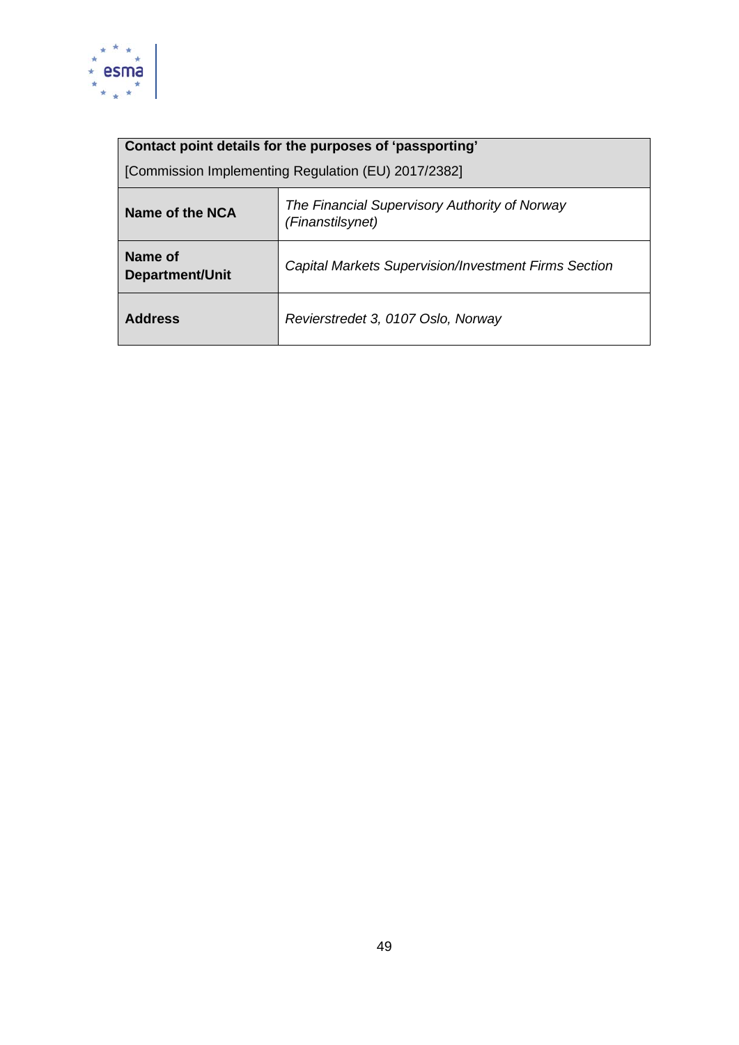| Contact point details for the purposes of 'passporting'<br><br>[Commission Implementing Regulation (EU) 2017/2382] | |
|---|---|
| **Name of the NCA** | *The Financial Supervisory Authority of Norway (Finanstilsynet)* |
| **Name of Department/Unit** | *Capital Markets Supervision/Investment Firms Section* |
| **Address** | *Revierstredet 3, 0107 Oslo, Norway* |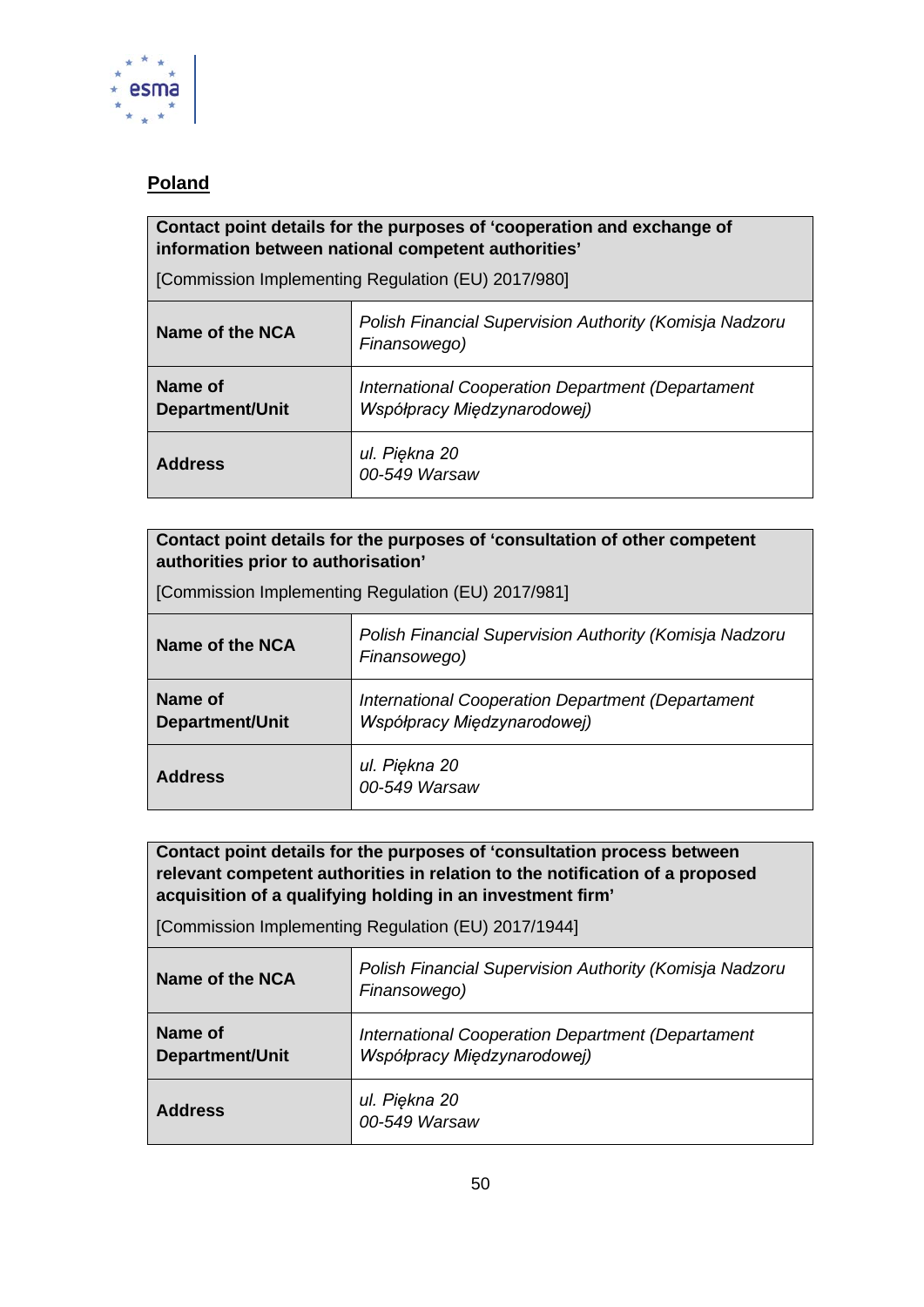## Poland

| Contact point details for the purposes of 'cooperation and exchange of information between national competent authorities'<br>[Commission Implementing Regulation (EU) 2017/980] | |
|---|---|
| **Name of the NCA** | *Polish Financial Supervision Authority (Komisja Nadzoru Finansowego)* |
| **Name of Department/Unit** | *International Cooperation Department (Departament Współpracy Międzynarodowej)* |
| **Address** | *ul. Piękna 20*<br>*00-549 Warsaw* |

| Contact point details for the purposes of 'consultation of other competent authorities prior to authorisation'<br>[Commission Implementing Regulation (EU) 2017/981] | |
|---|---|
| **Name of the NCA** | *Polish Financial Supervision Authority (Komisja Nadzoru Finansowego)* |
| **Name of Department/Unit** | *International Cooperation Department (Departament Współpracy Międzynarodowej)* |
| **Address** | *ul. Piękna 20*<br>*00-549 Warsaw* |

| Contact point details for the purposes of 'consultation process between relevant competent authorities in relation to the notification of a proposed acquisition of a qualifying holding in an investment firm'<br>[Commission Implementing Regulation (EU) 2017/1944] | |
|---|---|
| **Name of the NCA** | *Polish Financial Supervision Authority (Komisja Nadzoru Finansowego)* |
| **Name of Department/Unit** | *International Cooperation Department (Departament Współpracy Międzynarodowej)* |
| **Address** | *ul. Piękna 20*<br>*00-549 Warsaw* |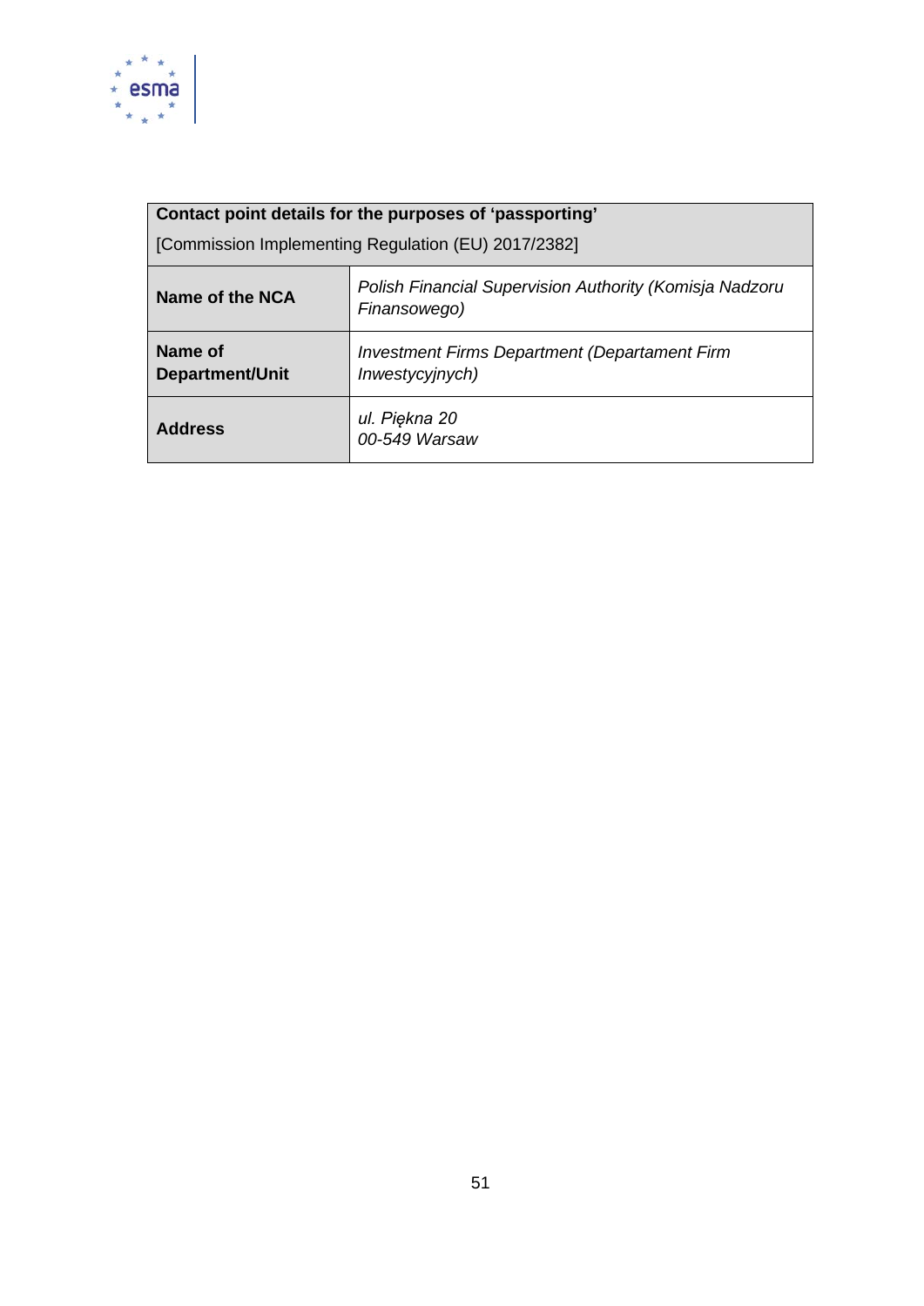| **Contact point details for the purposes of ‘passporting’** [Commission Implementing Regulation (EU) 2017/2382] | |
|---|---|
| **Name of the NCA** | *Polish Financial Supervision Authority (Komisja Nadzoru Finansowego)* |
| **Name of Department/Unit** | *Investment Firms Department (Departament Firm Inwestycyjnych)* |
| **Address** | *ul. Piękna 20*<br>*00-549 Warsaw* |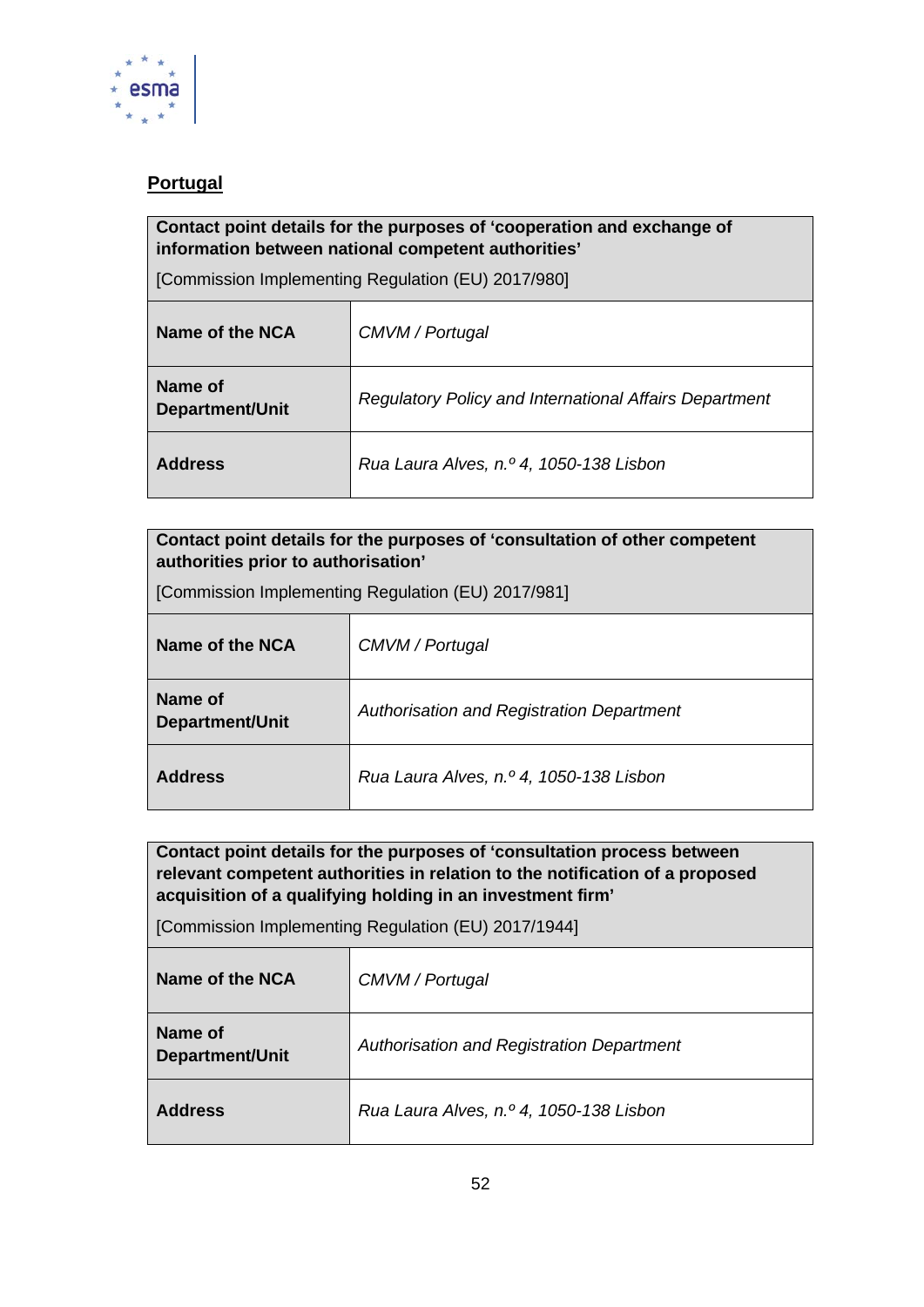**Portugal**

| **Contact point details for the purposes of 'cooperation and exchange of information between national competent authorities'** [Commission Implementing Regulation (EU) 2017/980] | |
|---|---|
| **Name of the NCA** | *CMVM / Portugal* |
| **Name of Department/Unit** | *Regulatory Policy and International Affairs Department* |
| **Address** | *Rua Laura Alves, n.º 4, 1050-138 Lisbon* |

| **Contact point details for the purposes of 'consultation of other competent authorities prior to authorisation'** [Commission Implementing Regulation (EU) 2017/981] | |
|---|---|
| **Name of the NCA** | *CMVM / Portugal* |
| **Name of Department/Unit** | *Authorisation and Registration Department* |
| **Address** | *Rua Laura Alves, n.º 4, 1050-138 Lisbon* |

| **Contact point details for the purposes of 'consultation process between relevant competent authorities in relation to the notification of a proposed acquisition of a qualifying holding in an investment firm'** [Commission Implementing Regulation (EU) 2017/1944] | |
|---|---|
| **Name of the NCA** | *CMVM / Portugal* |
| **Name of Department/Unit** | *Authorisation and Registration Department* |
| **Address** | *Rua Laura Alves, n.º 4, 1050-138 Lisbon* |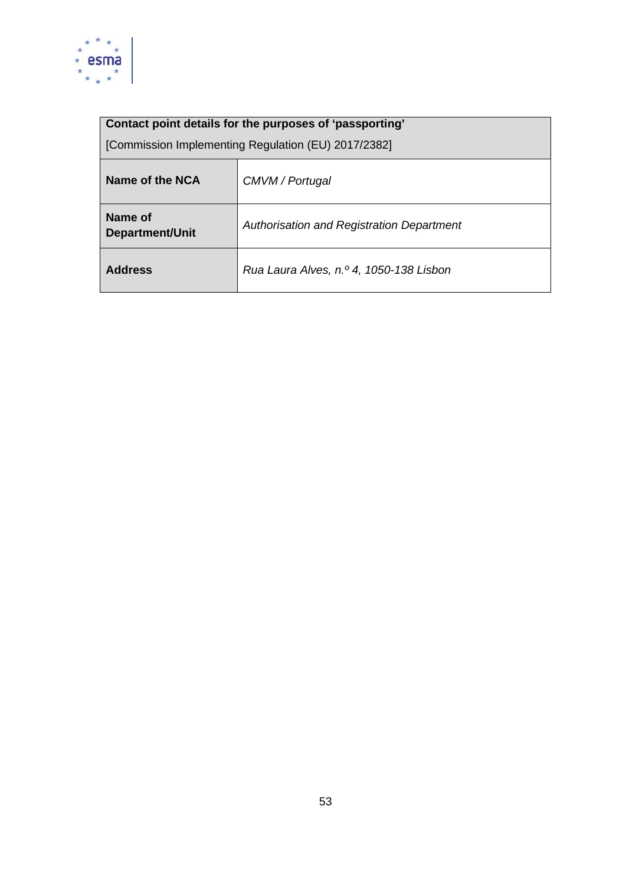| **Contact point details for the purposes of ‘passporting’** [Commission Implementing Regulation (EU) 2017/2382] | |
|---|---|
| **Name of the NCA** | *CMVM / Portugal* |
| **Name of Department/Unit** | *Authorisation and Registration Department* |
| **Address** | *Rua Laura Alves, n.º 4, 1050-138 Lisbon* |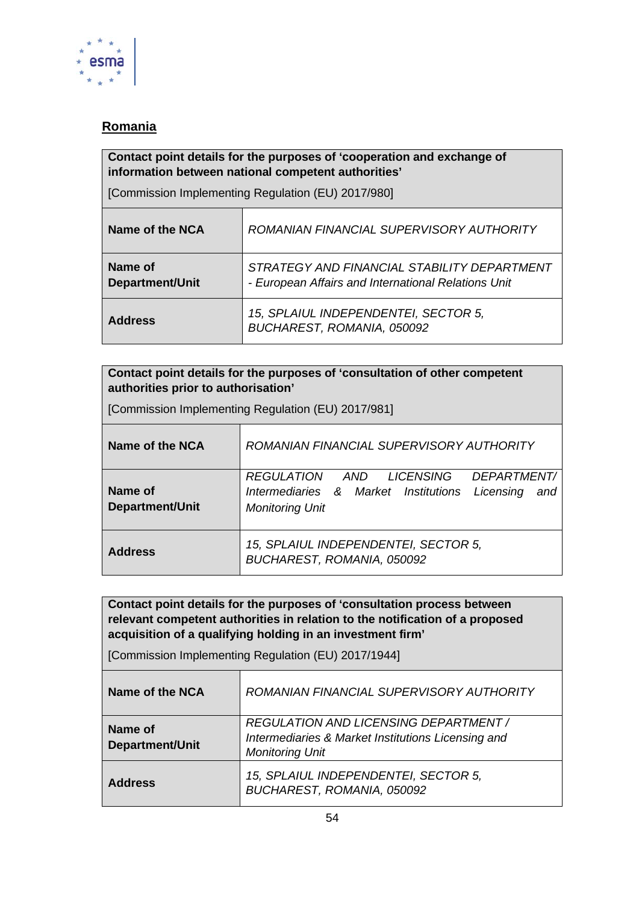## Romania

| Contact point details for the purposes of 'cooperation and exchange of information between national competent authorities' [Commission Implementing Regulation (EU) 2017/980] | |
|---|---|
| **Name of the NCA** | *ROMANIAN FINANCIAL SUPERVISORY AUTHORITY* |
| **Name of Department/Unit** | *STRATEGY AND FINANCIAL STABILITY DEPARTMENT - European Affairs and International Relations Unit* |
| **Address** | *15, SPLAIUL INDEPENDENTEI, SECTOR 5, BUCHAREST, ROMANIA, 050092* |

| Contact point details for the purposes of 'consultation of other competent authorities prior to authorisation' [Commission Implementing Regulation (EU) 2017/981] | |
|---|---|
| **Name of the NCA** | *ROMANIAN FINANCIAL SUPERVISORY AUTHORITY* |
| **Name of Department/Unit** | *REGULATION AND LICENSING DEPARTMENT/ Intermediaries & Market Institutions Licensing and Monitoring Unit* |
| **Address** | *15, SPLAIUL INDEPENDENTEI, SECTOR 5, BUCHAREST, ROMANIA, 050092* |

| Contact point details for the purposes of 'consultation process between relevant competent authorities in relation to the notification of a proposed acquisition of a qualifying holding in an investment firm' [Commission Implementing Regulation (EU) 2017/1944] | |
|---|---|
| **Name of the NCA** | *ROMANIAN FINANCIAL SUPERVISORY AUTHORITY* |
| **Name of Department/Unit** | *REGULATION AND LICENSING DEPARTMENT / Intermediaries & Market Institutions Licensing and Monitoring Unit* |
| **Address** | *15, SPLAIUL INDEPENDENTEI, SECTOR 5, BUCHAREST, ROMANIA, 050092* |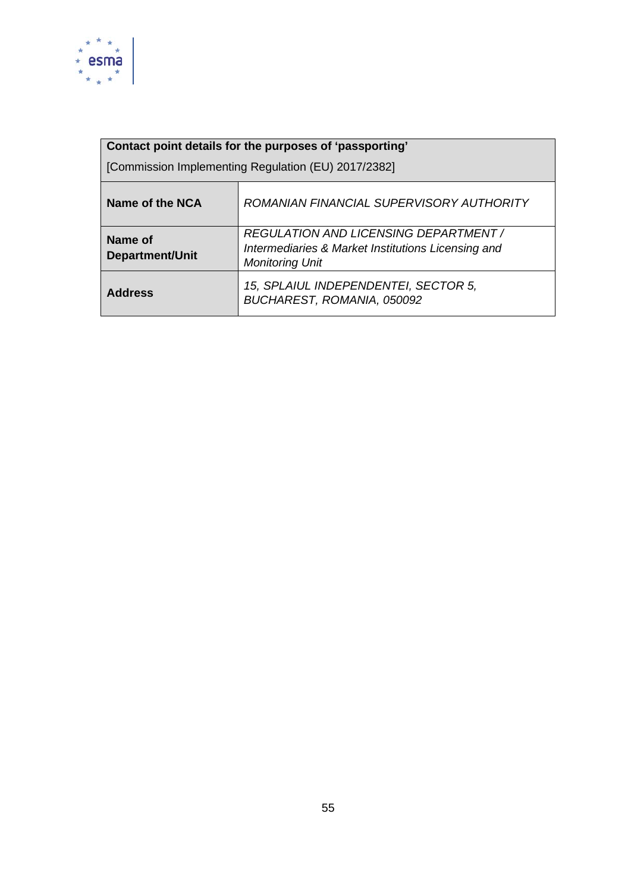| **Contact point details for the purposes of ‘passporting’** [Commission Implementing Regulation (EU) 2017/2382] | |
|---|---|
| **Name of the NCA** | *ROMANIAN FINANCIAL SUPERVISORY AUTHORITY* |
| **Name of Department/Unit** | *REGULATION AND LICENSING DEPARTMENT / Intermediaries & Market Institutions Licensing and Monitoring Unit* |
| **Address** | *15, SPLAIUL INDEPENDENTEI, SECTOR 5, BUCHAREST, ROMANIA, 050092* |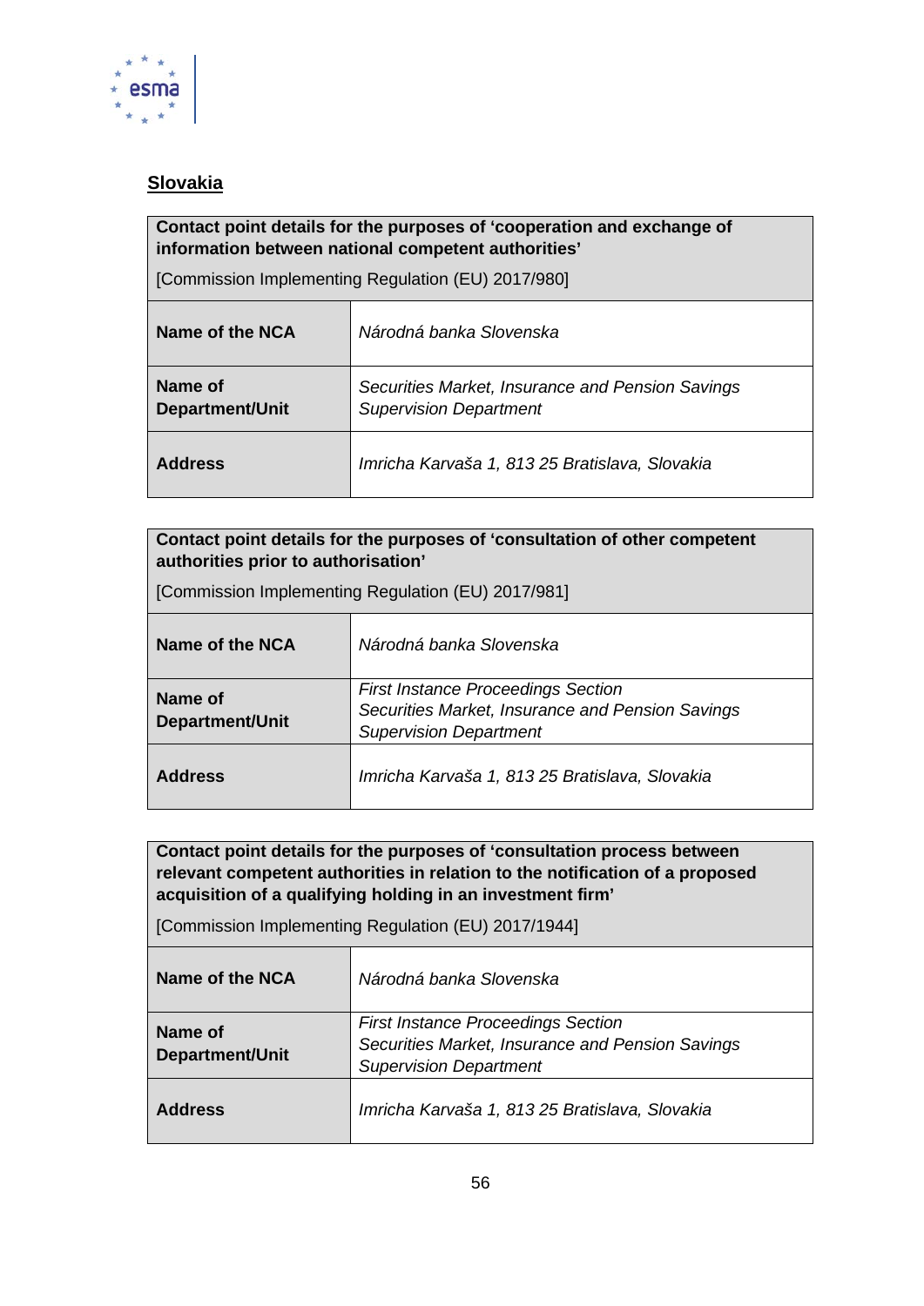## Slovakia

| **Contact point details for the purposes of 'cooperation and exchange of information between national competent authorities'**<br><br>[Commission Implementing Regulation (EU) 2017/980] | |
|---|---|
| **Name of the NCA** | *Národná banka Slovenska* |
| **Name of Department/Unit** | *Securities Market, Insurance and Pension Savings Supervision Department* |
| **Address** | *Imricha Karvaša 1, 813 25 Bratislava, Slovakia* |

| **Contact point details for the purposes of 'consultation of other competent authorities prior to authorisation'**<br><br>[Commission Implementing Regulation (EU) 2017/981] | |
|---|---|
| **Name of the NCA** | *Národná banka Slovenska* |
| **Name of Department/Unit** | *First Instance Proceedings Section*<br>*Securities Market, Insurance and Pension Savings Supervision Department* |
| **Address** | *Imricha Karvaša 1, 813 25 Bratislava, Slovakia* |

| **Contact point details for the purposes of 'consultation process between relevant competent authorities in relation to the notification of a proposed acquisition of a qualifying holding in an investment firm'**<br><br>[Commission Implementing Regulation (EU) 2017/1944] | |
|---|---|
| **Name of the NCA** | *Národná banka Slovenska* |
| **Name of Department/Unit** | *First Instance Proceedings Section*<br>*Securities Market, Insurance and Pension Savings Supervision Department* |
| **Address** | *Imricha Karvaša 1, 813 25 Bratislava, Slovakia* |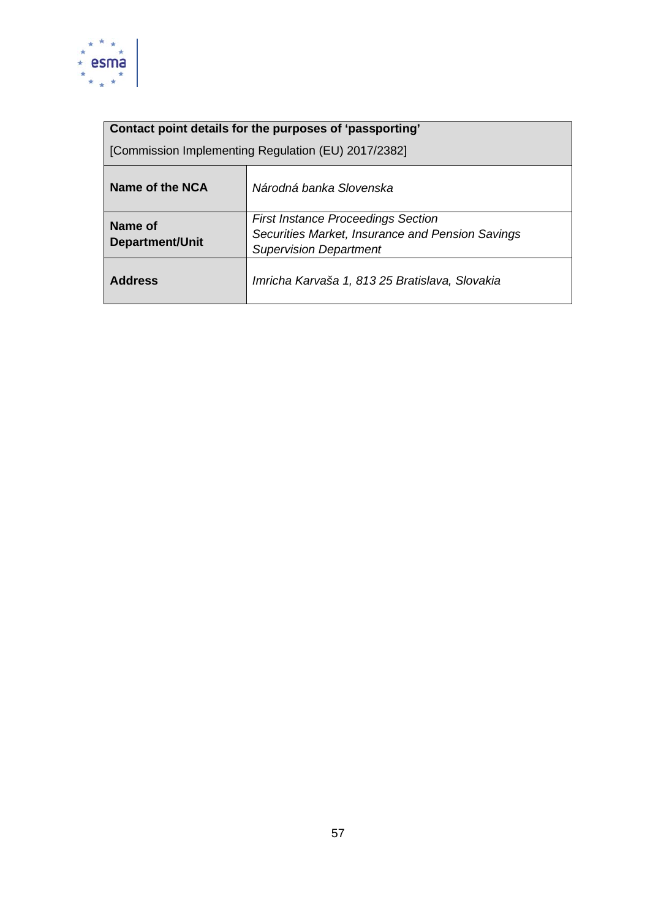| **Contact point details for the purposes of 'passporting'** [Commission Implementing Regulation (EU) 2017/2382] | |
|---|---|
| **Name of the NCA** | *Národná banka Slovenska* |
| **Name of Department/Unit** | *First Instance Proceedings Section Securities Market, Insurance and Pension Savings Supervision Department* |
| **Address** | *Imricha Karvaša 1, 813 25 Bratislava, Slovakia* |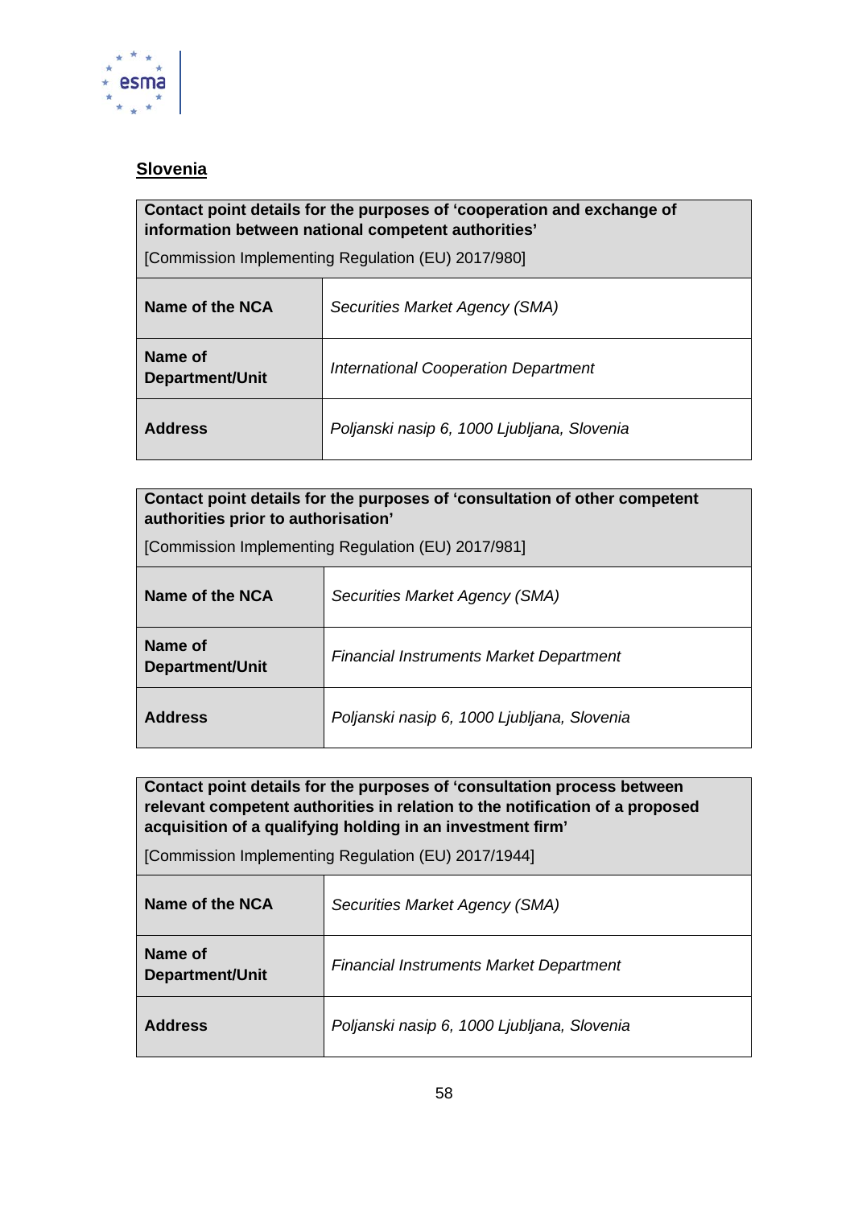**Slovenia**

| **Contact point details for the purposes of 'cooperation and exchange of information between national competent authorities'**<br><br>[Commission Implementing Regulation (EU) 2017/980] | |
|---|---|
| **Name of the NCA** | *Securities Market Agency (SMA)* |
| **Name of Department/Unit** | *International Cooperation Department* |
| **Address** | *Poljanski nasip 6, 1000 Ljubljana, Slovenia* |

| **Contact point details for the purposes of 'consultation of other competent authorities prior to authorisation'**<br><br>[Commission Implementing Regulation (EU) 2017/981] | |
|---|---|
| **Name of the NCA** | *Securities Market Agency (SMA)* |
| **Name of Department/Unit** | *Financial Instruments Market Department* |
| **Address** | *Poljanski nasip 6, 1000 Ljubljana, Slovenia* |

| **Contact point details for the purposes of 'consultation process between relevant competent authorities in relation to the notification of a proposed acquisition of a qualifying holding in an investment firm'**<br><br>[Commission Implementing Regulation (EU) 2017/1944] | |
|---|---|
| **Name of the NCA** | *Securities Market Agency (SMA)* |
| **Name of Department/Unit** | *Financial Instruments Market Department* |
| **Address** | *Poljanski nasip 6, 1000 Ljubljana, Slovenia* |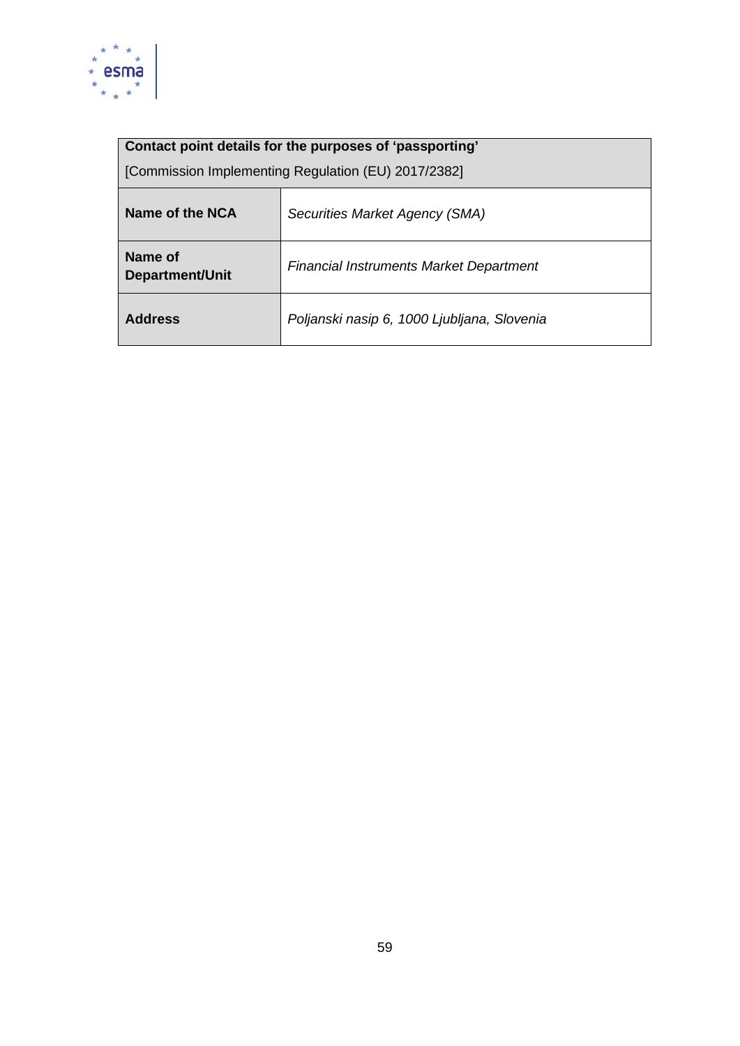| **Contact point details for the purposes of ‘passporting’**<br>[Commission Implementing Regulation (EU) 2017/2382] | |
|---|---|
| **Name of the NCA** | *Securities Market Agency (SMA)* |
| **Name of Department/Unit** | *Financial Instruments Market Department* |
| **Address** | *Poljanski nasip 6, 1000 Ljubljana, Slovenia* |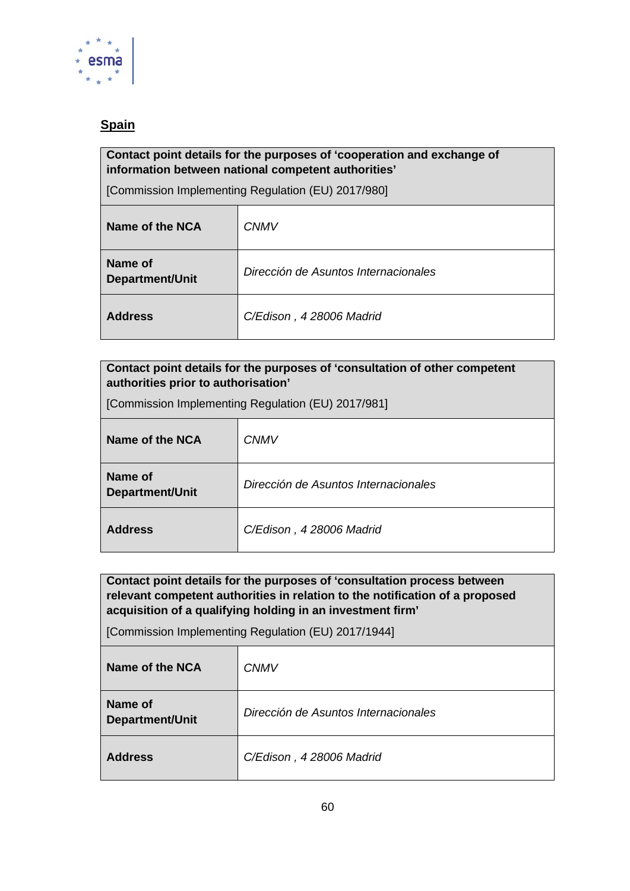## Spain

| Contact point details for the purposes of 'cooperation and exchange of information between national competent authorities' [Commission Implementing Regulation (EU) 2017/980] | |
|---|---|
| **Name of the NCA** | *CNMV* |
| **Name of Department/Unit** | *Dirección de Asuntos Internacionales* |
| **Address** | *C/Edison , 4 28006 Madrid* |

| Contact point details for the purposes of 'consultation of other competent authorities prior to authorisation' [Commission Implementing Regulation (EU) 2017/981] | |
|---|---|
| **Name of the NCA** | *CNMV* |
| **Name of Department/Unit** | *Dirección de Asuntos Internacionales* |
| **Address** | *C/Edison , 4 28006 Madrid* |

| Contact point details for the purposes of 'consultation process between relevant competent authorities in relation to the notification of a proposed acquisition of a qualifying holding in an investment firm' [Commission Implementing Regulation (EU) 2017/1944] | |
|---|---|
| **Name of the NCA** | *CNMV* |
| **Name of Department/Unit** | *Dirección de Asuntos Internacionales* |
| **Address** | *C/Edison , 4 28006 Madrid* |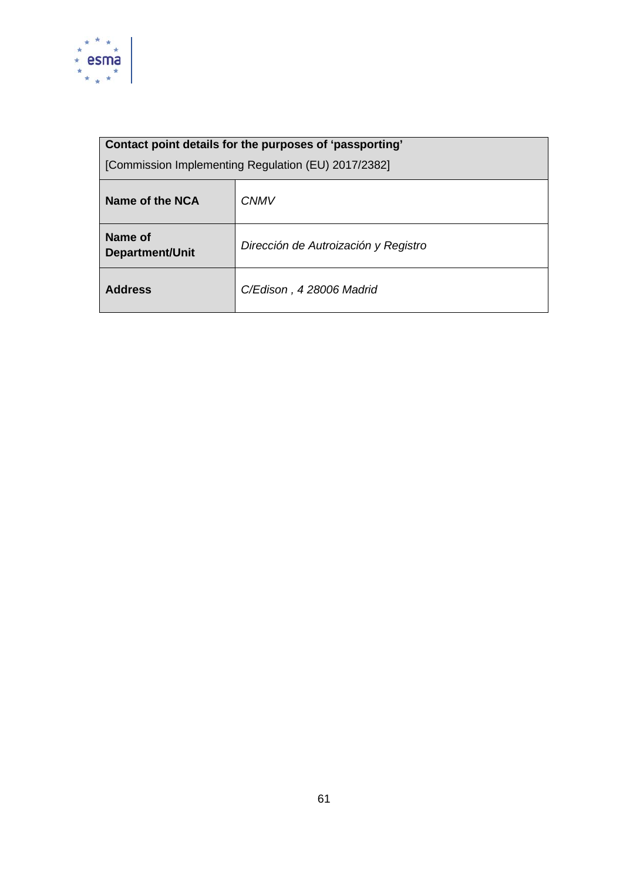| **Contact point details for the purposes of ‘passporting’**<br>[Commission Implementing Regulation (EU) 2017/2382] | |
|---|---|
| **Name of the NCA** | *CNMV* |
| **Name of Department/Unit** | *Dirección de Autroización y Registro* |
| **Address** | *C/Edison , 4 28006 Madrid* |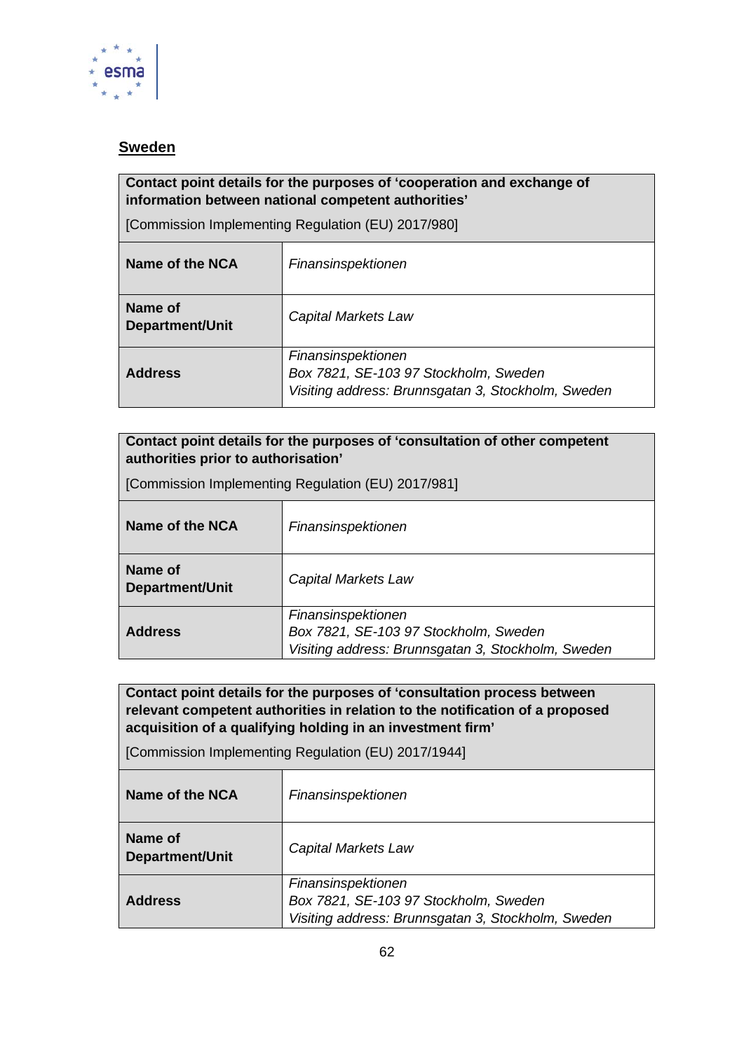## Sweden

| **Contact point details for the purposes of 'cooperation and exchange of information between national competent authorities'**<br><br>[Commission Implementing Regulation (EU) 2017/980] | |
|---|---|
| **Name of the NCA** | *Finansinspektionen* |
| **Name of Department/Unit** | *Capital Markets Law* |
| **Address** | *Finansinspektionen*<br>*Box 7821, SE-103 97 Stockholm, Sweden*<br>*Visiting address: Brunnsgatan 3, Stockholm, Sweden* |

| **Contact point details for the purposes of 'consultation of other competent authorities prior to authorisation'**<br><br>[Commission Implementing Regulation (EU) 2017/981] | |
|---|---|
| **Name of the NCA** | *Finansinspektionen* |
| **Name of Department/Unit** | *Capital Markets Law* |
| **Address** | *Finansinspektionen*<br>*Box 7821, SE-103 97 Stockholm, Sweden*<br>*Visiting address: Brunnsgatan 3, Stockholm, Sweden* |

| **Contact point details for the purposes of 'consultation process between relevant competent authorities in relation to the notification of a proposed acquisition of a qualifying holding in an investment firm'**<br><br>[Commission Implementing Regulation (EU) 2017/1944] | |
|---|---|
| **Name of the NCA** | *Finansinspektionen* |
| **Name of Department/Unit** | *Capital Markets Law* |
| **Address** | *Finansinspektionen*<br>*Box 7821, SE-103 97 Stockholm, Sweden*<br>*Visiting address: Brunnsgatan 3, Stockholm, Sweden* |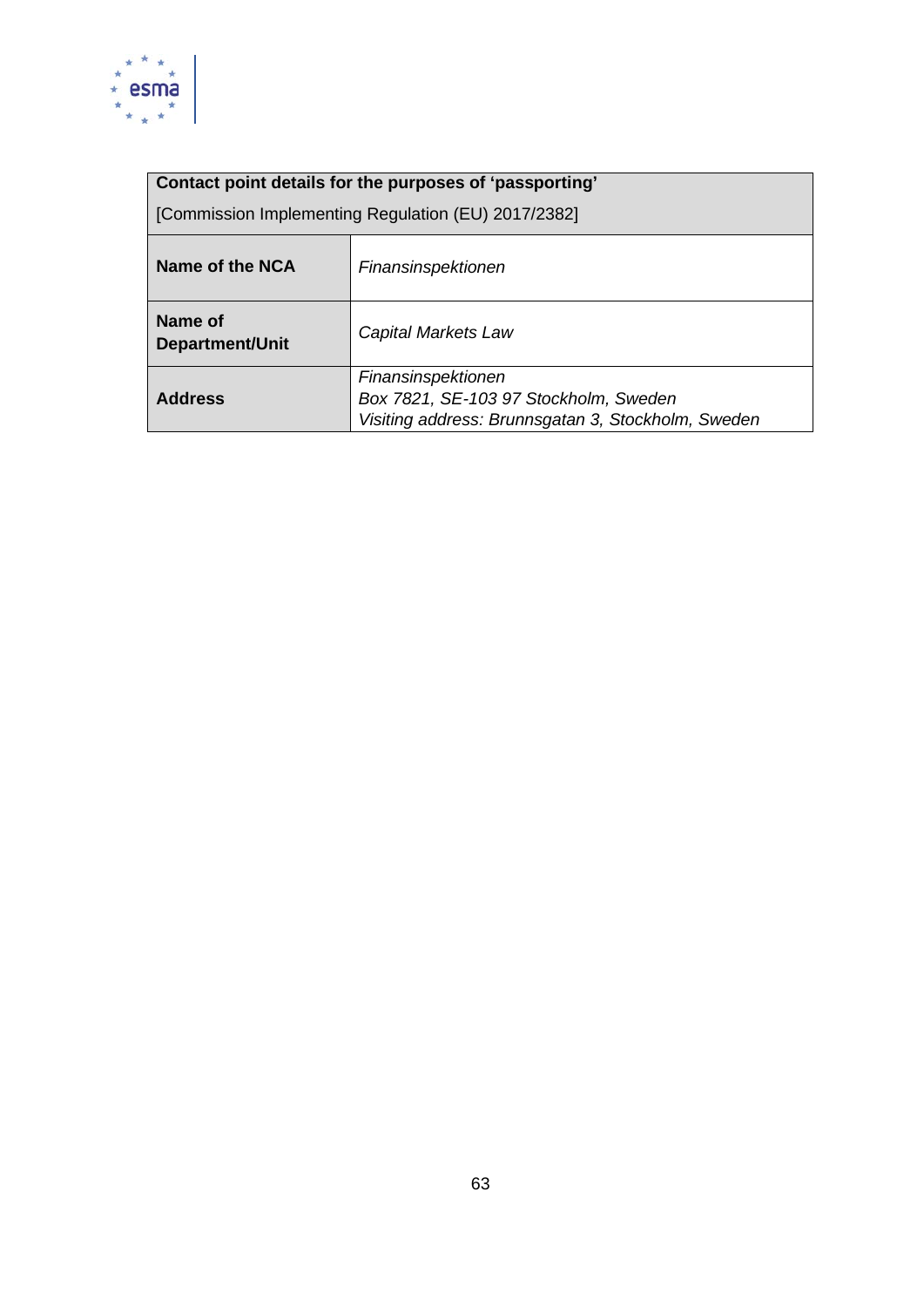| **Contact point details for the purposes of 'passporting'**<br>[Commission Implementing Regulation (EU) 2017/2382] | |
|---|---|
| **Name of the NCA** | *Finansinspektionen* |
| **Name of Department/Unit** | *Capital Markets Law* |
| **Address** | *Finansinspektionen*<br>*Box 7821, SE-103 97 Stockholm, Sweden*<br>*Visiting address: Brunnsgatan 3, Stockholm, Sweden* |